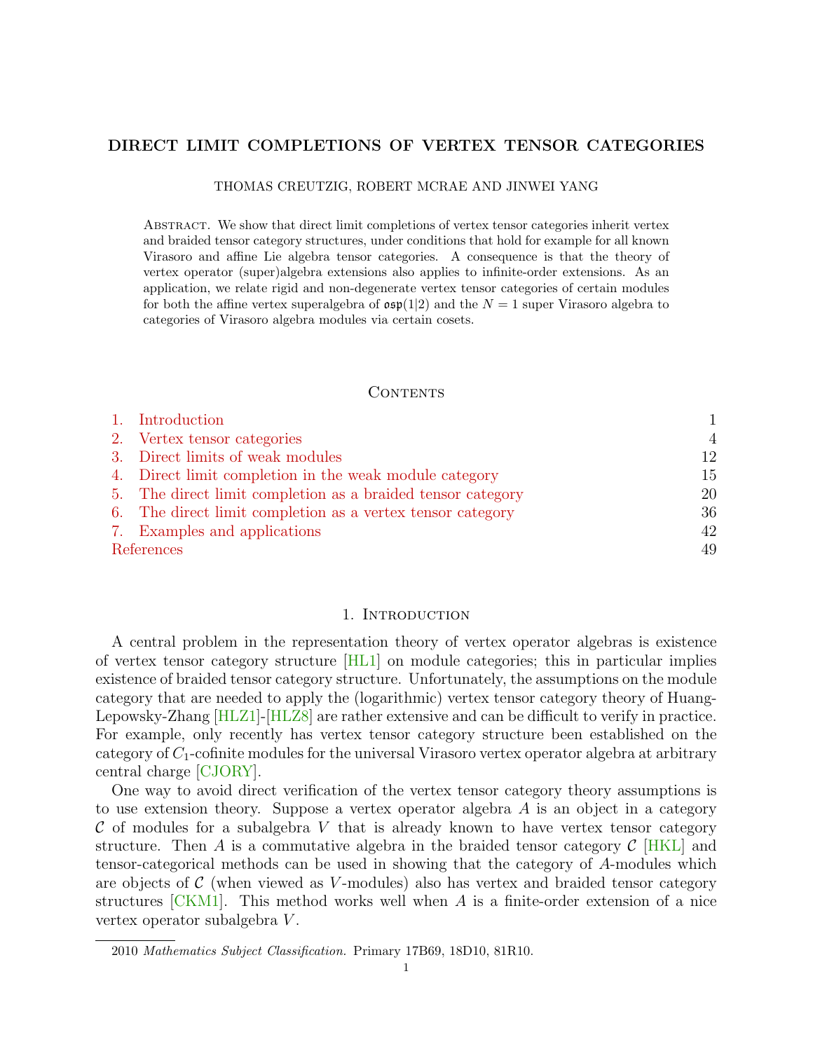# DIRECT LIMIT COMPLETIONS OF VERTEX TENSOR CATEGORIES

THOMAS CREUTZIG, ROBERT MCRAE AND JINWEI YANG

Abstract. We show that direct limit completions of vertex tensor categories inherit vertex and braided tensor category structures, under conditions that hold for example for all known Virasoro and affine Lie algebra tensor categories. A consequence is that the theory of vertex operator (super)algebra extensions also applies to infinite-order extensions. As an application, we relate rigid and non-degenerate vertex tensor categories of certain modules for both the affine vertex superalgebra of $\mathfrak{osp}(1|2)$ and the $N = 1$ super Virasoro algebra to categories of Virasoro algebra modules via certain cosets.

## Contents

1. Introduction — 1
2. Vertex tensor categories — 4
3. Direct limits of weak modules — 12
4. Direct limit completion in the weak module category — 15
5. The direct limit completion as a braided tensor category — 20
6. The direct limit completion as a vertex tensor category — 36
7. Examples and applications — 42

References — 49

## 1. Introduction

A central problem in the representation theory of vertex operator algebras is existence of vertex tensor category structure [HL1] on module categories; this in particular implies existence of braided tensor category structure. Unfortunately, the assumptions on the module category that are needed to apply the (logarithmic) vertex tensor category theory of Huang-Lepowsky-Zhang [HLZ1]-[HLZ8] are rather extensive and can be difficult to verify in practice. For example, only recently has vertex tensor category structure been established on the category of $C_1$-cofinite modules for the universal Virasoro vertex operator algebra at arbitrary central charge [CJORY].

One way to avoid direct verification of the vertex tensor category theory assumptions is to use extension theory. Suppose a vertex operator algebra $A$ is an object in a category $\mathcal{C}$ of modules for a subalgebra $V$ that is already known to have vertex tensor category structure. Then $A$ is a commutative algebra in the braided tensor category $\mathcal{C}$ [HKL] and tensor-categorical methods can be used in showing that the category of $A$-modules which are objects of $\mathcal{C}$ (when viewed as $V$-modules) also has vertex and braided tensor category structures [CKM1]. This method works well when $A$ is a finite-order extension of a nice vertex operator subalgebra $V$.

2010 *Mathematics Subject Classification.* Primary 17B69, 18D10, 81R10.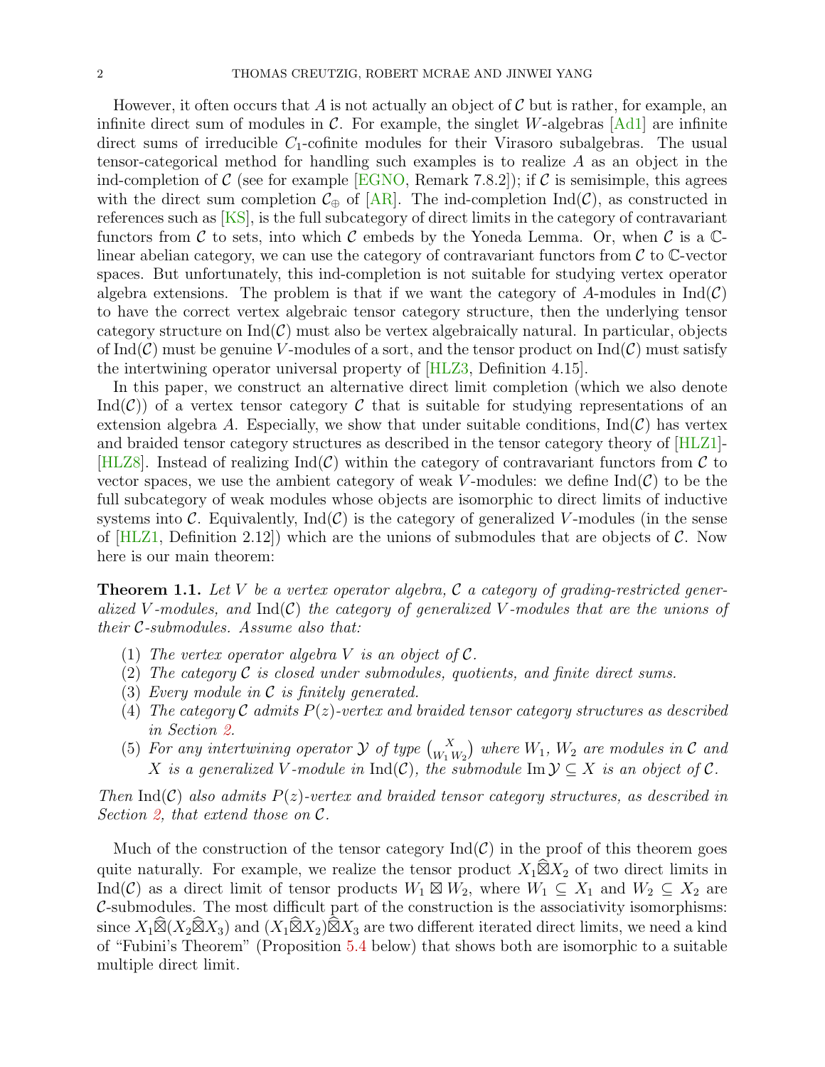However, it often occurs that $A$ is not actually an object of $\mathcal{C}$ but is rather, for example, an infinite direct sum of modules in $\mathcal{C}$. For example, the singlet $W$-algebras [Ad1] are infinite direct sums of irreducible $C_1$-cofinite modules for their Virasoro subalgebras. The usual tensor-categorical method for handling such examples is to realize $A$ as an object in the ind-completion of $\mathcal{C}$ (see for example [EGNO, Remark 7.8.2]); if $\mathcal{C}$ is semisimple, this agrees with the direct sum completion $\mathcal{C}_\oplus$ of [AR]. The ind-completion $\mathrm{Ind}(\mathcal{C})$, as constructed in references such as [KS], is the full subcategory of direct limits in the category of contravariant functors from $\mathcal{C}$ to sets, into which $\mathcal{C}$ embeds by the Yoneda Lemma. Or, when $\mathcal{C}$ is a $\mathbb{C}$-linear abelian category, we can use the category of contravariant functors from $\mathcal{C}$ to $\mathbb{C}$-vector spaces. But unfortunately, this ind-completion is not suitable for studying vertex operator algebra extensions. The problem is that if we want the category of $A$-modules in $\mathrm{Ind}(\mathcal{C})$ to have the correct vertex algebraic tensor category structure, then the underlying tensor category structure on $\mathrm{Ind}(\mathcal{C})$ must also be vertex algebraically natural. In particular, objects of $\mathrm{Ind}(\mathcal{C})$ must be genuine $V$-modules of a sort, and the tensor product on $\mathrm{Ind}(\mathcal{C})$ must satisfy the intertwining operator universal property of [HLZ3, Definition 4.15].

In this paper, we construct an alternative direct limit completion (which we also denote $\mathrm{Ind}(\mathcal{C})$) of a vertex tensor category $\mathcal{C}$ that is suitable for studying representations of an extension algebra $A$. Especially, we show that under suitable conditions, $\mathrm{Ind}(\mathcal{C})$ has vertex and braided tensor category structures as described in the tensor category theory of [HLZ1]-[HLZ8]. Instead of realizing $\mathrm{Ind}(\mathcal{C})$ within the category of contravariant functors from $\mathcal{C}$ to vector spaces, we use the ambient category of weak $V$-modules: we define $\mathrm{Ind}(\mathcal{C})$ to be the full subcategory of weak modules whose objects are isomorphic to direct limits of inductive systems into $\mathcal{C}$. Equivalently, $\mathrm{Ind}(\mathcal{C})$ is the category of generalized $V$-modules (in the sense of [HLZ1, Definition 2.12]) which are the unions of submodules that are objects of $\mathcal{C}$. Now here is our main theorem:

**Theorem 1.1.** *Let $V$ be a vertex operator algebra, $\mathcal{C}$ a category of grading-restricted generalized $V$-modules, and $\mathrm{Ind}(\mathcal{C})$ the category of generalized $V$-modules that are the unions of their $\mathcal{C}$-submodules. Assume also that:*

1. *The vertex operator algebra $V$ is an object of $\mathcal{C}$.*
2. *The category $\mathcal{C}$ is closed under submodules, quotients, and finite direct sums.*
3. *Every module in $\mathcal{C}$ is finitely generated.*
4. *The category $\mathcal{C}$ admits $P(z)$-vertex and braided tensor category structures as described in Section 2.*
5. *For any intertwining operator $\mathcal{Y}$ of type $\binom{X}{W_1\, W_2}$ where $W_1$, $W_2$ are modules in $\mathcal{C}$ and $X$ is a generalized $V$-module in $\mathrm{Ind}(\mathcal{C})$, the submodule $\mathrm{Im}\,\mathcal{Y} \subseteq X$ is an object of $\mathcal{C}$.*

*Then $\mathrm{Ind}(\mathcal{C})$ also admits $P(z)$-vertex and braided tensor category structures, as described in Section 2, that extend those on $\mathcal{C}$.*

Much of the construction of the tensor category $\mathrm{Ind}(\mathcal{C})$ in the proof of this theorem goes quite naturally. For example, we realize the tensor product $X_1 \widehat{\boxtimes} X_2$ of two direct limits in $\mathrm{Ind}(\mathcal{C})$ as a direct limit of tensor products $W_1 \boxtimes W_2$, where $W_1 \subseteq X_1$ and $W_2 \subseteq X_2$ are $\mathcal{C}$-submodules. The most difficult part of the construction is the associativity isomorphisms: since $X_1 \widehat{\boxtimes}(X_2 \widehat{\boxtimes} X_3)$ and $(X_1 \widehat{\boxtimes} X_2)\widehat{\boxtimes} X_3$ are two different iterated direct limits, we need a kind of "Fubini's Theorem" (Proposition 5.4 below) that shows both are isomorphic to a suitable multiple direct limit.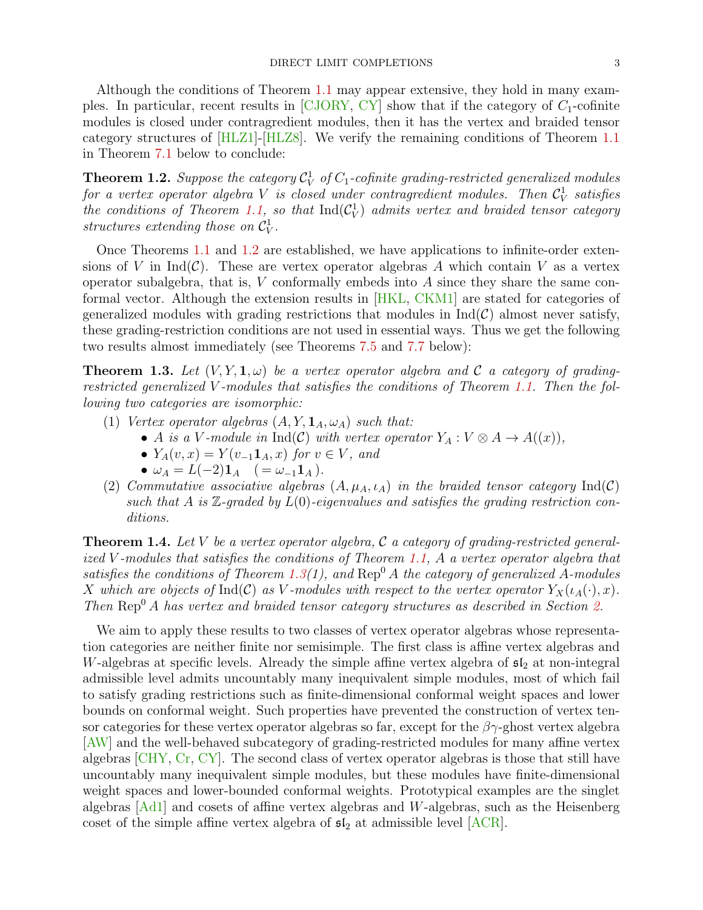Although the conditions of Theorem 1.1 may appear extensive, they hold in many examples. In particular, recent results in [CJORY, CY] show that if the category of $C_1$-cofinite modules is closed under contragredient modules, then it has the vertex and braided tensor category structures of [HLZ1]-[HLZ8]. We verify the remaining conditions of Theorem 1.1 in Theorem 7.1 below to conclude:

**Theorem 1.2.** *Suppose the category $\mathcal{C}_V^1$ of $C_1$-cofinite grading-restricted generalized modules for a vertex operator algebra $V$ is closed under contragredient modules. Then $\mathcal{C}_V^1$ satisfies the conditions of Theorem 1.1, so that $\mathrm{Ind}(\mathcal{C}_V^1)$ admits vertex and braided tensor category structures extending those on $\mathcal{C}_V^1$.*

Once Theorems 1.1 and 1.2 are established, we have applications to infinite-order extensions of $V$ in $\mathrm{Ind}(\mathcal{C})$. These are vertex operator algebras $A$ which contain $V$ as a vertex operator subalgebra, that is, $V$ conformally embeds into $A$ since they share the same conformal vector. Although the extension results in [HKL, CKM1] are stated for categories of generalized modules with grading restrictions that modules in $\mathrm{Ind}(\mathcal{C})$ almost never satisfy, these grading-restriction conditions are not used in essential ways. Thus we get the following two results almost immediately (see Theorems 7.5 and 7.7 below):

**Theorem 1.3.** *Let $(V, Y, \mathbf{1}, \omega)$ be a vertex operator algebra and $\mathcal{C}$ a category of grading-restricted generalized $V$-modules that satisfies the conditions of Theorem 1.1. Then the following two categories are isomorphic:*

1. *Vertex operator algebras $(A, Y, \mathbf{1}_A, \omega_A)$ such that:*
   - *$A$ is a $V$-module in $\mathrm{Ind}(\mathcal{C})$ with vertex operator $Y_A : V \otimes A \to A((x))$,*
   - *$Y_A(v, x) = Y(v_{-1}\mathbf{1}_A, x)$ for $v \in V$, and*
   - *$\omega_A = L(-2)\mathbf{1}_A \quad (= \omega_{-1}\mathbf{1}_A)$.*
2. *Commutative associative algebras $(A, \mu_A, \iota_A)$ in the braided tensor category $\mathrm{Ind}(\mathcal{C})$ such that $A$ is $\mathbb{Z}$-graded by $L(0)$-eigenvalues and satisfies the grading restriction conditions.*

**Theorem 1.4.** *Let $V$ be a vertex operator algebra, $\mathcal{C}$ a category of grading-restricted generalized $V$-modules that satisfies the conditions of Theorem 1.1, $A$ a vertex operator algebra that satisfies the conditions of Theorem 1.3(1), and $\mathrm{Rep}^0 A$ the category of generalized $A$-modules $X$ which are objects of $\mathrm{Ind}(\mathcal{C})$ as $V$-modules with respect to the vertex operator $Y_X(\iota_A(\cdot), x)$. Then $\mathrm{Rep}^0 A$ has vertex and braided tensor category structures as described in Section 2.*

We aim to apply these results to two classes of vertex operator algebras whose representation categories are neither finite nor semisimple. The first class is affine vertex algebras and $W$-algebras at specific levels. Already the simple affine vertex algebra of $\mathfrak{sl}_2$ at non-integral admissible level admits uncountably many inequivalent simple modules, most of which fail to satisfy grading restrictions such as finite-dimensional conformal weight spaces and lower bounds on conformal weight. Such properties have prevented the construction of vertex tensor categories for these vertex operator algebras so far, except for the $\beta\gamma$-ghost vertex algebra [AW] and the well-behaved subcategory of grading-restricted modules for many affine vertex algebras [CHY, Cr, CY]. The second class of vertex operator algebras is those that still have uncountably many inequivalent simple modules, but these modules have finite-dimensional weight spaces and lower-bounded conformal weights. Prototypical examples are the singlet algebras [Ad1] and cosets of affine vertex algebras and $W$-algebras, such as the Heisenberg coset of the simple affine vertex algebra of $\mathfrak{sl}_2$ at admissible level [ACR].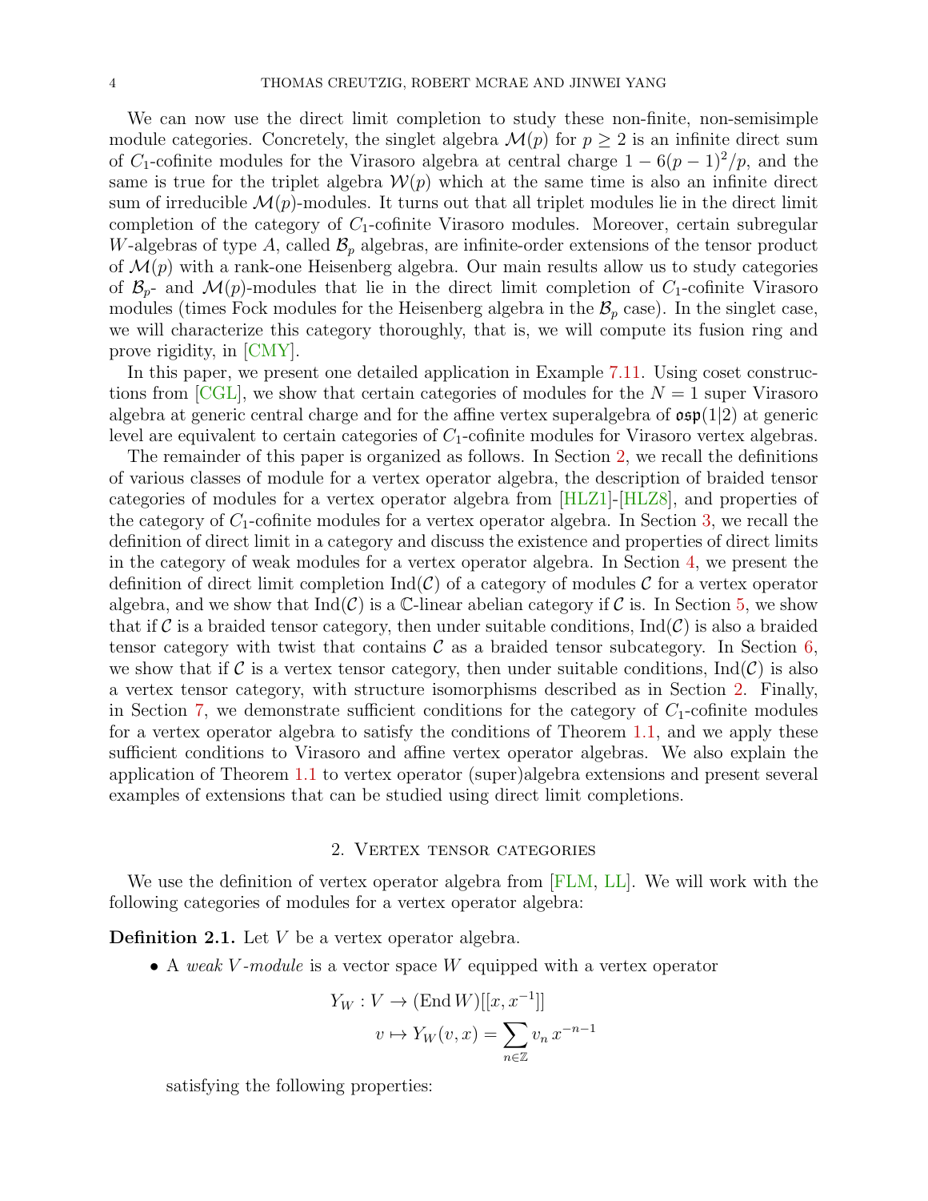We can now use the direct limit completion to study these non-finite, non-semisimple module categories. Concretely, the singlet algebra $\mathcal{M}(p)$ for $p \geq 2$ is an infinite direct sum of $C_1$-cofinite modules for the Virasoro algebra at central charge $1 - 6(p-1)^2/p$, and the same is true for the triplet algebra $\mathcal{W}(p)$ which at the same time is also an infinite direct sum of irreducible $\mathcal{M}(p)$-modules. It turns out that all triplet modules lie in the direct limit completion of the category of $C_1$-cofinite Virasoro modules. Moreover, certain subregular $W$-algebras of type $A$, called $\mathcal{B}_p$ algebras, are infinite-order extensions of the tensor product of $\mathcal{M}(p)$ with a rank-one Heisenberg algebra. Our main results allow us to study categories of $\mathcal{B}_p$- and $\mathcal{M}(p)$-modules that lie in the direct limit completion of $C_1$-cofinite Virasoro modules (times Fock modules for the Heisenberg algebra in the $\mathcal{B}_p$ case). In the singlet case, we will characterize this category thoroughly, that is, we will compute its fusion ring and prove rigidity, in [CMY].

In this paper, we present one detailed application in Example 7.11. Using coset constructions from [CGL], we show that certain categories of modules for the $N = 1$ super Virasoro algebra at generic central charge and for the affine vertex superalgebra of $\mathfrak{osp}(1|2)$ at generic level are equivalent to certain categories of $C_1$-cofinite modules for Virasoro vertex algebras.

The remainder of this paper is organized as follows. In Section 2, we recall the definitions of various classes of module for a vertex operator algebra, the description of braided tensor categories of modules for a vertex operator algebra from [HLZ1]-[HLZ8], and properties of the category of $C_1$-cofinite modules for a vertex operator algebra. In Section 3, we recall the definition of direct limit in a category and discuss the existence and properties of direct limits in the category of weak modules for a vertex operator algebra. In Section 4, we present the definition of direct limit completion $\mathrm{Ind}(\mathcal{C})$ of a category of modules $\mathcal{C}$ for a vertex operator algebra, and we show that $\mathrm{Ind}(\mathcal{C})$ is a $\mathbb{C}$-linear abelian category if $\mathcal{C}$ is. In Section 5, we show that if $\mathcal{C}$ is a braided tensor category, then under suitable conditions, $\mathrm{Ind}(\mathcal{C})$ is also a braided tensor category with twist that contains $\mathcal{C}$ as a braided tensor subcategory. In Section 6, we show that if $\mathcal{C}$ is a vertex tensor category, then under suitable conditions, $\mathrm{Ind}(\mathcal{C})$ is also a vertex tensor category, with structure isomorphisms described as in Section 2. Finally, in Section 7, we demonstrate sufficient conditions for the category of $C_1$-cofinite modules for a vertex operator algebra to satisfy the conditions of Theorem 1.1, and we apply these sufficient conditions to Virasoro and affine vertex operator algebras. We also explain the application of Theorem 1.1 to vertex operator (super)algebra extensions and present several examples of extensions that can be studied using direct limit completions.

## 2. Vertex tensor categories

We use the definition of vertex operator algebra from [FLM, LL]. We will work with the following categories of modules for a vertex operator algebra:

**Definition 2.1.** Let $V$ be a vertex operator algebra.

- A *weak $V$-module* is a vector space $W$ equipped with a vertex operator

$$\begin{aligned} Y_W : V &\to (\mathrm{End}\, W)[[x, x^{-1}]] \\ v &\mapsto Y_W(v, x) = \sum_{n \in \mathbb{Z}} v_n \, x^{-n-1} \end{aligned}$$

  satisfying the following properties: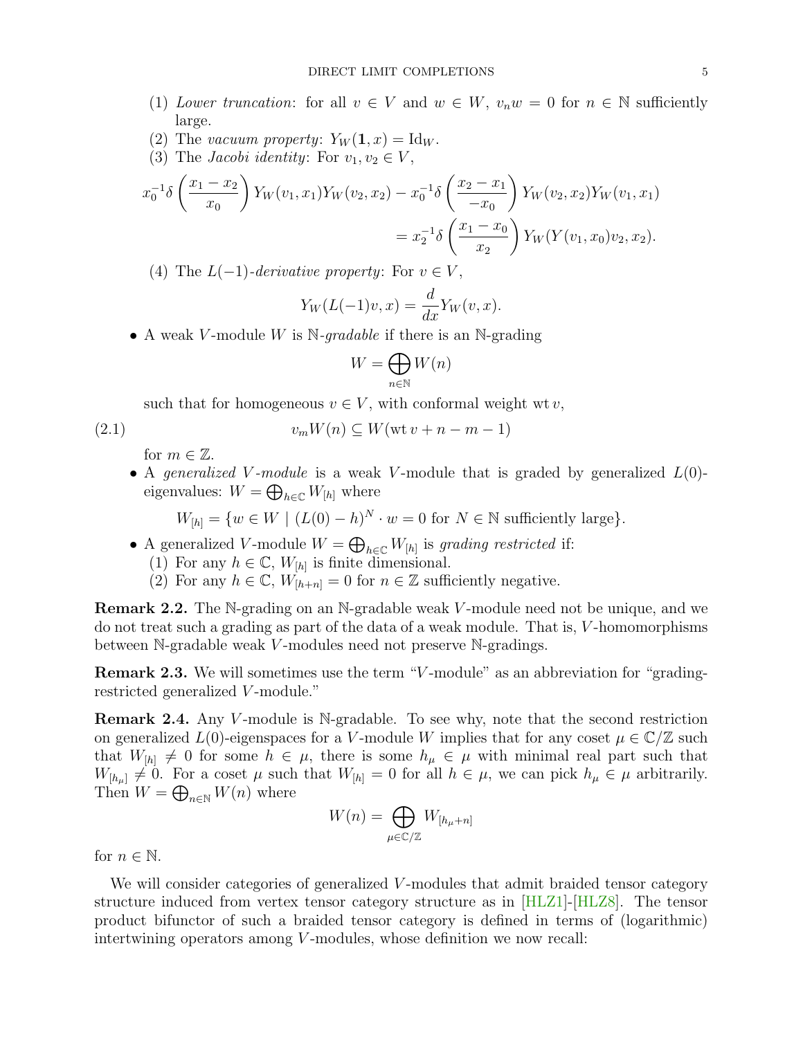(1) *Lower truncation*: for all $v \in V$ and $w \in W$, $v_n w = 0$ for $n \in \mathbb{N}$ sufficiently large.
(2) The *vacuum property*: $Y_W(\mathbf{1}, x) = \mathrm{Id}_W$.
(3) The *Jacobi identity*: For $v_1, v_2 \in V$,

$$x_0^{-1}\delta\left(\frac{x_1 - x_2}{x_0}\right) Y_W(v_1, x_1)Y_W(v_2, x_2) - x_0^{-1}\delta\left(\frac{x_2 - x_1}{-x_0}\right) Y_W(v_2, x_2)Y_W(v_1, x_1)$$
$$= x_2^{-1}\delta\left(\frac{x_1 - x_0}{x_2}\right) Y_W(Y(v_1, x_0)v_2, x_2).$$

(4) The $L(-1)$*-derivative property*: For $v \in V$,

$$Y_W(L(-1)v, x) = \frac{d}{dx}Y_W(v, x).$$

- A weak $V$-module $W$ is $\mathbb{N}$*-gradable* if there is an $\mathbb{N}$-grading

$$W = \bigoplus_{n\in\mathbb{N}} W(n)$$

such that for homogeneous $v \in V$, with conformal weight $\mathrm{wt}\, v$,

$$v_m W(n) \subseteq W(\mathrm{wt}\, v + n - m - 1) \tag{2.1}$$

for $m \in \mathbb{Z}$.

- A *generalized $V$-module* is a weak $V$-module that is graded by generalized $L(0)$-eigenvalues: $W = \bigoplus_{h\in\mathbb{C}} W_{[h]}$ where

$$W_{[h]} = \{w \in W \mid (L(0) - h)^N \cdot w = 0 \text{ for } N \in \mathbb{N} \text{ sufficiently large}\}.$$

- A generalized $V$-module $W = \bigoplus_{h\in\mathbb{C}} W_{[h]}$ is *grading restricted* if:
  (1) For any $h \in \mathbb{C}$, $W_{[h]}$ is finite dimensional.
  (2) For any $h \in \mathbb{C}$, $W_{[h+n]} = 0$ for $n \in \mathbb{Z}$ sufficiently negative.

**Remark 2.2.** The $\mathbb{N}$-grading on an $\mathbb{N}$-gradable weak $V$-module need not be unique, and we do not treat such a grading as part of the data of a weak module. That is, $V$-homomorphisms between $\mathbb{N}$-gradable weak $V$-modules need not preserve $\mathbb{N}$-gradings.

**Remark 2.3.** We will sometimes use the term "$V$-module" as an abbreviation for "grading-restricted generalized $V$-module."

**Remark 2.4.** Any $V$-module is $\mathbb{N}$-gradable. To see why, note that the second restriction on generalized $L(0)$-eigenspaces for a $V$-module $W$ implies that for any coset $\mu \in \mathbb{C}/\mathbb{Z}$ such that $W_{[h]} \neq 0$ for some $h \in \mu$, there is some $h_\mu \in \mu$ with minimal real part such that $W_{[h_\mu]} \neq 0$. For a coset $\mu$ such that $W_{[h]} = 0$ for all $h \in \mu$, we can pick $h_\mu \in \mu$ arbitrarily. Then $W = \bigoplus_{n\in\mathbb{N}} W(n)$ where

$$W(n) = \bigoplus_{\mu\in\mathbb{C}/\mathbb{Z}} W_{[h_\mu+n]}$$

for $n \in \mathbb{N}$.

We will consider categories of generalized $V$-modules that admit braided tensor category structure induced from vertex tensor category structure as in [HLZ1]-[HLZ8]. The tensor product bifunctor of such a braided tensor category is defined in terms of (logarithmic) intertwining operators among $V$-modules, whose definition we now recall: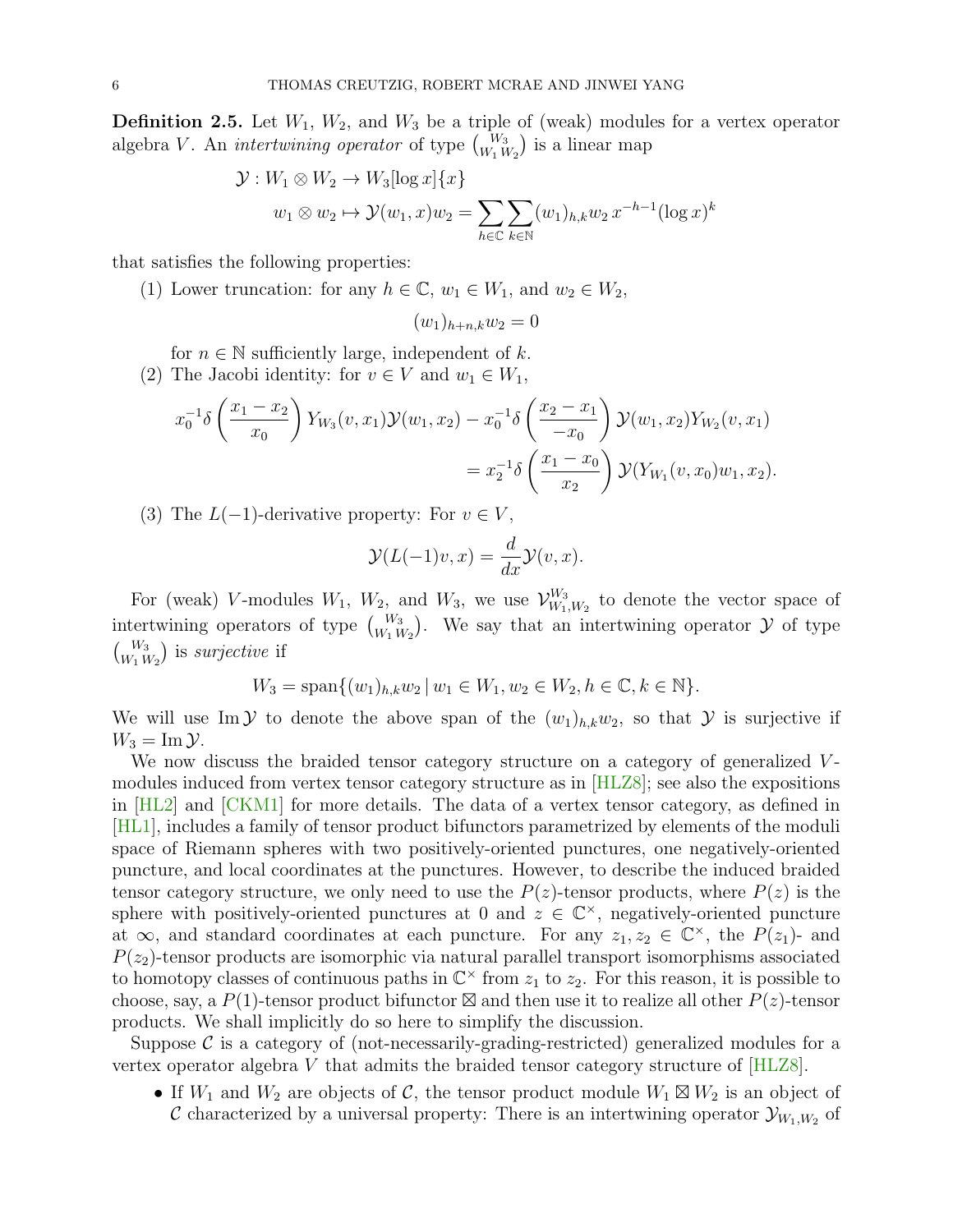**Definition 2.5.** Let $W_1$, $W_2$, and $W_3$ be a triple of (weak) modules for a vertex operator algebra $V$. An *intertwining operator* of type $\binom{W_3}{W_1\,W_2}$ is a linear map

$$\begin{aligned}\mathcal{Y} : W_1 \otimes W_2 &\to W_3[\log x]\{x\}\\ w_1 \otimes w_2 &\mapsto \mathcal{Y}(w_1, x)w_2 = \sum_{h\in\mathbb{C}}\sum_{k\in\mathbb{N}} (w_1)_{h,k} w_2\, x^{-h-1}(\log x)^k\end{aligned}$$

that satisfies the following properties:

1. Lower truncation: for any $h \in \mathbb{C}$, $w_1 \in W_1$, and $w_2 \in W_2$,
$$(w_1)_{h+n,k} w_2 = 0$$
for $n \in \mathbb{N}$ sufficiently large, independent of $k$.
2. The Jacobi identity: for $v \in V$ and $w_1 \in W_1$,
$$x_0^{-1}\delta\left(\frac{x_1 - x_2}{x_0}\right) Y_{W_3}(v, x_1)\mathcal{Y}(w_1, x_2) - x_0^{-1}\delta\left(\frac{x_2 - x_1}{-x_0}\right)\mathcal{Y}(w_1, x_2)Y_{W_2}(v, x_1)$$
$$= x_2^{-1}\delta\left(\frac{x_1 - x_0}{x_2}\right)\mathcal{Y}(Y_{W_1}(v, x_0)w_1, x_2).$$
3. The $L(-1)$-derivative property: For $v \in V$,
$$\mathcal{Y}(L(-1)v, x) = \frac{d}{dx}\mathcal{Y}(v, x).$$

For (weak) $V$-modules $W_1$, $W_2$, and $W_3$, we use $\mathcal{V}^{W_3}_{W_1,W_2}$ to denote the vector space of intertwining operators of type $\binom{W_3}{W_1\,W_2}$. We say that an intertwining operator $\mathcal{Y}$ of type $\binom{W_3}{W_1\,W_2}$ is *surjective* if

$$W_3 = \mathrm{span}\{(w_1)_{h,k}w_2 \mid w_1 \in W_1, w_2 \in W_2, h \in \mathbb{C}, k \in \mathbb{N}\}.$$

We will use $\mathrm{Im}\,\mathcal{Y}$ to denote the above span of the $(w_1)_{h,k}w_2$, so that $\mathcal{Y}$ is surjective if $W_3 = \mathrm{Im}\,\mathcal{Y}$.

We now discuss the braided tensor category structure on a category of generalized $V$-modules induced from vertex tensor category structure as in [HLZ8]; see also the expositions in [HL2] and [CKM1] for more details. The data of a vertex tensor category, as defined in [HL1], includes a family of tensor product bifunctors parametrized by elements of the moduli space of Riemann spheres with two positively-oriented punctures, one negatively-oriented puncture, and local coordinates at the punctures. However, to describe the induced braided tensor category structure, we only need to use the $P(z)$-tensor products, where $P(z)$ is the sphere with positively-oriented punctures at $0$ and $z \in \mathbb{C}^\times$, negatively-oriented puncture at $\infty$, and standard coordinates at each puncture. For any $z_1, z_2 \in \mathbb{C}^\times$, the $P(z_1)$- and $P(z_2)$-tensor products are isomorphic via natural parallel transport isomorphisms associated to homotopy classes of continuous paths in $\mathbb{C}^\times$ from $z_1$ to $z_2$. For this reason, it is possible to choose, say, a $P(1)$-tensor product bifunctor $\boxtimes$ and then use it to realize all other $P(z)$-tensor products. We shall implicitly do so here to simplify the discussion.

Suppose $\mathcal{C}$ is a category of (not-necessarily-grading-restricted) generalized modules for a vertex operator algebra $V$ that admits the braided tensor category structure of [HLZ8].

- If $W_1$ and $W_2$ are objects of $\mathcal{C}$, the tensor product module $W_1 \boxtimes W_2$ is an object of $\mathcal{C}$ characterized by a universal property: There is an intertwining operator $\mathcal{Y}_{W_1,W_2}$ of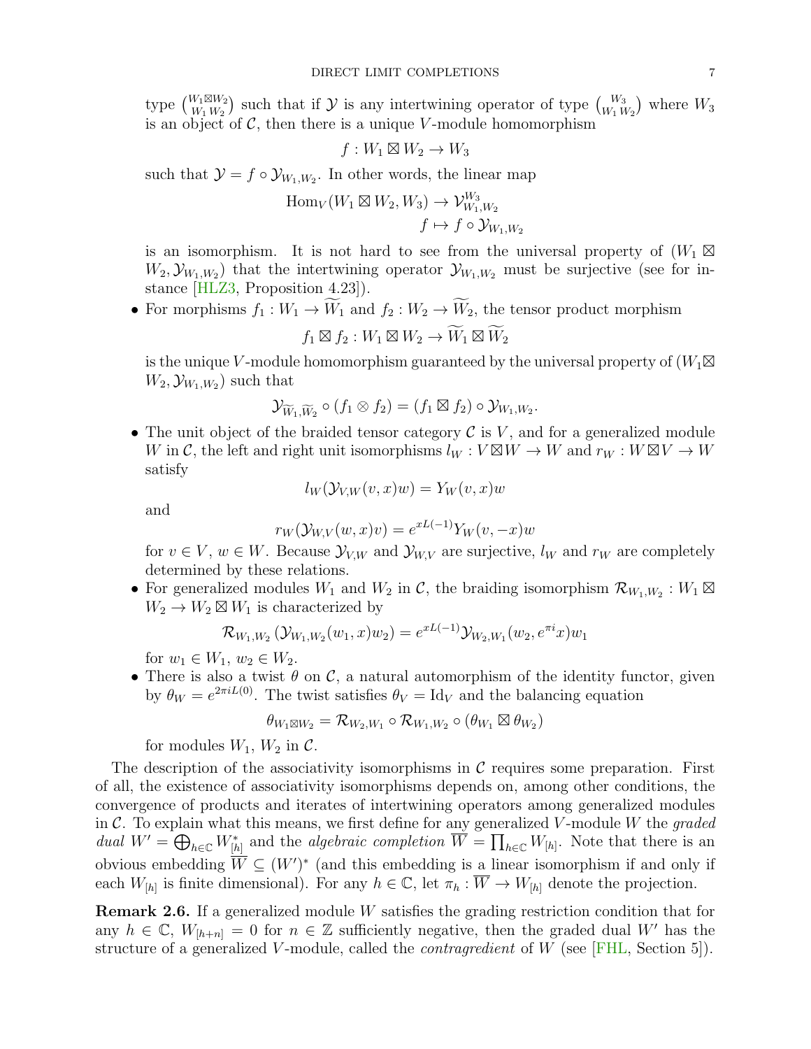type $\binom{W_1\boxtimes W_2}{W_1\,W_2}$ such that if $\mathcal{Y}$ is any intertwining operator of type $\binom{W_3}{W_1\,W_2}$ where $W_3$ is an object of $\mathcal{C}$, then there is a unique $V$-module homomorphism

$$f : W_1 \boxtimes W_2 \to W_3$$

such that $\mathcal{Y} = f \circ \mathcal{Y}_{W_1,W_2}$. In other words, the linear map

$$\begin{aligned}\mathrm{Hom}_V(W_1 \boxtimes W_2, W_3) &\to \mathcal{V}^{W_3}_{W_1,W_2}\\ f &\mapsto f \circ \mathcal{Y}_{W_1,W_2}\end{aligned}$$

is an isomorphism. It is not hard to see from the universal property of $(W_1 \boxtimes W_2, \mathcal{Y}_{W_1,W_2})$ that the intertwining operator $\mathcal{Y}_{W_1,W_2}$ must be surjective (see for instance [HLZ3, Proposition 4.23]).

- For morphisms $f_1 : W_1 \to \widetilde{W}_1$ and $f_2 : W_2 \to \widetilde{W}_2$, the tensor product morphism

$$f_1 \boxtimes f_2 : W_1 \boxtimes W_2 \to \widetilde{W}_1 \boxtimes \widetilde{W}_2$$

is the unique $V$-module homomorphism guaranteed by the universal property of $(W_1 \boxtimes W_2, \mathcal{Y}_{W_1,W_2})$ such that

$$\mathcal{Y}_{\widetilde{W}_1,\widetilde{W}_2} \circ (f_1 \otimes f_2) = (f_1 \boxtimes f_2) \circ \mathcal{Y}_{W_1,W_2}.$$

- The unit object of the braided tensor category $\mathcal{C}$ is $V$, and for a generalized module $W$ in $\mathcal{C}$, the left and right unit isomorphisms $l_W : V \boxtimes W \to W$ and $r_W : W \boxtimes V \to W$ satisfy

$$l_W(\mathcal{Y}_{V,W}(v, x)w) = Y_W(v, x)w$$

and

$$r_W(\mathcal{Y}_{W,V}(w, x)v) = e^{xL(-1)}Y_W(v, -x)w$$

for $v \in V$, $w \in W$. Because $\mathcal{Y}_{V,W}$ and $\mathcal{Y}_{W,V}$ are surjective, $l_W$ and $r_W$ are completely determined by these relations.

- For generalized modules $W_1$ and $W_2$ in $\mathcal{C}$, the braiding isomorphism $\mathcal{R}_{W_1,W_2} : W_1 \boxtimes W_2 \to W_2 \boxtimes W_1$ is characterized by

$$\mathcal{R}_{W_1,W_2}\left(\mathcal{Y}_{W_1,W_2}(w_1, x)w_2\right) = e^{xL(-1)}\mathcal{Y}_{W_2,W_1}(w_2, e^{\pi i}x)w_1$$

for $w_1 \in W_1$, $w_2 \in W_2$.

- There is also a twist $\theta$ on $\mathcal{C}$, a natural automorphism of the identity functor, given by $\theta_W = e^{2\pi i L(0)}$. The twist satisfies $\theta_V = \mathrm{Id}_V$ and the balancing equation

$$\theta_{W_1\boxtimes W_2} = \mathcal{R}_{W_2,W_1} \circ \mathcal{R}_{W_1,W_2} \circ (\theta_{W_1} \boxtimes \theta_{W_2})$$

for modules $W_1$, $W_2$ in $\mathcal{C}$.

The description of the associativity isomorphisms in $\mathcal{C}$ requires some preparation. First of all, the existence of associativity isomorphisms depends on, among other conditions, the convergence of products and iterates of intertwining operators among generalized modules in $\mathcal{C}$. To explain what this means, we first define for any generalized $V$-module $W$ the *graded dual* $W' = \bigoplus_{h\in\mathbb{C}} W^*_{[h]}$ and the *algebraic completion* $\overline{W} = \prod_{h\in\mathbb{C}} W_{[h]}$. Note that there is an obvious embedding $\overline{W} \subseteq (W')^*$ (and this embedding is a linear isomorphism if and only if each $W_{[h]}$ is finite dimensional). For any $h \in \mathbb{C}$, let $\pi_h : \overline{W} \to W_{[h]}$ denote the projection.

**Remark 2.6.** If a generalized module $W$ satisfies the grading restriction condition that for any $h \in \mathbb{C}$, $W_{[h+n]} = 0$ for $n \in \mathbb{Z}$ sufficiently negative, then the graded dual $W'$ has the structure of a generalized $V$-module, called the *contragredient* of $W$ (see [FHL, Section 5]).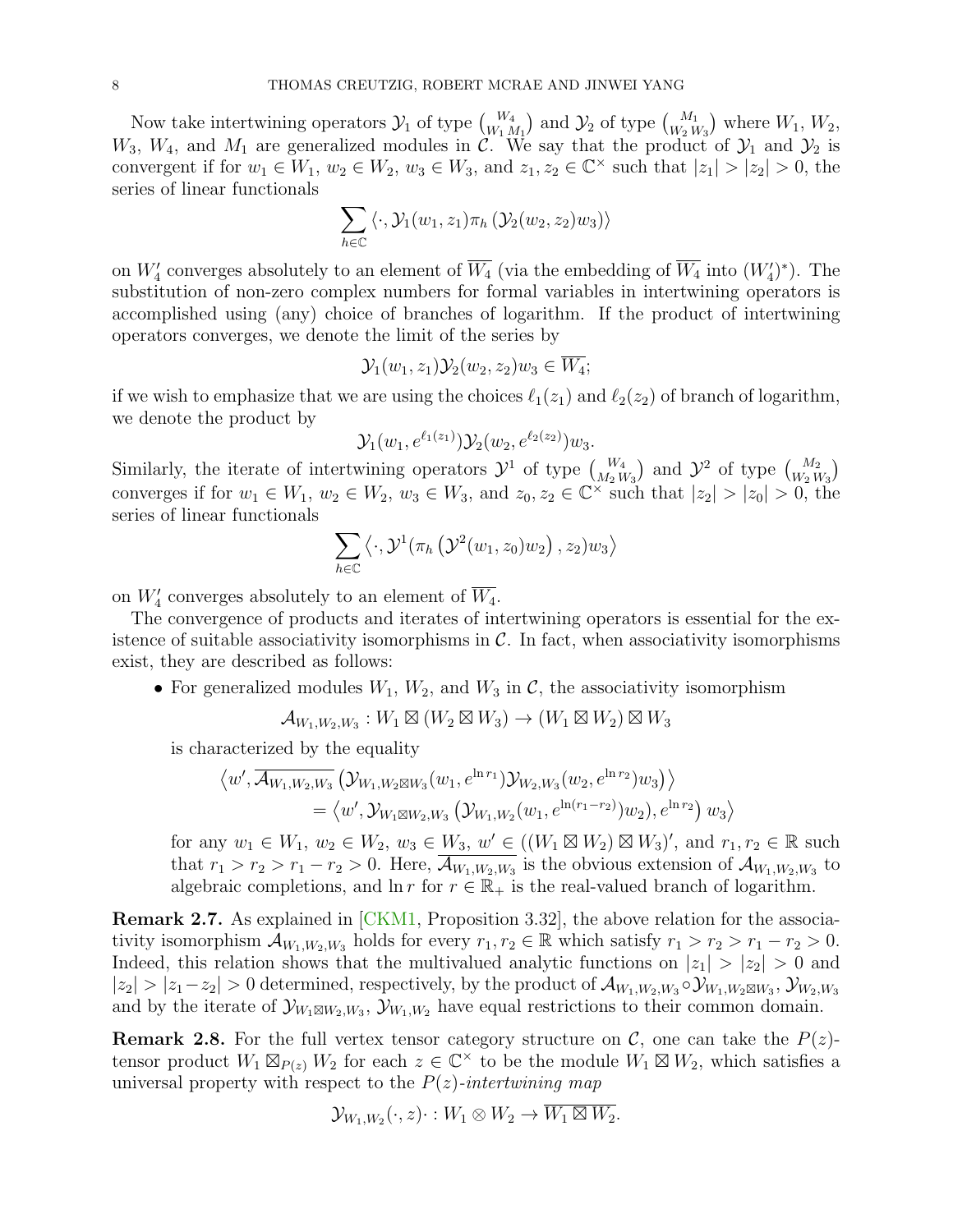Now take intertwining operators $\mathcal{Y}_1$ of type $\binom{W_4}{W_1\, M_1}$ and $\mathcal{Y}_2$ of type $\binom{M_1}{W_2\, W_3}$ where $W_1$, $W_2$, $W_3$, $W_4$, and $M_1$ are generalized modules in $\mathcal{C}$. We say that the product of $\mathcal{Y}_1$ and $\mathcal{Y}_2$ is convergent if for $w_1 \in W_1$, $w_2 \in W_2$, $w_3 \in W_3$, and $z_1, z_2 \in \mathbb{C}^\times$ such that $|z_1| > |z_2| > 0$, the series of linear functionals

$$\sum_{h\in\mathbb{C}} \langle \cdot, \mathcal{Y}_1(w_1, z_1)\pi_h\left(\mathcal{Y}_2(w_2, z_2)w_3\right)\rangle$$

on $W_4'$ converges absolutely to an element of $\overline{W_4}$ (via the embedding of $\overline{W_4}$ into $(W_4')^*$). The substitution of non-zero complex numbers for formal variables in intertwining operators is accomplished using (any) choice of branches of logarithm. If the product of intertwining operators converges, we denote the limit of the series by

$$\mathcal{Y}_1(w_1, z_1)\mathcal{Y}_2(w_2, z_2)w_3 \in \overline{W_4};$$

if we wish to emphasize that we are using the choices $\ell_1(z_1)$ and $\ell_2(z_2)$ of branch of logarithm, we denote the product by

$$\mathcal{Y}_1(w_1, e^{\ell_1(z_1)})\mathcal{Y}_2(w_2, e^{\ell_2(z_2)})w_3.$$

Similarly, the iterate of intertwining operators $\mathcal{Y}^1$ of type $\binom{W_4}{M_2\, W_3}$ and $\mathcal{Y}^2$ of type $\binom{M_2}{W_2\, W_3}$ converges if for $w_1 \in W_1$, $w_2 \in W_2$, $w_3 \in W_3$, and $z_0, z_2 \in \mathbb{C}^\times$ such that $|z_2| > |z_0| > 0$, the series of linear functionals

$$\sum_{h\in\mathbb{C}} \left\langle \cdot, \mathcal{Y}^1(\pi_h\left(\mathcal{Y}^2(w_1, z_0)w_2\right), z_2)w_3\right\rangle$$

on $W_4'$ converges absolutely to an element of $\overline{W_4}$.

The convergence of products and iterates of intertwining operators is essential for the existence of suitable associativity isomorphisms in $\mathcal{C}$. In fact, when associativity isomorphisms exist, they are described as follows:

- For generalized modules $W_1$, $W_2$, and $W_3$ in $\mathcal{C}$, the associativity isomorphism

  $$\mathcal{A}_{W_1,W_2,W_3} : W_1 \boxtimes (W_2 \boxtimes W_3) \to (W_1 \boxtimes W_2) \boxtimes W_3$$

  is characterized by the equality

  $$\begin{aligned}\left\langle w', \overline{\mathcal{A}_{W_1,W_2,W_3}}\left(\mathcal{Y}_{W_1,W_2\boxtimes W_3}(w_1, e^{\ln r_1})\mathcal{Y}_{W_2,W_3}(w_2, e^{\ln r_2})w_3\right)\right\rangle \\ = \left\langle w', \mathcal{Y}_{W_1\boxtimes W_2,W_3}\left(\mathcal{Y}_{W_1,W_2}(w_1, e^{\ln(r_1-r_2)})w_2), e^{\ln r_2}\right) w_3\right\rangle\end{aligned}$$

  for any $w_1 \in W_1$, $w_2 \in W_2$, $w_3 \in W_3$, $w' \in ((W_1 \boxtimes W_2) \boxtimes W_3)'$, and $r_1, r_2 \in \mathbb{R}$ such that $r_1 > r_2 > r_1 - r_2 > 0$. Here, $\overline{\mathcal{A}_{W_1,W_2,W_3}}$ is the obvious extension of $\mathcal{A}_{W_1,W_2,W_3}$ to algebraic completions, and $\ln r$ for $r \in \mathbb{R}_+$ is the real-valued branch of logarithm.

**Remark 2.7.** As explained in [CKM1, Proposition 3.32], the above relation for the associativity isomorphism $\mathcal{A}_{W_1,W_2,W_3}$ holds for every $r_1, r_2 \in \mathbb{R}$ which satisfy $r_1 > r_2 > r_1 - r_2 > 0$. Indeed, this relation shows that the multivalued analytic functions on $|z_1| > |z_2| > 0$ and $|z_2| > |z_1 - z_2| > 0$ determined, respectively, by the product of $\mathcal{A}_{W_1,W_2,W_3} \circ \mathcal{Y}_{W_1,W_2\boxtimes W_3}$, $\mathcal{Y}_{W_2,W_3}$ and by the iterate of $\mathcal{Y}_{W_1\boxtimes W_2,W_3}$, $\mathcal{Y}_{W_1,W_2}$ have equal restrictions to their common domain.

**Remark 2.8.** For the full vertex tensor category structure on $\mathcal{C}$, one can take the $P(z)$-tensor product $W_1 \boxtimes_{P(z)} W_2$ for each $z \in \mathbb{C}^\times$ to be the module $W_1 \boxtimes W_2$, which satisfies a universal property with respect to the *$P(z)$-intertwining map*

$$\mathcal{Y}_{W_1,W_2}(\cdot, z)\cdot : W_1 \otimes W_2 \to \overline{W_1 \boxtimes W_2}.$$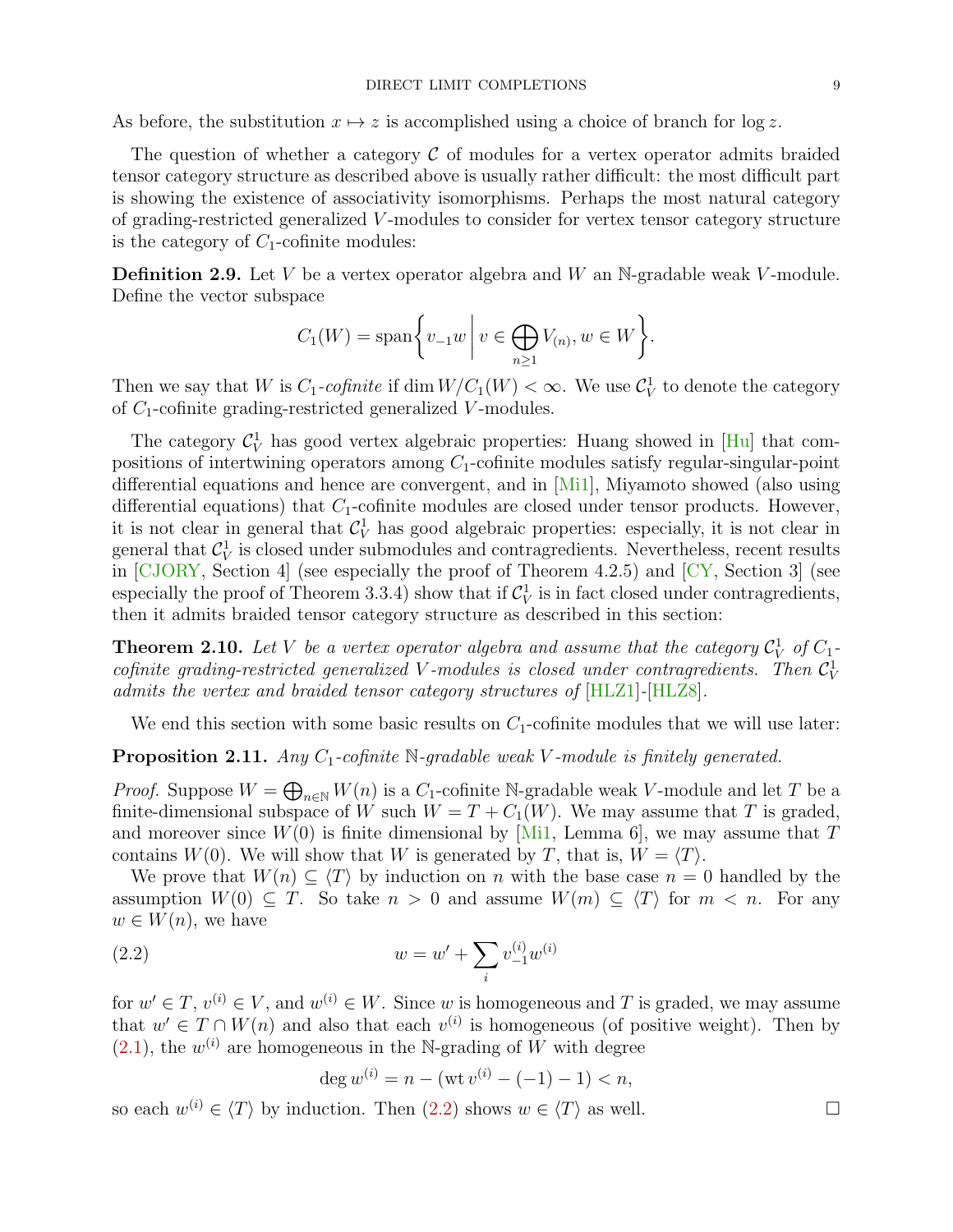As before, the substitution $x \mapsto z$ is accomplished using a choice of branch for $\log z$.

The question of whether a category $\mathcal{C}$ of modules for a vertex operator admits braided tensor category structure as described above is usually rather difficult: the most difficult part is showing the existence of associativity isomorphisms. Perhaps the most natural category of grading-restricted generalized $V$-modules to consider for vertex tensor category structure is the category of $C_1$-cofinite modules:

**Definition 2.9.** Let $V$ be a vertex operator algebra and $W$ an $\mathbb{N}$-gradable weak $V$-module. Define the vector subspace

$$C_1(W) = \mathrm{span}\left\{ v_{-1}w \,\middle|\, v \in \bigoplus_{n\geq 1} V_{(n)}, w \in W \right\}.$$

Then we say that $W$ is *$C_1$-cofinite* if $\dim W/C_1(W) < \infty$. We use $\mathcal{C}_V^1$ to denote the category of $C_1$-cofinite grading-restricted generalized $V$-modules.

The category $\mathcal{C}_V^1$ has good vertex algebraic properties: Huang showed in [Hu] that compositions of intertwining operators among $C_1$-cofinite modules satisfy regular-singular-point differential equations and hence are convergent, and in [Mi1], Miyamoto showed (also using differential equations) that $C_1$-cofinite modules are closed under tensor products. However, it is not clear in general that $\mathcal{C}_V^1$ has good algebraic properties: especially, it is not clear in general that $\mathcal{C}_V^1$ is closed under submodules and contragredients. Nevertheless, recent results in [CJORY, Section 4] (see especially the proof of Theorem 4.2.5) and [CY, Section 3] (see especially the proof of Theorem 3.3.4) show that if $\mathcal{C}_V^1$ is in fact closed under contragredients, then it admits braided tensor category structure as described in this section:

**Theorem 2.10.** *Let $V$ be a vertex operator algebra and assume that the category $\mathcal{C}_V^1$ of $C_1$-cofinite grading-restricted generalized $V$-modules is closed under contragredients. Then $\mathcal{C}_V^1$ admits the vertex and braided tensor category structures of* [HLZ1]-[HLZ8].

We end this section with some basic results on $C_1$-cofinite modules that we will use later:

**Proposition 2.11.** *Any $C_1$-cofinite $\mathbb{N}$-gradable weak $V$-module is finitely generated.*

*Proof.* Suppose $W = \bigoplus_{n\in\mathbb{N}} W(n)$ is a $C_1$-cofinite $\mathbb{N}$-gradable weak $V$-module and let $T$ be a finite-dimensional subspace of $W$ such $W = T + C_1(W)$. We may assume that $T$ is graded, and moreover since $W(0)$ is finite dimensional by [Mi1, Lemma 6], we may assume that $T$ contains $W(0)$. We will show that $W$ is generated by $T$, that is, $W = \langle T\rangle$.

We prove that $W(n) \subseteq \langle T\rangle$ by induction on $n$ with the base case $n = 0$ handled by the assumption $W(0) \subseteq T$. So take $n > 0$ and assume $W(m) \subseteq \langle T\rangle$ for $m < n$. For any $w \in W(n)$, we have

$$w = w' + \sum_i v_{-1}^{(i)} w^{(i)} \tag{2.2}$$

for $w' \in T$, $v^{(i)} \in V$, and $w^{(i)} \in W$. Since $w$ is homogeneous and $T$ is graded, we may assume that $w' \in T \cap W(n)$ and also that each $v^{(i)}$ is homogeneous (of positive weight). Then by (2.1), the $w^{(i)}$ are homogeneous in the $\mathbb{N}$-grading of $W$ with degree

$$\deg w^{(i)} = n - (\mathrm{wt}\, v^{(i)} - (-1) - 1) < n,$$

so each $w^{(i)} \in \langle T\rangle$ by induction. Then (2.2) shows $w \in \langle T\rangle$ as well. □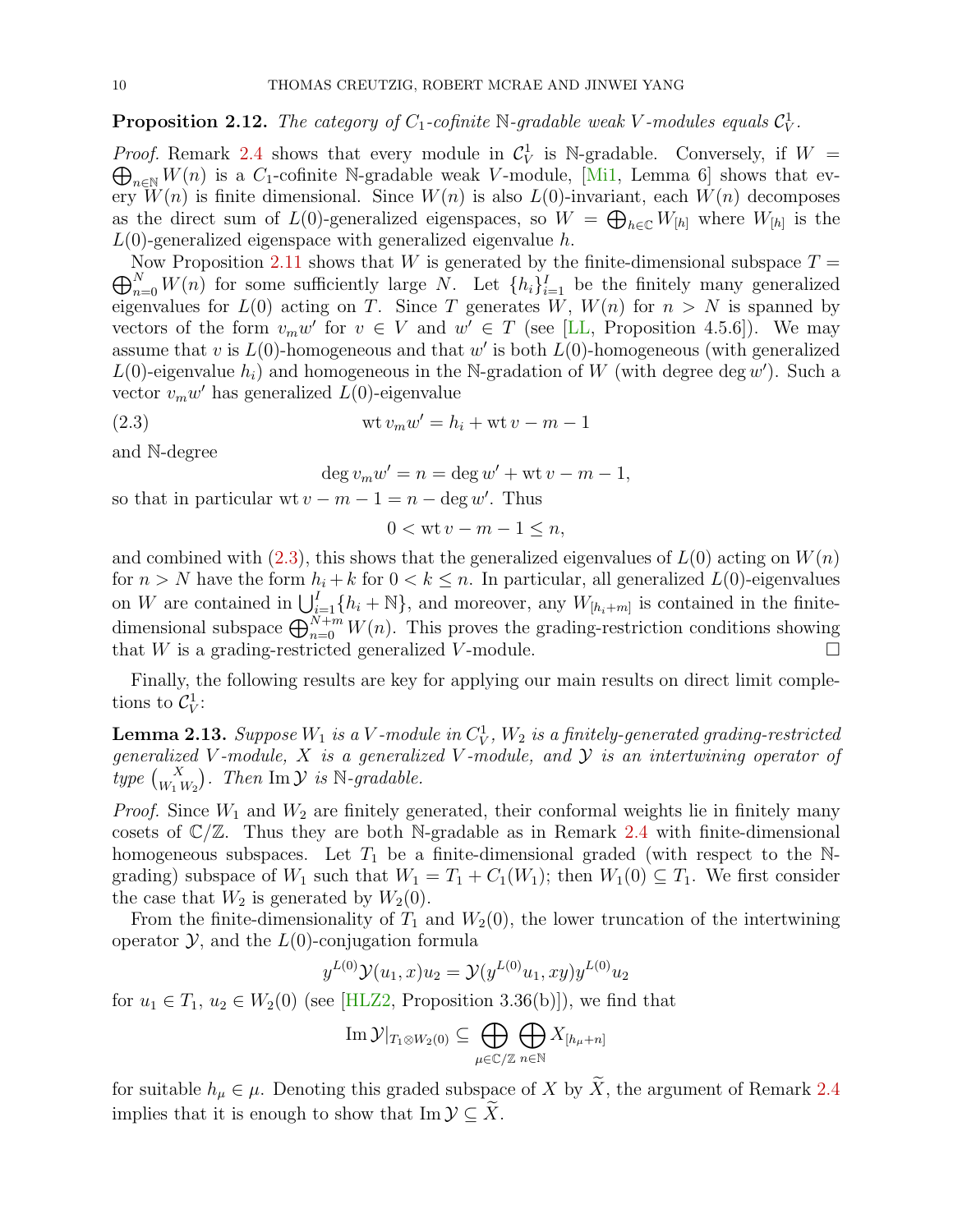**Proposition 2.12.** *The category of $C_1$-cofinite $\mathbb{N}$-gradable weak $V$-modules equals $\mathcal{C}_V^1$.*

*Proof.* Remark 2.4 shows that every module in $\mathcal{C}_V^1$ is $\mathbb{N}$-gradable. Conversely, if $W = \bigoplus_{n\in\mathbb{N}} W(n)$ is a $C_1$-cofinite $\mathbb{N}$-gradable weak $V$-module, [Mi1, Lemma 6] shows that every $W(n)$ is finite dimensional. Since $W(n)$ is also $L(0)$-invariant, each $W(n)$ decomposes as the direct sum of $L(0)$-generalized eigenspaces, so $W = \bigoplus_{h\in\mathbb{C}} W_{[h]}$ where $W_{[h]}$ is the $L(0)$-generalized eigenspace with generalized eigenvalue $h$.

Now Proposition 2.11 shows that $W$ is generated by the finite-dimensional subspace $T = \bigoplus_{n=0}^{N} W(n)$ for some sufficiently large $N$. Let $\{h_i\}_{i=1}^{I}$ be the finitely many generalized eigenvalues for $L(0)$ acting on $T$. Since $T$ generates $W$, $W(n)$ for $n > N$ is spanned by vectors of the form $v_m w'$ for $v \in V$ and $w' \in T$ (see [LL, Proposition 4.5.6]). We may assume that $v$ is $L(0)$-homogeneous and that $w'$ is both $L(0)$-homogeneous (with generalized $L(0)$-eigenvalue $h_i$) and homogeneous in the $\mathbb{N}$-gradation of $W$ (with degree $\deg w'$). Such a vector $v_m w'$ has generalized $L(0)$-eigenvalue

$$\mathrm{wt}\, v_m w' = h_i + \mathrm{wt}\, v - m - 1 \tag{2.3}$$

and $\mathbb{N}$-degree

$$\deg v_m w' = n = \deg w' + \mathrm{wt}\, v - m - 1,$$

so that in particular $\mathrm{wt}\, v - m - 1 = n - \deg w'$. Thus

$$0 < \mathrm{wt}\, v - m - 1 \leq n,$$

and combined with (2.3), this shows that the generalized eigenvalues of $L(0)$ acting on $W(n)$ for $n > N$ have the form $h_i + k$ for $0 < k \leq n$. In particular, all generalized $L(0)$-eigenvalues on $W$ are contained in $\bigcup_{i=1}^{I}\{h_i + \mathbb{N}\}$, and moreover, any $W_{[h_i+m]}$ is contained in the finite-dimensional subspace $\bigoplus_{n=0}^{N+m} W(n)$. This proves the grading-restriction conditions showing that $W$ is a grading-restricted generalized $V$-module. $\square$

Finally, the following results are key for applying our main results on direct limit completions to $\mathcal{C}_V^1$:

**Lemma 2.13.** *Suppose $W_1$ is a $V$-module in $C_V^1$, $W_2$ is a finitely-generated grading-restricted generalized $V$-module, $X$ is a generalized $V$-module, and $\mathcal{Y}$ is an intertwining operator of type $\binom{X}{W_1\, W_2}$. Then $\mathrm{Im}\,\mathcal{Y}$ is $\mathbb{N}$-gradable.*

*Proof.* Since $W_1$ and $W_2$ are finitely generated, their conformal weights lie in finitely many cosets of $\mathbb{C}/\mathbb{Z}$. Thus they are both $\mathbb{N}$-gradable as in Remark 2.4 with finite-dimensional homogeneous subspaces. Let $T_1$ be a finite-dimensional graded (with respect to the $\mathbb{N}$-grading) subspace of $W_1$ such that $W_1 = T_1 + C_1(W_1)$; then $W_1(0) \subseteq T_1$. We first consider the case that $W_2$ is generated by $W_2(0)$.

From the finite-dimensionality of $T_1$ and $W_2(0)$, the lower truncation of the intertwining operator $\mathcal{Y}$, and the $L(0)$-conjugation formula

$$y^{L(0)}\mathcal{Y}(u_1, x)u_2 = \mathcal{Y}(y^{L(0)}u_1, xy)y^{L(0)}u_2$$

for $u_1 \in T_1$, $u_2 \in W_2(0)$ (see [HLZ2, Proposition 3.36(b)]), we find that

$$\mathrm{Im}\,\mathcal{Y}|_{T_1\otimes W_2(0)} \subseteq \bigoplus_{\mu\in\mathbb{C}/\mathbb{Z}} \bigoplus_{n\in\mathbb{N}} X_{[h_\mu+n]}$$

for suitable $h_\mu \in \mu$. Denoting this graded subspace of $X$ by $\widetilde{X}$, the argument of Remark 2.4 implies that it is enough to show that $\mathrm{Im}\,\mathcal{Y} \subseteq \widetilde{X}$.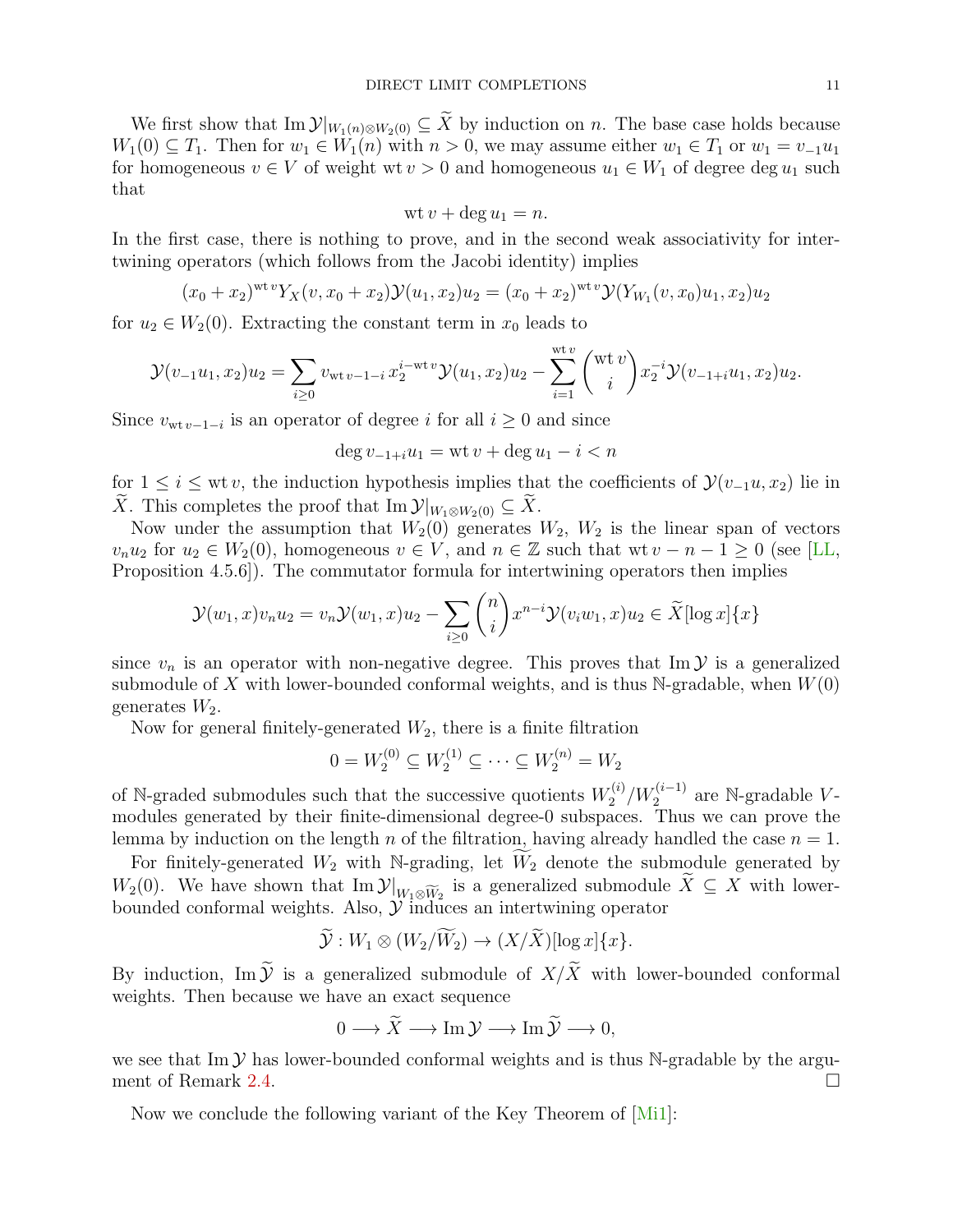We first show that $\mathrm{Im}\,\mathcal{Y}|_{W_1(n)\otimes W_2(0)} \subseteq \widetilde{X}$ by induction on $n$. The base case holds because $W_1(0) \subseteq T_1$. Then for $w_1 \in W_1(n)$ with $n > 0$, we may assume either $w_1 \in T_1$ or $w_1 = v_{-1}u_1$ for homogeneous $v \in V$ of weight $\mathrm{wt}\, v > 0$ and homogeneous $u_1 \in W_1$ of degree $\deg u_1$ such that

$$\mathrm{wt}\, v + \deg u_1 = n.$$

In the first case, there is nothing to prove, and in the second weak associativity for intertwining operators (which follows from the Jacobi identity) implies

$$(x_0 + x_2)^{\mathrm{wt}\, v} Y_X(v, x_0 + x_2)\mathcal{Y}(u_1, x_2)u_2 = (x_0 + x_2)^{\mathrm{wt}\, v}\mathcal{Y}(Y_{W_1}(v, x_0)u_1, x_2)u_2$$

for $u_2 \in W_2(0)$. Extracting the constant term in $x_0$ leads to

$$\mathcal{Y}(v_{-1}u_1, x_2)u_2 = \sum_{i\geq 0} v_{\mathrm{wt}\, v-1-i}\, x_2^{i-\mathrm{wt}\, v}\mathcal{Y}(u_1, x_2)u_2 - \sum_{i=1}^{\mathrm{wt}\, v}\binom{\mathrm{wt}\, v}{i} x_2^{-i}\mathcal{Y}(v_{-1+i}u_1, x_2)u_2.$$

Since $v_{\mathrm{wt}\, v-1-i}$ is an operator of degree $i$ for all $i \geq 0$ and since

$$\deg v_{-1+i}u_1 = \mathrm{wt}\, v + \deg u_1 - i < n$$

for $1 \leq i \leq \mathrm{wt}\, v$, the induction hypothesis implies that the coefficients of $\mathcal{Y}(v_{-1}u, x_2)$ lie in $\widetilde{X}$. This completes the proof that $\mathrm{Im}\,\mathcal{Y}|_{W_1\otimes W_2(0)} \subseteq \widetilde{X}$.

Now under the assumption that $W_2(0)$ generates $W_2$, $W_2$ is the linear span of vectors $v_n u_2$ for $u_2 \in W_2(0)$, homogeneous $v \in V$, and $n \in \mathbb{Z}$ such that $\mathrm{wt}\, v - n - 1 \geq 0$ (see [LL, Proposition 4.5.6]). The commutator formula for intertwining operators then implies

$$\mathcal{Y}(w_1, x)v_n u_2 = v_n\mathcal{Y}(w_1, x)u_2 - \sum_{i\geq 0}\binom{n}{i} x^{n-i}\mathcal{Y}(v_i w_1, x)u_2 \in \widetilde{X}[\log x]\{x\}$$

since $v_n$ is an operator with non-negative degree. This proves that $\mathrm{Im}\,\mathcal{Y}$ is a generalized submodule of $X$ with lower-bounded conformal weights, and is thus $\mathbb{N}$-gradable, when $W(0)$ generates $W_2$.

Now for general finitely-generated $W_2$, there is a finite filtration

$$0 = W_2^{(0)} \subseteq W_2^{(1)} \subseteq \cdots \subseteq W_2^{(n)} = W_2$$

of $\mathbb{N}$-graded submodules such that the successive quotients $W_2^{(i)}/W_2^{(i-1)}$ are $\mathbb{N}$-gradable $V$-modules generated by their finite-dimensional degree-0 subspaces. Thus we can prove the lemma by induction on the length $n$ of the filtration, having already handled the case $n = 1$.

For finitely-generated $W_2$ with $\mathbb{N}$-grading, let $\widetilde{W}_2$ denote the submodule generated by $W_2(0)$. We have shown that $\mathrm{Im}\,\mathcal{Y}|_{W_1\otimes\widetilde{W}_2}$ is a generalized submodule $\widetilde{X} \subseteq X$ with lower-bounded conformal weights. Also, $\mathcal{Y}$ induces an intertwining operator

$$\widetilde{\mathcal{Y}} : W_1 \otimes (W_2/\widetilde{W}_2) \to (X/\widetilde{X})[\log x]\{x\}.$$

By induction, $\mathrm{Im}\,\widetilde{\mathcal{Y}}$ is a generalized submodule of $X/\widetilde{X}$ with lower-bounded conformal weights. Then because we have an exact sequence

$$0 \longrightarrow \widetilde{X} \longrightarrow \mathrm{Im}\,\mathcal{Y} \longrightarrow \mathrm{Im}\,\widetilde{\mathcal{Y}} \longrightarrow 0,$$

we see that $\mathrm{Im}\,\mathcal{Y}$ has lower-bounded conformal weights and is thus $\mathbb{N}$-gradable by the argument of Remark 2.4. $\square$

Now we conclude the following variant of the Key Theorem of [Mi1]: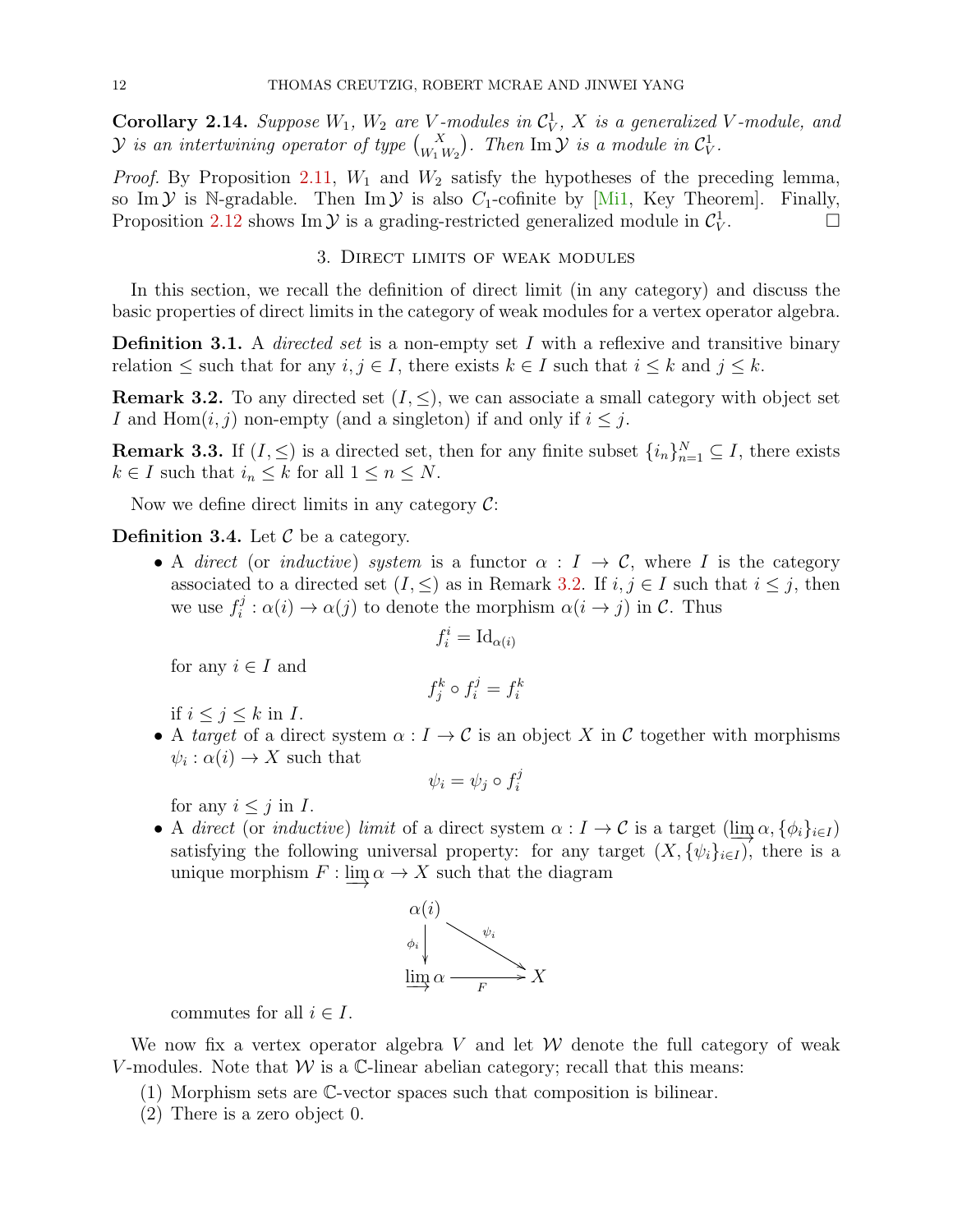**Corollary 2.14.** *Suppose $W_1$, $W_2$ are $V$-modules in $\mathcal{C}_V^1$, $X$ is a generalized $V$-module, and $\mathcal{Y}$ is an intertwining operator of type $\binom{X}{W_1\,W_2}$. Then $\operatorname{Im}\mathcal{Y}$ is a module in $\mathcal{C}_V^1$.*

*Proof.* By Proposition 2.11, $W_1$ and $W_2$ satisfy the hypotheses of the preceding lemma, so $\operatorname{Im}\mathcal{Y}$ is $\mathbb{N}$-gradable. Then $\operatorname{Im}\mathcal{Y}$ is also $C_1$-cofinite by [Mi1, Key Theorem]. Finally, Proposition 2.12 shows $\operatorname{Im}\mathcal{Y}$ is a grading-restricted generalized module in $\mathcal{C}_V^1$. □

## 3. Direct limits of weak modules

In this section, we recall the definition of direct limit (in any category) and discuss the basic properties of direct limits in the category of weak modules for a vertex operator algebra.

**Definition 3.1.** A *directed set* is a non-empty set $I$ with a reflexive and transitive binary relation $\leq$ such that for any $i, j \in I$, there exists $k \in I$ such that $i \leq k$ and $j \leq k$.

**Remark 3.2.** To any directed set $(I, \leq)$, we can associate a small category with object set $I$ and $\operatorname{Hom}(i, j)$ non-empty (and a singleton) if and only if $i \leq j$.

**Remark 3.3.** If $(I, \leq)$ is a directed set, then for any finite subset $\{i_n\}_{n=1}^N \subseteq I$, there exists $k \in I$ such that $i_n \leq k$ for all $1 \leq n \leq N$.

Now we define direct limits in any category $\mathcal{C}$:

**Definition 3.4.** Let $\mathcal{C}$ be a category.

- A *direct* (or *inductive*) *system* is a functor $\alpha : I \to \mathcal{C}$, where $I$ is the category associated to a directed set $(I, \leq)$ as in Remark 3.2. If $i, j \in I$ such that $i \leq j$, then we use $f_i^j : \alpha(i) \to \alpha(j)$ to denote the morphism $\alpha(i \to j)$ in $\mathcal{C}$. Thus
$$f_i^i = \mathrm{Id}_{\alpha(i)}$$
for any $i \in I$ and
$$f_j^k \circ f_i^j = f_i^k$$
if $i \leq j \leq k$ in $I$.
- A *target* of a direct system $\alpha : I \to \mathcal{C}$ is an object $X$ in $\mathcal{C}$ together with morphisms $\psi_i : \alpha(i) \to X$ such that
$$\psi_i = \psi_j \circ f_i^j$$
for any $i \leq j$ in $I$.
- A *direct* (or *inductive*) *limit* of a direct system $\alpha : I \to \mathcal{C}$ is a target $(\varinjlim \alpha, \{\phi_i\}_{i\in I})$ satisfying the following universal property: for any target $(X, \{\psi_i\}_{i\in I})$, there is a unique morphism $F : \varinjlim \alpha \to X$ such that the diagram
$$\begin{array}{ccc} \alpha(i) & & \\ \downarrow{\scriptstyle \phi_i} & \searrow^{\psi_i} & \\ \varinjlim \alpha & \xrightarrow{F} & X \end{array}$$
commutes for all $i \in I$.

We now fix a vertex operator algebra $V$ and let $\mathcal{W}$ denote the full category of weak $V$-modules. Note that $\mathcal{W}$ is a $\mathbb{C}$-linear abelian category; recall that this means:

1. Morphism sets are $\mathbb{C}$-vector spaces such that composition is bilinear.
2. There is a zero object 0.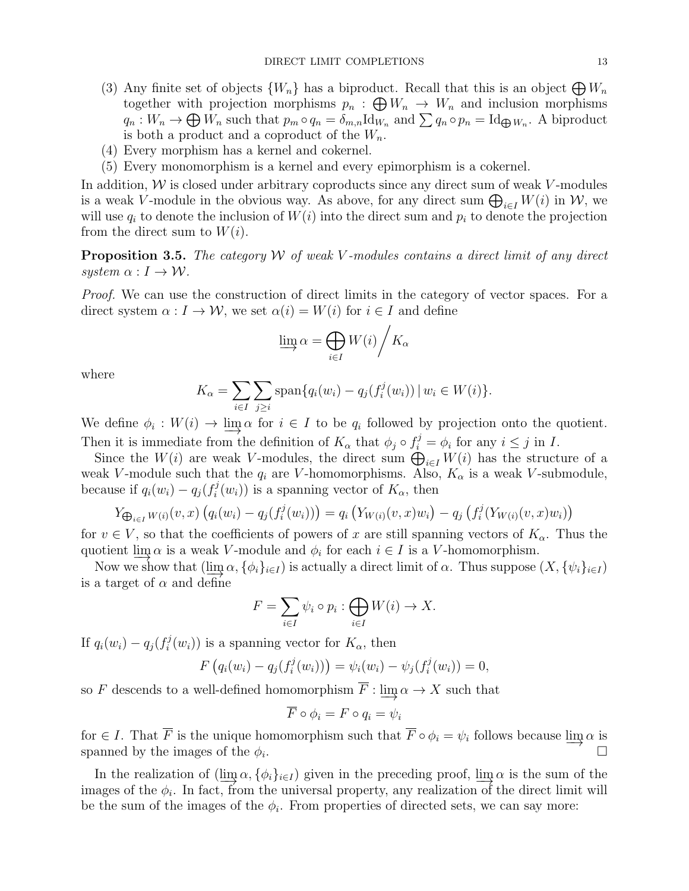(3) Any finite set of objects $\{W_n\}$ has a biproduct. Recall that this is an object $\bigoplus W_n$ together with projection morphisms $p_n : \bigoplus W_n \to W_n$ and inclusion morphisms $q_n : W_n \to \bigoplus W_n$ such that $p_m \circ q_n = \delta_{m,n} \mathrm{Id}_{W_n}$ and $\sum q_n \circ p_n = \mathrm{Id}_{\bigoplus W_n}$. A biproduct is both a product and a coproduct of the $W_n$.

(4) Every morphism has a kernel and cokernel.

(5) Every monomorphism is a kernel and every epimorphism is a cokernel.

In addition, $\mathcal{W}$ is closed under arbitrary coproducts since any direct sum of weak $V$-modules is a weak $V$-module in the obvious way. As above, for any direct sum $\bigoplus_{i\in I} W(i)$ in $\mathcal{W}$, we will use $q_i$ to denote the inclusion of $W(i)$ into the direct sum and $p_i$ to denote the projection from the direct sum to $W(i)$.

**Proposition 3.5.** *The category $\mathcal{W}$ of weak $V$-modules contains a direct limit of any direct system $\alpha : I \to \mathcal{W}$.*

*Proof.* We can use the construction of direct limits in the category of vector spaces. For a direct system $\alpha : I \to \mathcal{W}$, we set $\alpha(i) = W(i)$ for $i \in I$ and define

$$\varinjlim \alpha = \bigoplus_{i\in I} W(i) \Big/ K_\alpha$$

where

$$K_\alpha = \sum_{i\in I} \sum_{j\geq i} \mathrm{span}\{q_i(w_i) - q_j(f_i^j(w_i)) \,|\, w_i \in W(i)\}.$$

We define $\phi_i : W(i) \to \varinjlim \alpha$ for $i \in I$ to be $q_i$ followed by projection onto the quotient. Then it is immediate from the definition of $K_\alpha$ that $\phi_j \circ f_i^j = \phi_i$ for any $i \leq j$ in $I$.

Since the $W(i)$ are weak $V$-modules, the direct sum $\bigoplus_{i\in I} W(i)$ has the structure of a weak $V$-module such that the $q_i$ are $V$-homomorphisms. Also, $K_\alpha$ is a weak $V$-submodule, because if $q_i(w_i) - q_j(f_i^j(w_i))$ is a spanning vector of $K_\alpha$, then

$$Y_{\bigoplus_{i\in I} W(i)}(v,x)\left(q_i(w_i) - q_j(f_i^j(w_i))\right) = q_i\left(Y_{W(i)}(v,x)w_i\right) - q_j\left(f_i^j(Y_{W(i)}(v,x)w_i)\right)$$

for $v \in V$, so that the coefficients of powers of $x$ are still spanning vectors of $K_\alpha$. Thus the quotient $\varinjlim \alpha$ is a weak $V$-module and $\phi_i$ for each $i \in I$ is a $V$-homomorphism.

Now we show that $(\varinjlim \alpha, \{\phi_i\}_{i\in I})$ is actually a direct limit of $\alpha$. Thus suppose $(X, \{\psi_i\}_{i\in I})$ is a target of $\alpha$ and define

$$F = \sum_{i\in I} \psi_i \circ p_i : \bigoplus_{i\in I} W(i) \to X.$$

If $q_i(w_i) - q_j(f_i^j(w_i))$ is a spanning vector for $K_\alpha$, then

$$F\left(q_i(w_i) - q_j(f_i^j(w_i))\right) = \psi_i(w_i) - \psi_j(f_i^j(w_i)) = 0,$$

so $F$ descends to a well-defined homomorphism $\overline{F} : \varinjlim \alpha \to X$ such that

$$\overline{F} \circ \phi_i = F \circ q_i = \psi_i$$

for $\in I$. That $\overline{F}$ is the unique homomorphism such that $\overline{F} \circ \phi_i = \psi_i$ follows because $\varinjlim \alpha$ is spanned by the images of the $\phi_i$. $\square$

In the realization of $(\varinjlim \alpha, \{\phi_i\}_{i\in I})$ given in the preceding proof, $\varinjlim \alpha$ is the sum of the images of the $\phi_i$. In fact, from the universal property, any realization of the direct limit will be the sum of the images of the $\phi_i$. From properties of directed sets, we can say more: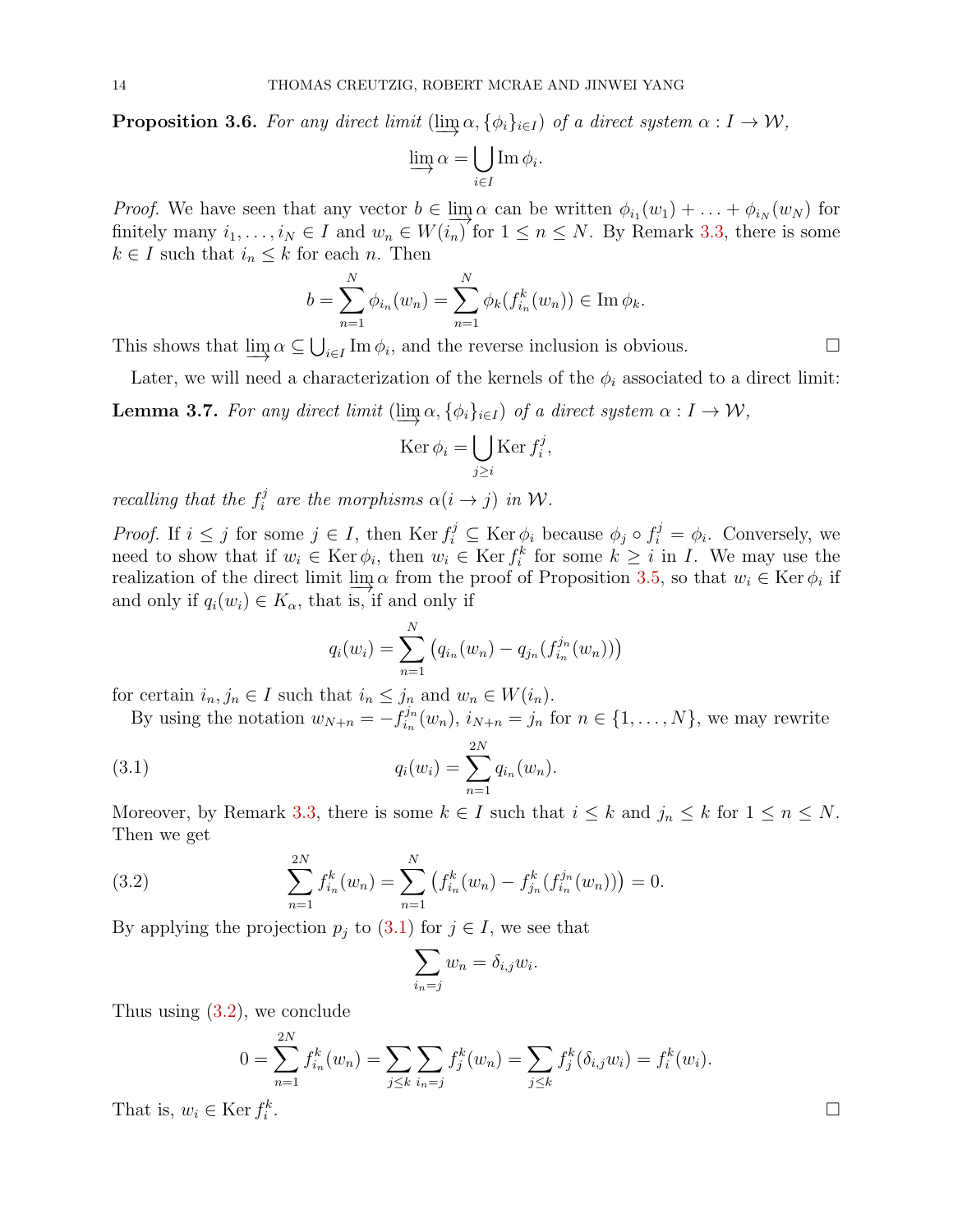**Proposition 3.6.** *For any direct limit $(\varinjlim \alpha, \{\phi_i\}_{i\in I})$ of a direct system $\alpha : I \to \mathcal{W}$,*

$$\varinjlim \alpha = \bigcup_{i\in I} \operatorname{Im} \phi_i.$$

*Proof.* We have seen that any vector $b \in \varinjlim \alpha$ can be written $\phi_{i_1}(w_1) + \ldots + \phi_{i_N}(w_N)$ for finitely many $i_1, \ldots, i_N \in I$ and $w_n \in W(i_n)$ for $1 \leq n \leq N$. By Remark 3.3, there is some $k \in I$ such that $i_n \leq k$ for each $n$. Then

$$b = \sum_{n=1}^{N} \phi_{i_n}(w_n) = \sum_{n=1}^{N} \phi_k(f_{i_n}^k(w_n)) \in \operatorname{Im} \phi_k.$$

This shows that $\varinjlim \alpha \subseteq \bigcup_{i\in I} \operatorname{Im} \phi_i$, and the reverse inclusion is obvious. □

Later, we will need a characterization of the kernels of the $\phi_i$ associated to a direct limit:

**Lemma 3.7.** *For any direct limit $(\varinjlim \alpha, \{\phi_i\}_{i\in I})$ of a direct system $\alpha : I \to \mathcal{W}$,*

$$\operatorname{Ker} \phi_i = \bigcup_{j\geq i} \operatorname{Ker} f_i^j,$$

*recalling that the $f_i^j$ are the morphisms $\alpha(i \to j)$ in $\mathcal{W}$.*

*Proof.* If $i \leq j$ for some $j \in I$, then $\operatorname{Ker} f_i^j \subseteq \operatorname{Ker} \phi_i$ because $\phi_j \circ f_i^j = \phi_i$. Conversely, we need to show that if $w_i \in \operatorname{Ker} \phi_i$, then $w_i \in \operatorname{Ker} f_i^k$ for some $k \geq i$ in $I$. We may use the realization of the direct limit $\varinjlim \alpha$ from the proof of Proposition 3.5, so that $w_i \in \operatorname{Ker} \phi_i$ if and only if $q_i(w_i) \in K_\alpha$, that is, if and only if

$$q_i(w_i) = \sum_{n=1}^{N} \left( q_{i_n}(w_n) - q_{j_n}(f_{i_n}^{j_n}(w_n)) \right)$$

for certain $i_n, j_n \in I$ such that $i_n \leq j_n$ and $w_n \in W(i_n)$.

By using the notation $w_{N+n} = -f_{i_n}^{j_n}(w_n)$, $i_{N+n} = j_n$ for $n \in \{1, \ldots, N\}$, we may rewrite

$$q_i(w_i) = \sum_{n=1}^{2N} q_{i_n}(w_n). \tag{3.1}$$

Moreover, by Remark 3.3, there is some $k \in I$ such that $i \leq k$ and $j_n \leq k$ for $1 \leq n \leq N$. Then we get

$$\sum_{n=1}^{2N} f_{i_n}^k(w_n) = \sum_{n=1}^{N} \left( f_{i_n}^k(w_n) - f_{j_n}^k(f_{i_n}^{j_n}(w_n)) \right) = 0. \tag{3.2}$$

By applying the projection $p_j$ to (3.1) for $j \in I$, we see that

$$\sum_{i_n=j} w_n = \delta_{i,j} w_i.$$

Thus using (3.2), we conclude

$$0 = \sum_{n=1}^{2N} f_{i_n}^k(w_n) = \sum_{j\leq k} \sum_{i_n=j} f_j^k(w_n) = \sum_{j\leq k} f_j^k(\delta_{i,j} w_i) = f_i^k(w_i).$$

That is, $w_i \in \operatorname{Ker} f_i^k$. □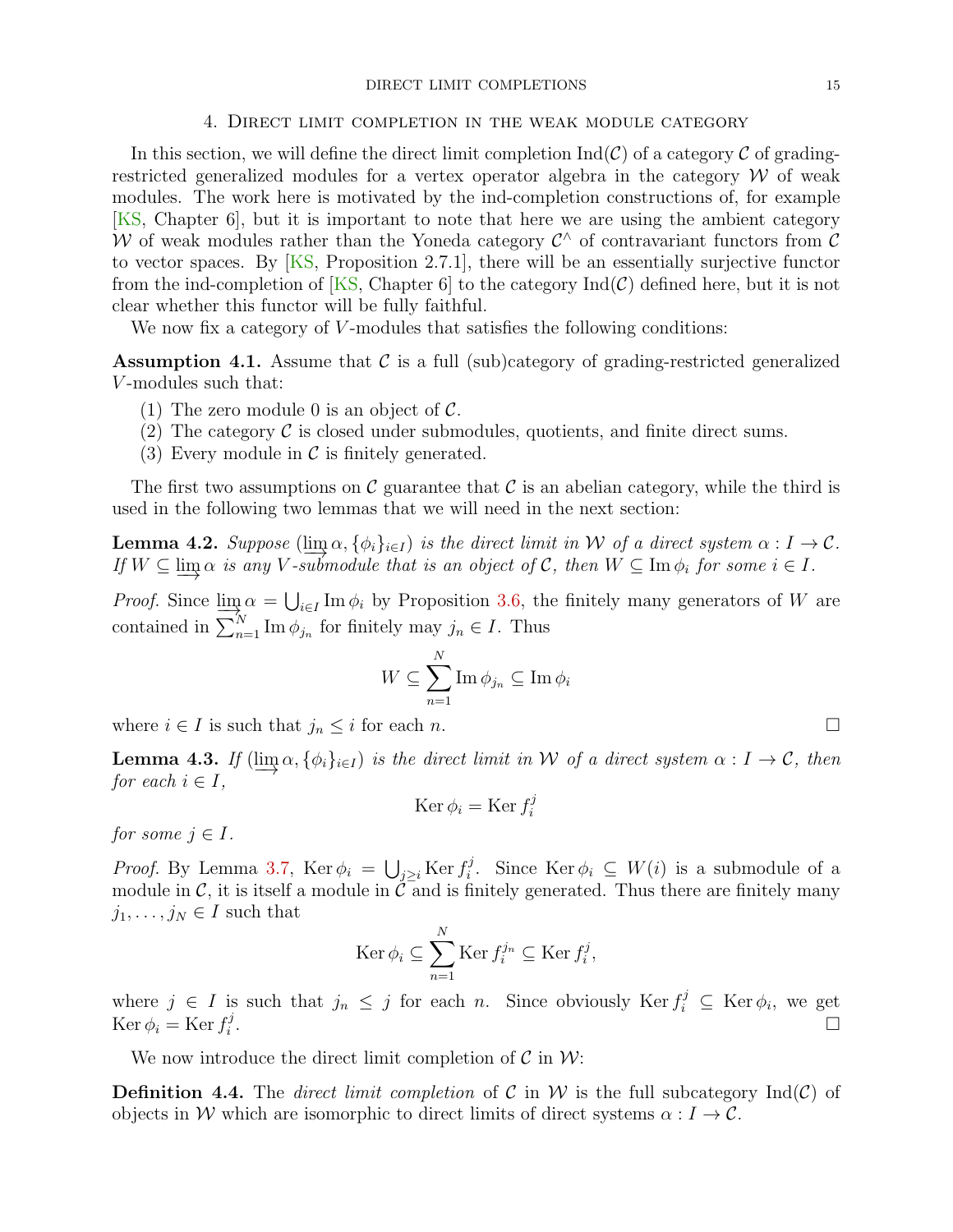## 4. Direct limit completion in the weak module category

In this section, we will define the direct limit completion $\mathrm{Ind}(\mathcal{C})$ of a category $\mathcal{C}$ of grading-restricted generalized modules for a vertex operator algebra in the category $\mathcal{W}$ of weak modules. The work here is motivated by the ind-completion constructions of, for example [KS, Chapter 6], but it is important to note that here we are using the ambient category $\mathcal{W}$ of weak modules rather than the Yoneda category $\mathcal{C}^\wedge$ of contravariant functors from $\mathcal{C}$ to vector spaces. By [KS, Proposition 2.7.1], there will be an essentially surjective functor from the ind-completion of [KS, Chapter 6] to the category $\mathrm{Ind}(\mathcal{C})$ defined here, but it is not clear whether this functor will be fully faithful.

We now fix a category of $V$-modules that satisfies the following conditions:

**Assumption 4.1.** Assume that $\mathcal{C}$ is a full (sub)category of grading-restricted generalized $V$-modules such that:

1. The zero module 0 is an object of $\mathcal{C}$.
2. The category $\mathcal{C}$ is closed under submodules, quotients, and finite direct sums.
3. Every module in $\mathcal{C}$ is finitely generated.

The first two assumptions on $\mathcal{C}$ guarantee that $\mathcal{C}$ is an abelian category, while the third is used in the following two lemmas that we will need in the next section:

**Lemma 4.2.** *Suppose $(\varinjlim \alpha, \{\phi_i\}_{i\in I})$ is the direct limit in $\mathcal{W}$ of a direct system $\alpha : I \to \mathcal{C}$. If $W \subseteq \varinjlim \alpha$ is any $V$-submodule that is an object of $\mathcal{C}$, then $W \subseteq \mathrm{Im}\,\phi_i$ for some $i \in I$.*

*Proof.* Since $\varinjlim \alpha = \bigcup_{i\in I} \mathrm{Im}\,\phi_i$ by Proposition 3.6, the finitely many generators of $W$ are contained in $\sum_{n=1}^{N} \mathrm{Im}\,\phi_{j_n}$ for finitely may $j_n \in I$. Thus

$$W \subseteq \sum_{n=1}^{N} \mathrm{Im}\,\phi_{j_n} \subseteq \mathrm{Im}\,\phi_i$$

where $i \in I$ is such that $j_n \leq i$ for each $n$. $\square$

**Lemma 4.3.** *If $(\varinjlim \alpha, \{\phi_i\}_{i\in I})$ is the direct limit in $\mathcal{W}$ of a direct system $\alpha : I \to \mathcal{C}$, then for each $i \in I$,*

$$\mathrm{Ker}\,\phi_i = \mathrm{Ker}\,f_i^j$$

*for some $j \in I$.*

*Proof.* By Lemma 3.7, $\mathrm{Ker}\,\phi_i = \bigcup_{j\geq i} \mathrm{Ker}\,f_i^j$. Since $\mathrm{Ker}\,\phi_i \subseteq W(i)$ is a submodule of a module in $\mathcal{C}$, it is itself a module in $\mathcal{C}$ and is finitely generated. Thus there are finitely many $j_1, \ldots, j_N \in I$ such that

$$\mathrm{Ker}\,\phi_i \subseteq \sum_{n=1}^{N} \mathrm{Ker}\,f_i^{j_n} \subseteq \mathrm{Ker}\,f_i^j,$$

where $j \in I$ is such that $j_n \leq j$ for each $n$. Since obviously $\mathrm{Ker}\,f_i^j \subseteq \mathrm{Ker}\,\phi_i$, we get $\mathrm{Ker}\,\phi_i = \mathrm{Ker}\,f_i^j$. $\square$

We now introduce the direct limit completion of $\mathcal{C}$ in $\mathcal{W}$:

**Definition 4.4.** The *direct limit completion* of $\mathcal{C}$ in $\mathcal{W}$ is the full subcategory $\mathrm{Ind}(\mathcal{C})$ of objects in $\mathcal{W}$ which are isomorphic to direct limits of direct systems $\alpha : I \to \mathcal{C}$.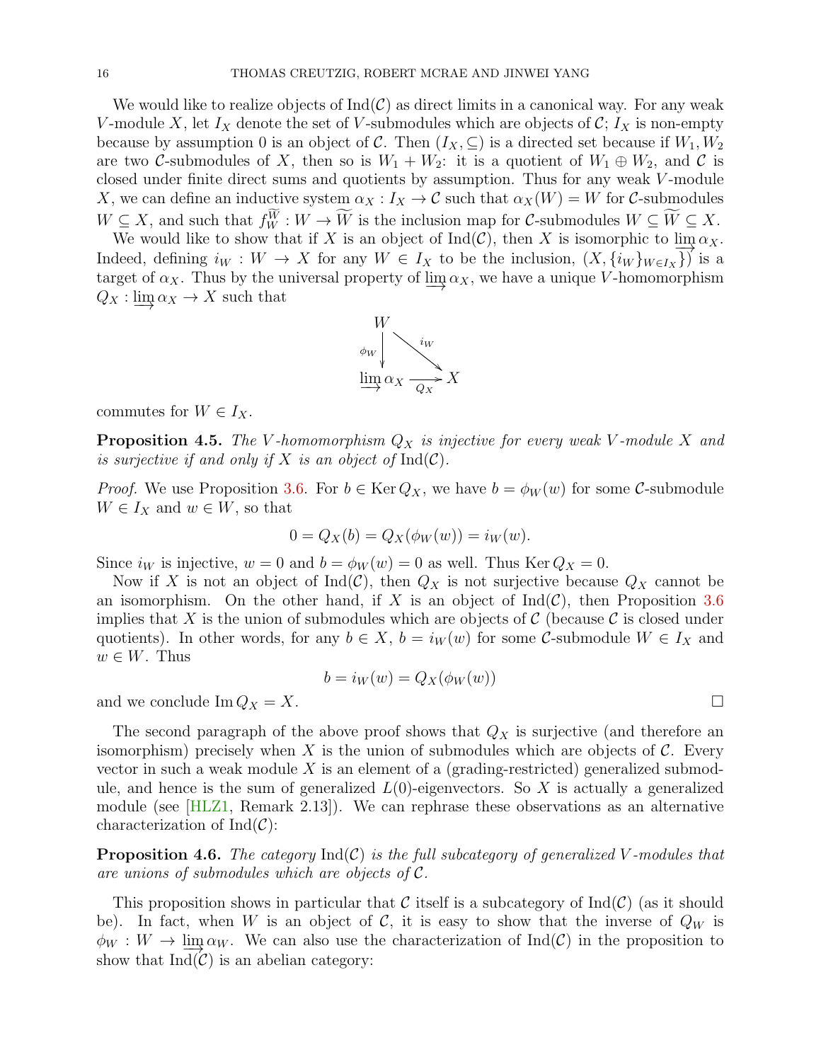We would like to realize objects of $\mathrm{Ind}(\mathcal{C})$ as direct limits in a canonical way. For any weak $V$-module $X$, let $I_X$ denote the set of $V$-submodules which are objects of $\mathcal{C}$; $I_X$ is non-empty because by assumption 0 is an object of $\mathcal{C}$. Then $(I_X, \subseteq)$ is a directed set because if $W_1, W_2$ are two $\mathcal{C}$-submodules of $X$, then so is $W_1 + W_2$: it is a quotient of $W_1 \oplus W_2$, and $\mathcal{C}$ is closed under finite direct sums and quotients by assumption. Thus for any weak $V$-module $X$, we can define an inductive system $\alpha_X : I_X \to \mathcal{C}$ such that $\alpha_X(W) = W$ for $\mathcal{C}$-submodules $W \subseteq X$, and such that $f_W^{\widetilde{W}} : W \to \widetilde{W}$ is the inclusion map for $\mathcal{C}$-submodules $W \subseteq \widetilde{W} \subseteq X$.

We would like to show that if $X$ is an object of $\mathrm{Ind}(\mathcal{C})$, then $X$ is isomorphic to $\varinjlim \alpha_X$. Indeed, defining $i_W : W \to X$ for any $W \in I_X$ to be the inclusion, $(X, \{i_W\}_{W \in I_X})$ is a target of $\alpha_X$. Thus by the universal property of $\varinjlim \alpha_X$, we have a unique $V$-homomorphism $Q_X : \varinjlim \alpha_X \to X$ such that

$$\begin{array}{ccc} W & & \\ {\scriptstyle \phi_W}\downarrow & \searrow^{i_W} & \\ \varinjlim \alpha_X & \xrightarrow{Q_X} & X \end{array}$$

commutes for $W \in I_X$.

**Proposition 4.5.** *The $V$-homomorphism $Q_X$ is injective for every weak $V$-module $X$ and is surjective if and only if $X$ is an object of $\mathrm{Ind}(\mathcal{C})$.*

*Proof.* We use Proposition 3.6. For $b \in \mathrm{Ker}\, Q_X$, we have $b = \phi_W(w)$ for some $\mathcal{C}$-submodule $W \in I_X$ and $w \in W$, so that

$$0 = Q_X(b) = Q_X(\phi_W(w)) = i_W(w).$$

Since $i_W$ is injective, $w = 0$ and $b = \phi_W(w) = 0$ as well. Thus $\mathrm{Ker}\, Q_X = 0$.

Now if $X$ is not an object of $\mathrm{Ind}(\mathcal{C})$, then $Q_X$ is not surjective because $Q_X$ cannot be an isomorphism. On the other hand, if $X$ is an object of $\mathrm{Ind}(\mathcal{C})$, then Proposition 3.6 implies that $X$ is the union of submodules which are objects of $\mathcal{C}$ (because $\mathcal{C}$ is closed under quotients). In other words, for any $b \in X$, $b = i_W(w)$ for some $\mathcal{C}$-submodule $W \in I_X$ and $w \in W$. Thus

$$b = i_W(w) = Q_X(\phi_W(w))$$

and we conclude $\mathrm{Im}\, Q_X = X$. $\square$

The second paragraph of the above proof shows that $Q_X$ is surjective (and therefore an isomorphism) precisely when $X$ is the union of submodules which are objects of $\mathcal{C}$. Every vector in such a weak module $X$ is an element of a (grading-restricted) generalized submodule, and hence is the sum of generalized $L(0)$-eigenvectors. So $X$ is actually a generalized module (see [HLZ1, Remark 2.13]). We can rephrase these observations as an alternative characterization of $\mathrm{Ind}(\mathcal{C})$:

**Proposition 4.6.** *The category $\mathrm{Ind}(\mathcal{C})$ is the full subcategory of generalized $V$-modules that are unions of submodules which are objects of $\mathcal{C}$.*

This proposition shows in particular that $\mathcal{C}$ itself is a subcategory of $\mathrm{Ind}(\mathcal{C})$ (as it should be). In fact, when $W$ is an object of $\mathcal{C}$, it is easy to show that the inverse of $Q_W$ is $\phi_W : W \to \varinjlim \alpha_W$. We can also use the characterization of $\mathrm{Ind}(\mathcal{C})$ in the proposition to show that $\mathrm{Ind}(\mathcal{C})$ is an abelian category: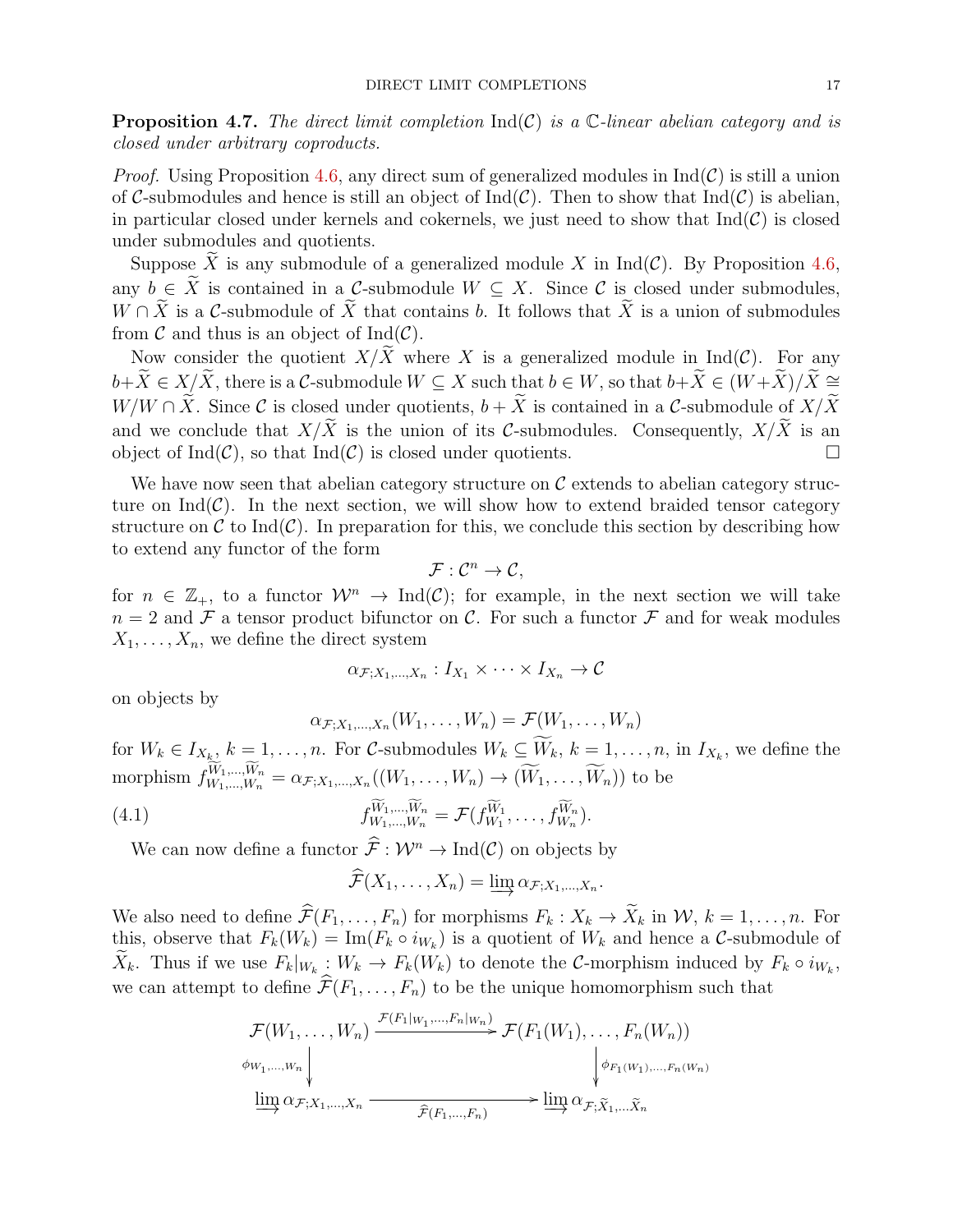**Proposition 4.7.** *The direct limit completion* $\mathrm{Ind}(\mathcal{C})$ *is a* $\mathbb{C}$*-linear abelian category and is closed under arbitrary coproducts.*

*Proof.* Using Proposition 4.6, any direct sum of generalized modules in $\mathrm{Ind}(\mathcal{C})$ is still a union of $\mathcal{C}$-submodules and hence is still an object of $\mathrm{Ind}(\mathcal{C})$. Then to show that $\mathrm{Ind}(\mathcal{C})$ is abelian, in particular closed under kernels and cokernels, we just need to show that $\mathrm{Ind}(\mathcal{C})$ is closed under submodules and quotients.

Suppose $\widetilde{X}$ is any submodule of a generalized module $X$ in $\mathrm{Ind}(\mathcal{C})$. By Proposition 4.6, any $b \in \widetilde{X}$ is contained in a $\mathcal{C}$-submodule $W \subseteq X$. Since $\mathcal{C}$ is closed under submodules, $W \cap \widetilde{X}$ is a $\mathcal{C}$-submodule of $\widetilde{X}$ that contains $b$. It follows that $\widetilde{X}$ is a union of submodules from $\mathcal{C}$ and thus is an object of $\mathrm{Ind}(\mathcal{C})$.

Now consider the quotient $X/\widetilde{X}$ where $X$ is a generalized module in $\mathrm{Ind}(\mathcal{C})$. For any $b+\widetilde{X} \in X/\widetilde{X}$, there is a $\mathcal{C}$-submodule $W \subseteq X$ such that $b \in W$, so that $b+\widetilde{X} \in (W+\widetilde{X})/\widetilde{X} \cong W/W \cap \widetilde{X}$. Since $\mathcal{C}$ is closed under quotients, $b+\widetilde{X}$ is contained in a $\mathcal{C}$-submodule of $X/\widetilde{X}$ and we conclude that $X/\widetilde{X}$ is the union of its $\mathcal{C}$-submodules. Consequently, $X/\widetilde{X}$ is an object of $\mathrm{Ind}(\mathcal{C})$, so that $\mathrm{Ind}(\mathcal{C})$ is closed under quotients. $\square$

We have now seen that abelian category structure on $\mathcal{C}$ extends to abelian category structure on $\mathrm{Ind}(\mathcal{C})$. In the next section, we will show how to extend braided tensor category structure on $\mathcal{C}$ to $\mathrm{Ind}(\mathcal{C})$. In preparation for this, we conclude this section by describing how to extend any functor of the form

$$\mathcal{F} : \mathcal{C}^n \to \mathcal{C},$$

for $n \in \mathbb{Z}_+$, to a functor $\mathcal{W}^n \to \mathrm{Ind}(\mathcal{C})$; for example, in the next section we will take $n = 2$ and $\mathcal{F}$ a tensor product bifunctor on $\mathcal{C}$. For such a functor $\mathcal{F}$ and for weak modules $X_1, \ldots, X_n$, we define the direct system

$$\alpha_{\mathcal{F};X_1,\ldots,X_n} : I_{X_1} \times \cdots \times I_{X_n} \to \mathcal{C}$$

on objects by

$$\alpha_{\mathcal{F};X_1,\ldots,X_n}(W_1, \ldots, W_n) = \mathcal{F}(W_1, \ldots, W_n)$$

for $W_k \in I_{X_k}$, $k = 1, \ldots, n$. For $\mathcal{C}$-submodules $W_k \subseteq \widetilde{W}_k$, $k = 1, \ldots, n$, in $I_{X_k}$, we define the morphism $f_{W_1,\ldots,W_n}^{\widetilde{W}_1,\ldots,\widetilde{W}_n} = \alpha_{\mathcal{F};X_1,\ldots,X_n}((W_1, \ldots, W_n) \to (\widetilde{W}_1, \ldots, \widetilde{W}_n))$ to be

$$f_{W_1,\ldots,W_n}^{\widetilde{W}_1,\ldots,\widetilde{W}_n} = \mathcal{F}(f_{W_1}^{\widetilde{W}_1}, \ldots, f_{W_n}^{\widetilde{W}_n}). \tag{4.1}$$

We can now define a functor $\widehat{\mathcal{F}} : \mathcal{W}^n \to \mathrm{Ind}(\mathcal{C})$ on objects by

$$\widehat{\mathcal{F}}(X_1, \ldots, X_n) = \varinjlim \alpha_{\mathcal{F};X_1,\ldots,X_n}.$$

We also need to define $\widehat{\mathcal{F}}(F_1, \ldots, F_n)$ for morphisms $F_k : X_k \to \widetilde{X}_k$ in $\mathcal{W}$, $k = 1, \ldots, n$. For this, observe that $F_k(W_k) = \mathrm{Im}(F_k \circ i_{W_k})$ is a quotient of $W_k$ and hence a $\mathcal{C}$-submodule of $\widetilde{X}_k$. Thus if we use $F_k|_{W_k} : W_k \to F_k(W_k)$ to denote the $\mathcal{C}$-morphism induced by $F_k \circ i_{W_k}$, we can attempt to define $\widehat{\mathcal{F}}(F_1, \ldots, F_n)$ to be the unique homomorphism such that

$$\begin{array}{ccc}
\mathcal{F}(W_1, \ldots, W_n) & \xrightarrow{\mathcal{F}(F_1|_{W_1},\ldots,F_n|_{W_n})} & \mathcal{F}(F_1(W_1), \ldots, F_n(W_n)) \\
\Big\downarrow {\scriptstyle \phi_{W_1,\ldots,W_n}} & & \Big\downarrow {\scriptstyle \phi_{F_1(W_1),\ldots,F_n(W_n)}} \\
\varinjlim \alpha_{\mathcal{F};X_1,\ldots,X_n} & \xrightarrow[\widehat{\mathcal{F}}(F_1,\ldots,F_n)]{} & \varinjlim \alpha_{\mathcal{F};\widetilde{X}_1,\ldots\widetilde{X}_n}
\end{array}$$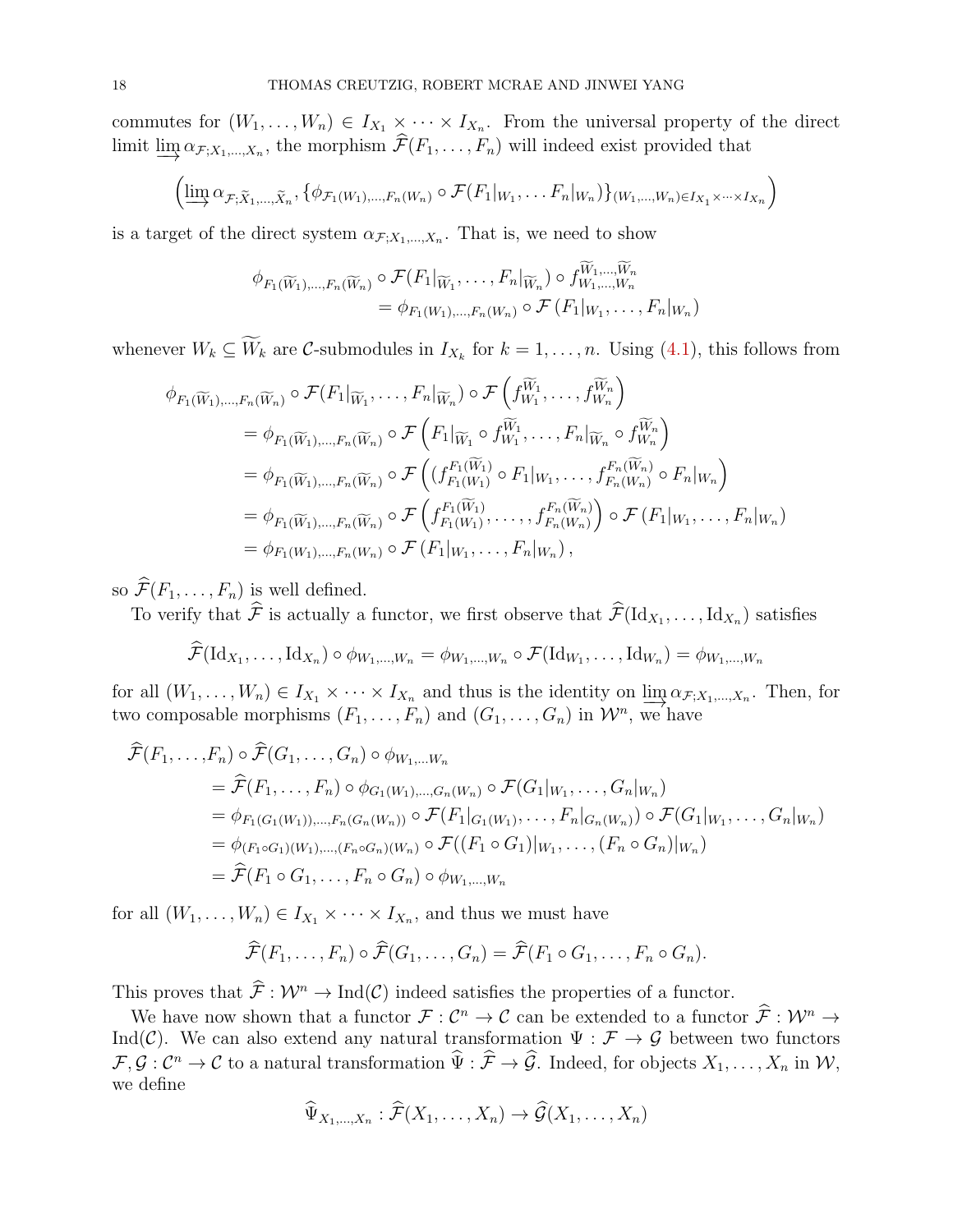commutes for $(W_1, \ldots, W_n) \in I_{X_1} \times \cdots \times I_{X_n}$. From the universal property of the direct limit $\varinjlim \alpha_{\mathcal{F};X_1,\ldots,X_n}$, the morphism $\widehat{\mathcal{F}}(F_1, \ldots, F_n)$ will indeed exist provided that

$$\left(\varinjlim \alpha_{\mathcal{F};\widetilde{X}_1,\ldots,\widetilde{X}_n}, \{\phi_{\mathcal{F}_1(W_1),\ldots,F_n(W_n)} \circ \mathcal{F}(F_1|_{W_1}, \ldots F_n|_{W_n})\}_{(W_1,\ldots,W_n)\in I_{X_1}\times\cdots\times I_{X_n}}\right)$$

is a target of the direct system $\alpha_{\mathcal{F};X_1,\ldots,X_n}$. That is, we need to show

$$\begin{aligned}\phi_{F_1(\widetilde{W}_1),\ldots,F_n(\widetilde{W}_n)} &\circ \mathcal{F}(F_1|_{\widetilde{W}_1}, \ldots, F_n|_{\widetilde{W}_n}) \circ f^{\widetilde{W}_1,\ldots,\widetilde{W}_n}_{W_1,\ldots,W_n} \\ &= \phi_{F_1(W_1),\ldots,F_n(W_n)} \circ \mathcal{F}\left(F_1|_{W_1}, \ldots, F_n|_{W_n}\right)\end{aligned}$$

whenever $W_k \subseteq \widetilde{W}_k$ are $\mathcal{C}$-submodules in $I_{X_k}$ for $k = 1, \ldots, n$. Using (4.1), this follows from

$$\begin{aligned}
\phi_{F_1(\widetilde{W}_1),\ldots,F_n(\widetilde{W}_n)} &\circ \mathcal{F}(F_1|_{\widetilde{W}_1}, \ldots, F_n|_{\widetilde{W}_n}) \circ \mathcal{F}\left(f^{\widetilde{W}_1}_{W_1}, \ldots, f^{\widetilde{W}_n}_{W_n}\right) \\
&= \phi_{F_1(\widetilde{W}_1),\ldots,F_n(\widetilde{W}_n)} \circ \mathcal{F}\left(F_1|_{\widetilde{W}_1} \circ f^{\widetilde{W}_1}_{W_1}, \ldots, F_n|_{\widetilde{W}_n} \circ f^{\widetilde{W}_n}_{W_n}\right) \\
&= \phi_{F_1(\widetilde{W}_1),\ldots,F_n(\widetilde{W}_n)} \circ \mathcal{F}\left((f^{F_1(\widetilde{W}_1)}_{F_1(W_1)} \circ F_1|_{W_1}, \ldots, f^{F_n(\widetilde{W}_n)}_{F_n(W_n)} \circ F_n|_{W_n}\right) \\
&= \phi_{F_1(\widetilde{W}_1),\ldots,F_n(\widetilde{W}_n)} \circ \mathcal{F}\left(f^{F_1(\widetilde{W}_1)}_{F_1(W_1)}, \ldots, f^{F_n(\widetilde{W}_n)}_{F_n(W_n)}\right) \circ \mathcal{F}\left(F_1|_{W_1}, \ldots, F_n|_{W_n}\right) \\
&= \phi_{F_1(W_1),\ldots,F_n(W_n)} \circ \mathcal{F}\left(F_1|_{W_1}, \ldots, F_n|_{W_n}\right),
\end{aligned}$$

so $\widehat{\mathcal{F}}(F_1, \ldots, F_n)$ is well defined.

To verify that $\widehat{\mathcal{F}}$ is actually a functor, we first observe that $\widehat{\mathcal{F}}(\mathrm{Id}_{X_1}, \ldots, \mathrm{Id}_{X_n})$ satisfies

$$\widehat{\mathcal{F}}(\mathrm{Id}_{X_1}, \ldots, \mathrm{Id}_{X_n}) \circ \phi_{W_1,\ldots,W_n} = \phi_{W_1,\ldots,W_n} \circ \mathcal{F}(\mathrm{Id}_{W_1}, \ldots, \mathrm{Id}_{W_n}) = \phi_{W_1,\ldots,W_n}$$

for all $(W_1, \ldots, W_n) \in I_{X_1} \times \cdots \times I_{X_n}$ and thus is the identity on $\varinjlim \alpha_{\mathcal{F};X_1,\ldots,X_n}$. Then, for two composable morphisms $(F_1, \ldots, F_n)$ and $(G_1, \ldots, G_n)$ in $\mathcal{W}^n$, we have

$$\begin{aligned}
\widehat{\mathcal{F}}(F_1, \ldots, &F_n) \circ \widehat{\mathcal{F}}(G_1, \ldots, G_n) \circ \phi_{W_1,\ldots W_n} \\
&= \widehat{\mathcal{F}}(F_1, \ldots, F_n) \circ \phi_{G_1(W_1),\ldots,G_n(W_n)} \circ \mathcal{F}(G_1|_{W_1}, \ldots, G_n|_{W_n}) \\
&= \phi_{F_1(G_1(W_1)),\ldots,F_n(G_n(W_n))} \circ \mathcal{F}(F_1|_{G_1(W_1)}, \ldots, F_n|_{G_n(W_n)}) \circ \mathcal{F}(G_1|_{W_1}, \ldots, G_n|_{W_n}) \\
&= \phi_{(F_1\circ G_1)(W_1),\ldots,(F_n\circ G_n)(W_n)} \circ \mathcal{F}((F_1 \circ G_1)|_{W_1}, \ldots, (F_n \circ G_n)|_{W_n}) \\
&= \widehat{\mathcal{F}}(F_1 \circ G_1, \ldots, F_n \circ G_n) \circ \phi_{W_1,\ldots,W_n}
\end{aligned}$$

for all $(W_1, \ldots, W_n) \in I_{X_1} \times \cdots \times I_{X_n}$, and thus we must have

$$\widehat{\mathcal{F}}(F_1, \ldots, F_n) \circ \widehat{\mathcal{F}}(G_1, \ldots, G_n) = \widehat{\mathcal{F}}(F_1 \circ G_1, \ldots, F_n \circ G_n).$$

This proves that $\widehat{\mathcal{F}} : \mathcal{W}^n \to \mathrm{Ind}(\mathcal{C})$ indeed satisfies the properties of a functor.

We have now shown that a functor $\mathcal{F} : \mathcal{C}^n \to \mathcal{C}$ can be extended to a functor $\widehat{\mathcal{F}} : \mathcal{W}^n \to \mathrm{Ind}(\mathcal{C})$. We can also extend any natural transformation $\Psi : \mathcal{F} \to \mathcal{G}$ between two functors $\mathcal{F}, \mathcal{G} : \mathcal{C}^n \to \mathcal{C}$ to a natural transformation $\widehat{\Psi} : \widehat{\mathcal{F}} \to \widehat{\mathcal{G}}$. Indeed, for objects $X_1, \ldots, X_n$ in $\mathcal{W}$, we define

$$\widehat{\Psi}_{X_1,\ldots,X_n} : \widehat{\mathcal{F}}(X_1, \ldots, X_n) \to \widehat{\mathcal{G}}(X_1, \ldots, X_n)$$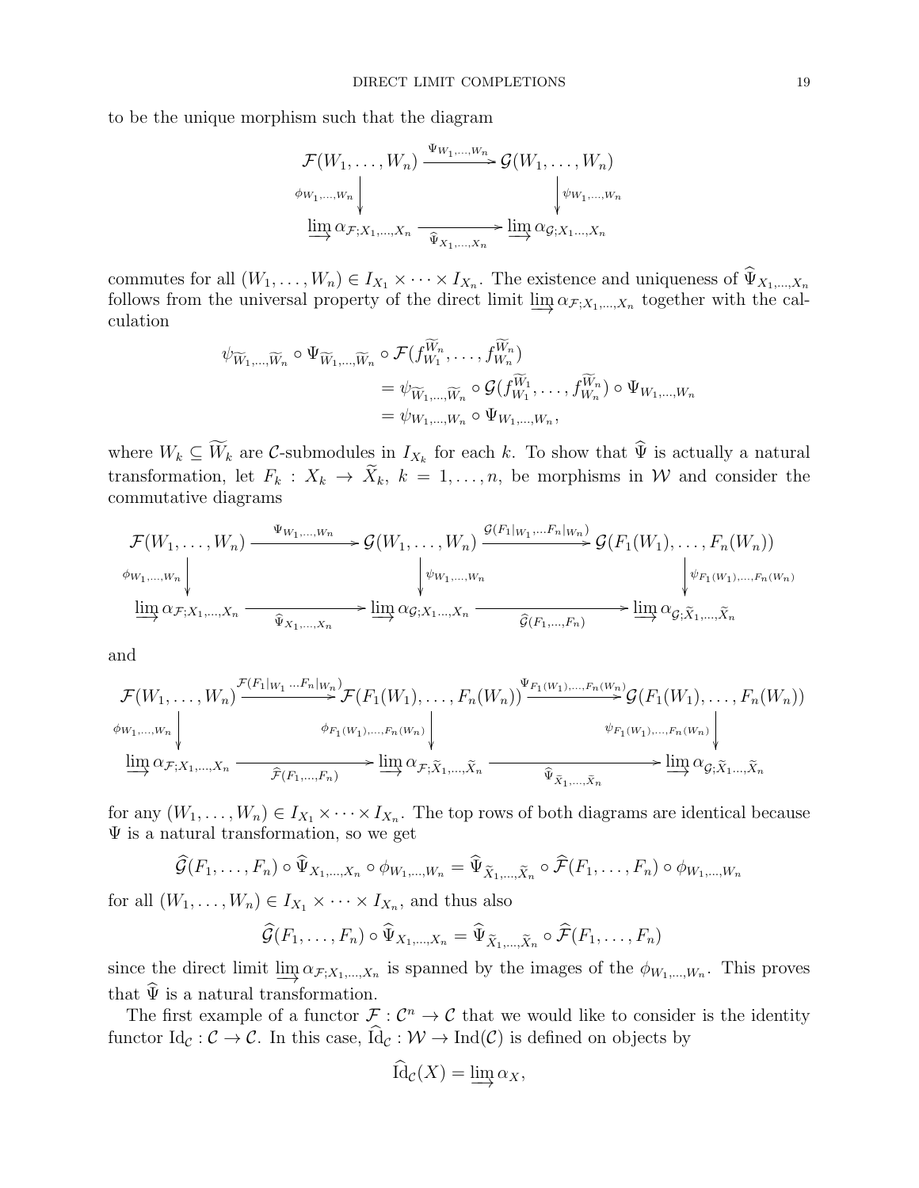to be the unique morphism such that the diagram

$$\begin{array}{ccc}
\mathcal{F}(W_1,\ldots,W_n) & \xrightarrow{\Psi_{W_1,\ldots,W_n}} & \mathcal{G}(W_1,\ldots,W_n) \\
\big\downarrow{\scriptstyle \phi_{W_1,\ldots,W_n}} & & \big\downarrow{\scriptstyle \psi_{W_1,\ldots,W_n}} \\
\varinjlim \alpha_{\mathcal{F};X_1,\ldots,X_n} & \xrightarrow[\widehat{\Psi}_{X_1,\ldots,X_n}]{} & \varinjlim \alpha_{\mathcal{G};X_1\ldots,X_n}
\end{array}$$

commutes for all $(W_1,\ldots,W_n) \in I_{X_1} \times \cdots \times I_{X_n}$. The existence and uniqueness of $\widehat{\Psi}_{X_1,\ldots,X_n}$ follows from the universal property of the direct limit $\varinjlim \alpha_{\mathcal{F};X_1,\ldots,X_n}$ together with the calculation

$$\begin{aligned}
\psi_{\widetilde{W}_1,\ldots,\widetilde{W}_n} \circ \Psi_{\widetilde{W}_1,\ldots,\widetilde{W}_n} \circ \mathcal{F}(f_{W_1}^{\widetilde{W}_n},\ldots,f_{W_n}^{\widetilde{W}_n}) & \\
&= \psi_{\widetilde{W}_1,\ldots,\widetilde{W}_n} \circ \mathcal{G}(f_{W_1}^{\widetilde{W}_1},\ldots,f_{W_n}^{\widetilde{W}_n}) \circ \Psi_{W_1,\ldots,W_n} \\
&= \psi_{W_1,\ldots,W_n} \circ \Psi_{W_1,\ldots,W_n},
\end{aligned}$$

where $W_k \subseteq \widetilde{W}_k$ are $\mathcal{C}$-submodules in $I_{X_k}$ for each $k$. To show that $\widehat{\Psi}$ is actually a natural transformation, let $F_k : X_k \to \widetilde{X}_k$, $k = 1,\ldots,n$, be morphisms in $\mathcal{W}$ and consider the commutative diagrams

$$\begin{array}{ccccc}
\mathcal{F}(W_1,\ldots,W_n) & \xrightarrow{\Psi_{W_1,\ldots,W_n}} & \mathcal{G}(W_1,\ldots,W_n) & \xrightarrow{\mathcal{G}(F_1|_{W_1},\ldots F_n|_{W_n})} & \mathcal{G}(F_1(W_1),\ldots,F_n(W_n)) \\
\big\downarrow{\scriptstyle \phi_{W_1,\ldots,W_n}} & & \big\downarrow{\scriptstyle \psi_{W_1,\ldots,W_n}} & & \big\downarrow{\scriptstyle \psi_{F_1(W_1),\ldots,F_n(W_n)}} \\
\varinjlim \alpha_{\mathcal{F};X_1,\ldots,X_n} & \xrightarrow[\widehat{\Psi}_{X_1,\ldots,X_n}]{} & \varinjlim \alpha_{\mathcal{G};X_1\ldots,X_n} & \xrightarrow[\widehat{\mathcal{G}}(F_1,\ldots,F_n)]{} & \varinjlim \alpha_{\mathcal{G};\widetilde{X}_1,\ldots,\widetilde{X}_n}
\end{array}$$

and

$$\begin{array}{ccccc}
\mathcal{F}(W_1,\ldots,W_n) & \xrightarrow{\mathcal{F}(F_1|_{W_1}\ldots F_n|_{W_n})} & \mathcal{F}(F_1(W_1),\ldots,F_n(W_n)) & \xrightarrow{\Psi_{F_1(W_1),\ldots,F_n(W_n)}} & \mathcal{G}(F_1(W_1),\ldots,F_n(W_n)) \\
\big\downarrow{\scriptstyle \phi_{W_1,\ldots,W_n}} & & \big\downarrow{\scriptstyle \phi_{F_1(W_1),\ldots,F_n(W_n)}} & & \big\downarrow{\scriptstyle \psi_{F_1(W_1),\ldots,F_n(W_n)}} \\
\varinjlim \alpha_{\mathcal{F};X_1,\ldots,X_n} & \xrightarrow[\widehat{\mathcal{F}}(F_1,\ldots,F_n)]{} & \varinjlim \alpha_{\mathcal{F};\widetilde{X}_1,\ldots,\widetilde{X}_n} & \xrightarrow[\widehat{\Psi}_{\widetilde{X}_1,\ldots,\widetilde{X}_n}]{} & \varinjlim \alpha_{\mathcal{G};\widetilde{X}_1\ldots,\widetilde{X}_n}
\end{array}$$

for any $(W_1,\ldots,W_n) \in I_{X_1} \times \cdots \times I_{X_n}$. The top rows of both diagrams are identical because $\Psi$ is a natural transformation, so we get

$$\widehat{\mathcal{G}}(F_1,\ldots,F_n) \circ \widehat{\Psi}_{X_1,\ldots,X_n} \circ \phi_{W_1,\ldots,W_n} = \widehat{\Psi}_{\widetilde{X}_1,\ldots,\widetilde{X}_n} \circ \widehat{\mathcal{F}}(F_1,\ldots,F_n) \circ \phi_{W_1,\ldots,W_n}$$

for all $(W_1,\ldots,W_n) \in I_{X_1} \times \cdots \times I_{X_n}$, and thus also

$$\widehat{\mathcal{G}}(F_1,\ldots,F_n) \circ \widehat{\Psi}_{X_1,\ldots,X_n} = \widehat{\Psi}_{\widetilde{X}_1,\ldots,\widetilde{X}_n} \circ \widehat{\mathcal{F}}(F_1,\ldots,F_n)$$

since the direct limit $\varinjlim \alpha_{\mathcal{F};X_1,\ldots,X_n}$ is spanned by the images of the $\phi_{W_1,\ldots,W_n}$. This proves that $\widehat{\Psi}$ is a natural transformation.

The first example of a functor $\mathcal{F} : \mathcal{C}^n \to \mathcal{C}$ that we would like to consider is the identity functor $\mathrm{Id}_\mathcal{C} : \mathcal{C} \to \mathcal{C}$. In this case, $\widehat{\mathrm{Id}}_\mathcal{C} : \mathcal{W} \to \mathrm{Ind}(\mathcal{C})$ is defined on objects by

$$\widehat{\mathrm{Id}}_\mathcal{C}(X) = \varinjlim \alpha_X,$$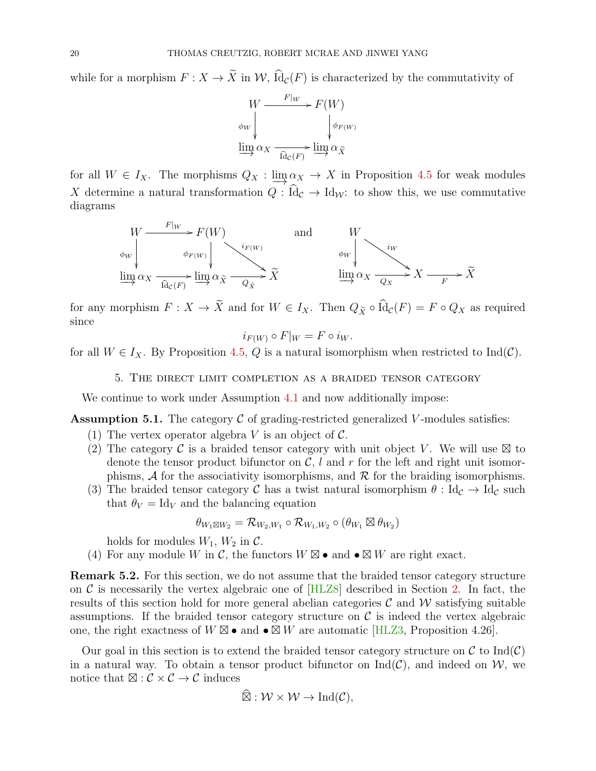while for a morphism $F : X \to \widetilde{X}$ in $\mathcal{W}$, $\widehat{\mathrm{Id}}_{\mathcal{C}}(F)$ is characterized by the commutativity of

$$\begin{array}{ccc} W & \xrightarrow{F|_W} & F(W) \\ \phi_W \big\downarrow & & \big\downarrow \phi_{F(W)} \\ \varinjlim \alpha_X & \xrightarrow[\widehat{\mathrm{Id}}_{\mathcal{C}}(F)]{} & \varinjlim \alpha_{\widetilde{X}} \end{array}$$

for all $W \in I_X$. The morphisms $Q_X : \varinjlim \alpha_X \to X$ in Proposition 4.5 for weak modules $X$ determine a natural transformation $Q : \widehat{\mathrm{Id}}_{\mathcal{C}} \to \mathrm{Id}_{\mathcal{W}}$: to show this, we use commutative diagrams

$$\begin{array}{ccccc} W & \xrightarrow{F|_W} & F(W) & & \\ \phi_W \big\downarrow & & \phi_{F(W)} \big\downarrow & \searrow^{i_{F(W)}} & \\ \varinjlim \alpha_X & \xrightarrow[\widehat{\mathrm{Id}}_{\mathcal{C}}(F)]{} & \varinjlim \alpha_{\widetilde{X}} & \xrightarrow[Q_{\widetilde{X}}]{} & \widetilde{X} \end{array} \qquad \text{and} \qquad \begin{array}{ccccc} W & & & & \\ \phi_W \big\downarrow & \searrow^{i_W} & & & \\ \varinjlim \alpha_X & \xrightarrow[Q_X]{} & X & \xrightarrow[F]{} & \widetilde{X} \end{array}$$

for any morphism $F : X \to \widetilde{X}$ and for $W \in I_X$. Then $Q_{\widetilde{X}} \circ \widehat{\mathrm{Id}}_{\mathcal{C}}(F) = F \circ Q_X$ as required since

$$i_{F(W)} \circ F|_W = F \circ i_W.$$

for all $W \in I_X$. By Proposition 4.5, $Q$ is a natural isomorphism when restricted to $\mathrm{Ind}(\mathcal{C})$.

## 5. The direct limit completion as a braided tensor category

We continue to work under Assumption 4.1 and now additionally impose:

**Assumption 5.1.** The category $\mathcal{C}$ of grading-restricted generalized $V$-modules satisfies:

1. The vertex operator algebra $V$ is an object of $\mathcal{C}$.
2. The category $\mathcal{C}$ is a braided tensor category with unit object $V$. We will use $\boxtimes$ to denote the tensor product bifunctor on $\mathcal{C}$, $l$ and $r$ for the left and right unit isomorphisms, $\mathcal{A}$ for the associativity isomorphisms, and $\mathcal{R}$ for the braiding isomorphisms.
3. The braided tensor category $\mathcal{C}$ has a twist natural isomorphism $\theta : \mathrm{Id}_{\mathcal{C}} \to \mathrm{Id}_{\mathcal{C}}$ such that $\theta_V = \mathrm{Id}_V$ and the balancing equation
$$\theta_{W_1 \boxtimes W_2} = \mathcal{R}_{W_2,W_1} \circ \mathcal{R}_{W_1,W_2} \circ (\theta_{W_1} \boxtimes \theta_{W_2})$$
holds for modules $W_1$, $W_2$ in $\mathcal{C}$.
4. For any module $W$ in $\mathcal{C}$, the functors $W \boxtimes \bullet$ and $\bullet \boxtimes W$ are right exact.

**Remark 5.2.** For this section, we do not assume that the braided tensor category structure on $\mathcal{C}$ is necessarily the vertex algebraic one of [HLZ8] described in Section 2. In fact, the results of this section hold for more general abelian categories $\mathcal{C}$ and $\mathcal{W}$ satisfying suitable assumptions. If the braided tensor category structure on $\mathcal{C}$ is indeed the vertex algebraic one, the right exactness of $W \boxtimes \bullet$ and $\bullet \boxtimes W$ are automatic [HLZ3, Proposition 4.26].

Our goal in this section is to extend the braided tensor category structure on $\mathcal{C}$ to $\mathrm{Ind}(\mathcal{C})$ in a natural way. To obtain a tensor product bifunctor on $\mathrm{Ind}(\mathcal{C})$, and indeed on $\mathcal{W}$, we notice that $\boxtimes : \mathcal{C} \times \mathcal{C} \to \mathcal{C}$ induces

$$\widehat{\boxtimes} : \mathcal{W} \times \mathcal{W} \to \mathrm{Ind}(\mathcal{C}),$$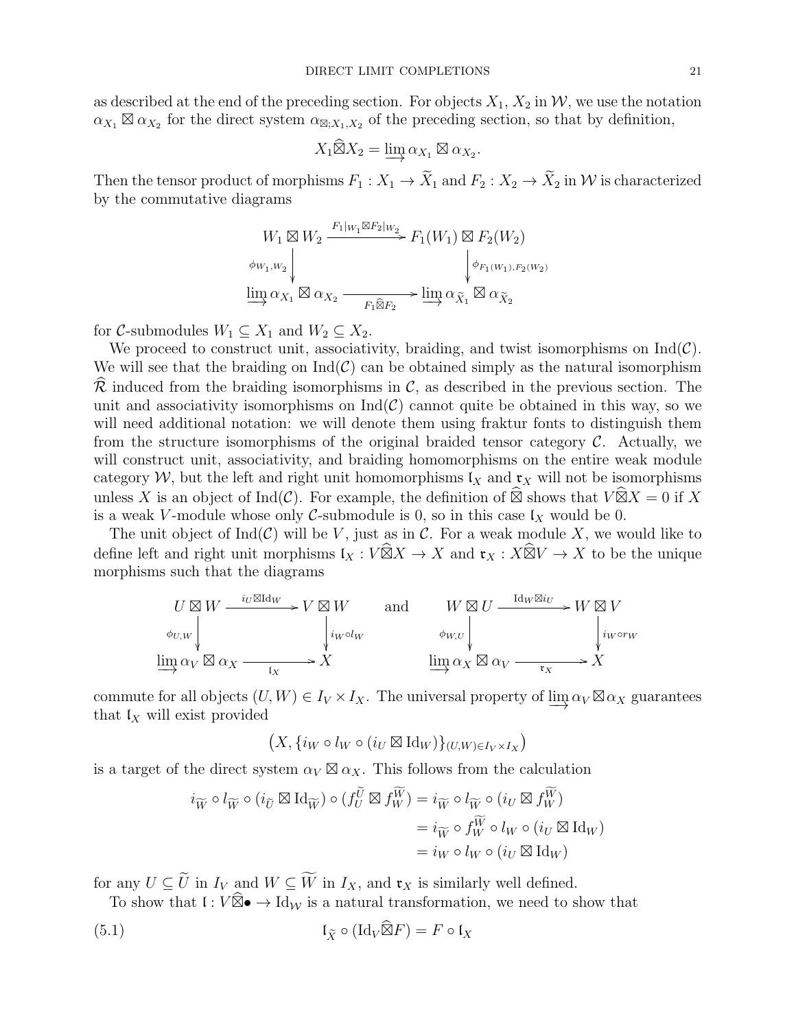as described at the end of the preceding section. For objects $X_1$, $X_2$ in $\mathcal{W}$, we use the notation $\alpha_{X_1} \boxtimes \alpha_{X_2}$ for the direct system $\alpha_{\boxtimes; X_1, X_2}$ of the preceding section, so that by definition,

$$X_1 \widehat{\boxtimes} X_2 = \varinjlim \alpha_{X_1} \boxtimes \alpha_{X_2}.$$

Then the tensor product of morphisms $F_1 : X_1 \to \widetilde{X}_1$ and $F_2 : X_2 \to \widetilde{X}_2$ in $\mathcal{W}$ is characterized by the commutative diagrams

$$\begin{array}{ccc} W_1 \boxtimes W_2 & \xrightarrow{F_1|_{W_1} \boxtimes F_2|_{W_2}} & F_1(W_1) \boxtimes F_2(W_2) \\ \Big\downarrow{\scriptstyle \phi_{W_1,W_2}} & & \Big\downarrow{\scriptstyle \phi_{F_1(W_1),F_2(W_2)}} \\ \varinjlim \alpha_{X_1} \boxtimes \alpha_{X_2} & \xrightarrow[F_1 \widehat{\boxtimes} F_2]{} & \varinjlim \alpha_{\widetilde{X}_1} \boxtimes \alpha_{\widetilde{X}_2} \end{array}$$

for $\mathcal{C}$-submodules $W_1 \subseteq X_1$ and $W_2 \subseteq X_2$.

We proceed to construct unit, associativity, braiding, and twist isomorphisms on $\mathrm{Ind}(\mathcal{C})$. We will see that the braiding on $\mathrm{Ind}(\mathcal{C})$ can be obtained simply as the natural isomorphism $\widehat{\mathcal{R}}$ induced from the braiding isomorphisms in $\mathcal{C}$, as described in the previous section. The unit and associativity isomorphisms on $\mathrm{Ind}(\mathcal{C})$ cannot quite be obtained in this way, so we will need additional notation: we will denote them using fraktur fonts to distinguish them from the structure isomorphisms of the original braided tensor category $\mathcal{C}$. Actually, we will construct unit, associativity, and braiding homomorphisms on the entire weak module category $\mathcal{W}$, but the left and right unit homomorphisms $\mathfrak{l}_X$ and $\mathfrak{r}_X$ will not be isomorphisms unless $X$ is an object of $\mathrm{Ind}(\mathcal{C})$. For example, the definition of $\widehat{\boxtimes}$ shows that $V \widehat{\boxtimes} X = 0$ if $X$ is a weak $V$-module whose only $\mathcal{C}$-submodule is 0, so in this case $\mathfrak{l}_X$ would be 0.

The unit object of $\mathrm{Ind}(\mathcal{C})$ will be $V$, just as in $\mathcal{C}$. For a weak module $X$, we would like to define left and right unit morphisms $\mathfrak{l}_X : V \widehat{\boxtimes} X \to X$ and $\mathfrak{r}_X : X \widehat{\boxtimes} V \to X$ to be the unique morphisms such that the diagrams

$$\begin{array}{ccc} U \boxtimes W & \xrightarrow{i_U \boxtimes \mathrm{Id}_W} & V \boxtimes W \\ \Big\downarrow{\scriptstyle \phi_{U,W}} & & \Big\downarrow{\scriptstyle i_W \circ l_W} \\ \varinjlim \alpha_V \boxtimes \alpha_X & \xrightarrow[\mathfrak{l}_X]{} & X \end{array} \qquad \text{and} \qquad \begin{array}{ccc} W \boxtimes U & \xrightarrow{\mathrm{Id}_W \boxtimes i_U} & W \boxtimes V \\ \Big\downarrow{\scriptstyle \phi_{W,U}} & & \Big\downarrow{\scriptstyle i_W \circ r_W} \\ \varinjlim \alpha_X \boxtimes \alpha_V & \xrightarrow[\mathfrak{r}_X]{} & X \end{array}$$

commute for all objects $(U, W) \in I_V \times I_X$. The universal property of $\varinjlim \alpha_V \boxtimes \alpha_X$ guarantees that $\mathfrak{l}_X$ will exist provided

$$\left(X, \{i_W \circ l_W \circ (i_U \boxtimes \mathrm{Id}_W)\}_{(U,W) \in I_V \times I_X}\right)$$

is a target of the direct system $\alpha_V \boxtimes \alpha_X$. This follows from the calculation

$$\begin{aligned} i_{\widetilde{W}} \circ l_{\widetilde{W}} \circ (i_{\widetilde{U}} \boxtimes \mathrm{Id}_{\widetilde{W}}) \circ (f_U^{\widetilde{U}} \boxtimes f_W^{\widetilde{W}}) &= i_{\widetilde{W}} \circ l_{\widetilde{W}} \circ (i_U \boxtimes f_W^{\widetilde{W}}) \\ &= i_{\widetilde{W}} \circ f_W^{\widetilde{W}} \circ l_W \circ (i_U \boxtimes \mathrm{Id}_W) \\ &= i_W \circ l_W \circ (i_U \boxtimes \mathrm{Id}_W) \end{aligned}$$

for any $U \subseteq \widetilde{U}$ in $I_V$ and $W \subseteq \widetilde{W}$ in $I_X$, and $\mathfrak{r}_X$ is similarly well defined.

To show that $\mathfrak{l} : V \widehat{\boxtimes} \bullet \to \mathrm{Id}_{\mathcal{W}}$ is a natural transformation, we need to show that

$$\mathfrak{l}_{\widetilde{X}} \circ (\mathrm{Id}_V \widehat{\boxtimes} F) = F \circ \mathfrak{l}_X \tag{5.1}$$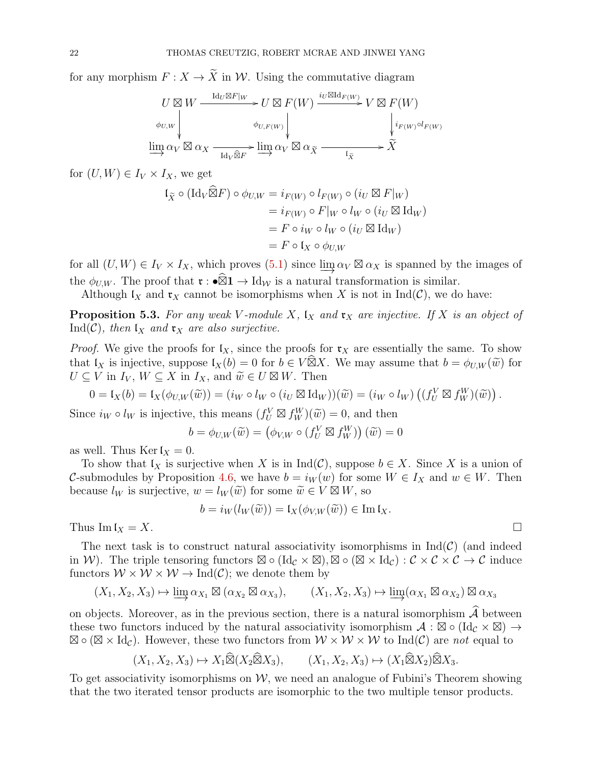for any morphism $F : X \to \widetilde{X}$ in $\mathcal{W}$. Using the commutative diagram

$$\begin{array}{ccccc}
U \boxtimes W & \xrightarrow{\mathrm{Id}_U \boxtimes F|_W} & U \boxtimes F(W) & \xrightarrow{i_U \boxtimes \mathrm{Id}_{F(W)}} & V \boxtimes F(W) \\
\downarrow{\scriptstyle \phi_{U,W}} & & \downarrow{\scriptstyle \phi_{U,F(W)}} & & \downarrow{\scriptstyle i_{F(W)} \circ l_{F(W)}} \\
\varinjlim \alpha_V \boxtimes \alpha_X & \xrightarrow[\mathrm{Id}_V \widehat{\boxtimes} F]{} & \varinjlim \alpha_V \boxtimes \alpha_{\widetilde{X}} & \xrightarrow[\mathfrak{l}_{\widetilde{X}}]{} & \widetilde{X}
\end{array}$$

for $(U, W) \in I_V \times I_X$, we get

$$\begin{aligned}
\mathfrak{l}_{\widetilde{X}} \circ (\mathrm{Id}_V \widehat{\boxtimes} F) \circ \phi_{U,W} &= i_{F(W)} \circ l_{F(W)} \circ (i_U \boxtimes F|_W) \\
&= i_{F(W)} \circ F|_W \circ l_W \circ (i_U \boxtimes \mathrm{Id}_W) \\
&= F \circ i_W \circ l_W \circ (i_U \boxtimes \mathrm{Id}_W) \\
&= F \circ \mathfrak{l}_X \circ \phi_{U,W}
\end{aligned}$$

for all $(U, W) \in I_V \times I_X$, which proves (5.1) since $\varinjlim \alpha_V \boxtimes \alpha_X$ is spanned by the images of the $\phi_{U,W}$. The proof that $\mathfrak{r} : \bullet \widehat{\boxtimes} \mathbf{1} \to \mathrm{Id}_{\mathcal{W}}$ is a natural transformation is similar.

Although $\mathfrak{l}_X$ and $\mathfrak{r}_X$ cannot be isomorphisms when $X$ is not in $\mathrm{Ind}(\mathcal{C})$, we do have:

**Proposition 5.3.** *For any weak $V$-module $X$, $\mathfrak{l}_X$ and $\mathfrak{r}_X$ are injective. If $X$ is an object of $\mathrm{Ind}(\mathcal{C})$, then $\mathfrak{l}_X$ and $\mathfrak{r}_X$ are also surjective.*

*Proof.* We give the proofs for $\mathfrak{l}_X$, since the proofs for $\mathfrak{r}_X$ are essentially the same. To show that $\mathfrak{l}_X$ is injective, suppose $\mathfrak{l}_X(b) = 0$ for $b \in V \widehat{\boxtimes} X$. We may assume that $b = \phi_{U,W}(\widetilde{w})$ for $U \subseteq V$ in $I_V$, $W \subseteq X$ in $I_X$, and $\widetilde{w} \in U \boxtimes W$. Then

$$0 = \mathfrak{l}_X(b) = \mathfrak{l}_X(\phi_{U,W}(\widetilde{w})) = (i_W \circ l_W \circ (i_U \boxtimes \mathrm{Id}_W))(\widetilde{w}) = (i_W \circ l_W)\left((f_U^V \boxtimes f_W^W)(\widetilde{w})\right).$$

Since $i_W \circ l_W$ is injective, this means $(f_U^V \boxtimes f_W^W)(\widetilde{w}) = 0$, and then

$$b = \phi_{U,W}(\widetilde{w}) = \left(\phi_{V,W} \circ (f_U^V \boxtimes f_W^W)\right)(\widetilde{w}) = 0$$

as well. Thus $\mathrm{Ker}\, \mathfrak{l}_X = 0$.

To show that $\mathfrak{l}_X$ is surjective when $X$ is in $\mathrm{Ind}(\mathcal{C})$, suppose $b \in X$. Since $X$ is a union of $\mathcal{C}$-submodules by Proposition 4.6, we have $b = i_W(w)$ for some $W \in I_X$ and $w \in W$. Then because $l_W$ is surjective, $w = l_W(\widetilde{w})$ for some $\widetilde{w} \in V \boxtimes W$, so

$$b = i_W(l_W(\widetilde{w})) = \mathfrak{l}_X(\phi_{V,W}(\widetilde{w})) \in \mathrm{Im}\, \mathfrak{l}_X.$$

Thus $\mathrm{Im}\, \mathfrak{l}_X = X$. $\square$

The next task is to construct natural associativity isomorphisms in $\mathrm{Ind}(\mathcal{C})$ (and indeed in $\mathcal{W}$). The triple tensoring functors $\boxtimes \circ (\mathrm{Id}_{\mathcal{C}} \times \boxtimes), \boxtimes \circ (\boxtimes \times \mathrm{Id}_{\mathcal{C}}) : \mathcal{C} \times \mathcal{C} \times \mathcal{C} \to \mathcal{C}$ induce functors $\mathcal{W} \times \mathcal{W} \times \mathcal{W} \to \mathrm{Ind}(\mathcal{C})$; we denote them by

$$(X_1, X_2, X_3) \mapsto \varinjlim \alpha_{X_1} \boxtimes (\alpha_{X_2} \boxtimes \alpha_{X_3}), \qquad (X_1, X_2, X_3) \mapsto \varinjlim (\alpha_{X_1} \boxtimes \alpha_{X_2}) \boxtimes \alpha_{X_3}$$

on objects. Moreover, as in the previous section, there is a natural isomorphism $\widehat{\mathcal{A}}$ between these two functors induced by the natural associativity isomorphism $\mathcal{A} : \boxtimes \circ (\mathrm{Id}_{\mathcal{C}} \times \boxtimes) \to \boxtimes \circ (\boxtimes \times \mathrm{Id}_{\mathcal{C}})$. However, these two functors from $\mathcal{W} \times \mathcal{W} \times \mathcal{W}$ to $\mathrm{Ind}(\mathcal{C})$ are *not* equal to

$$(X_1, X_2, X_3) \mapsto X_1 \widehat{\boxtimes} (X_2 \widehat{\boxtimes} X_3), \qquad (X_1, X_2, X_3) \mapsto (X_1 \widehat{\boxtimes} X_2) \widehat{\boxtimes} X_3.$$

To get associativity isomorphisms on $\mathcal{W}$, we need an analogue of Fubini's Theorem showing that the two iterated tensor products are isomorphic to the two multiple tensor products.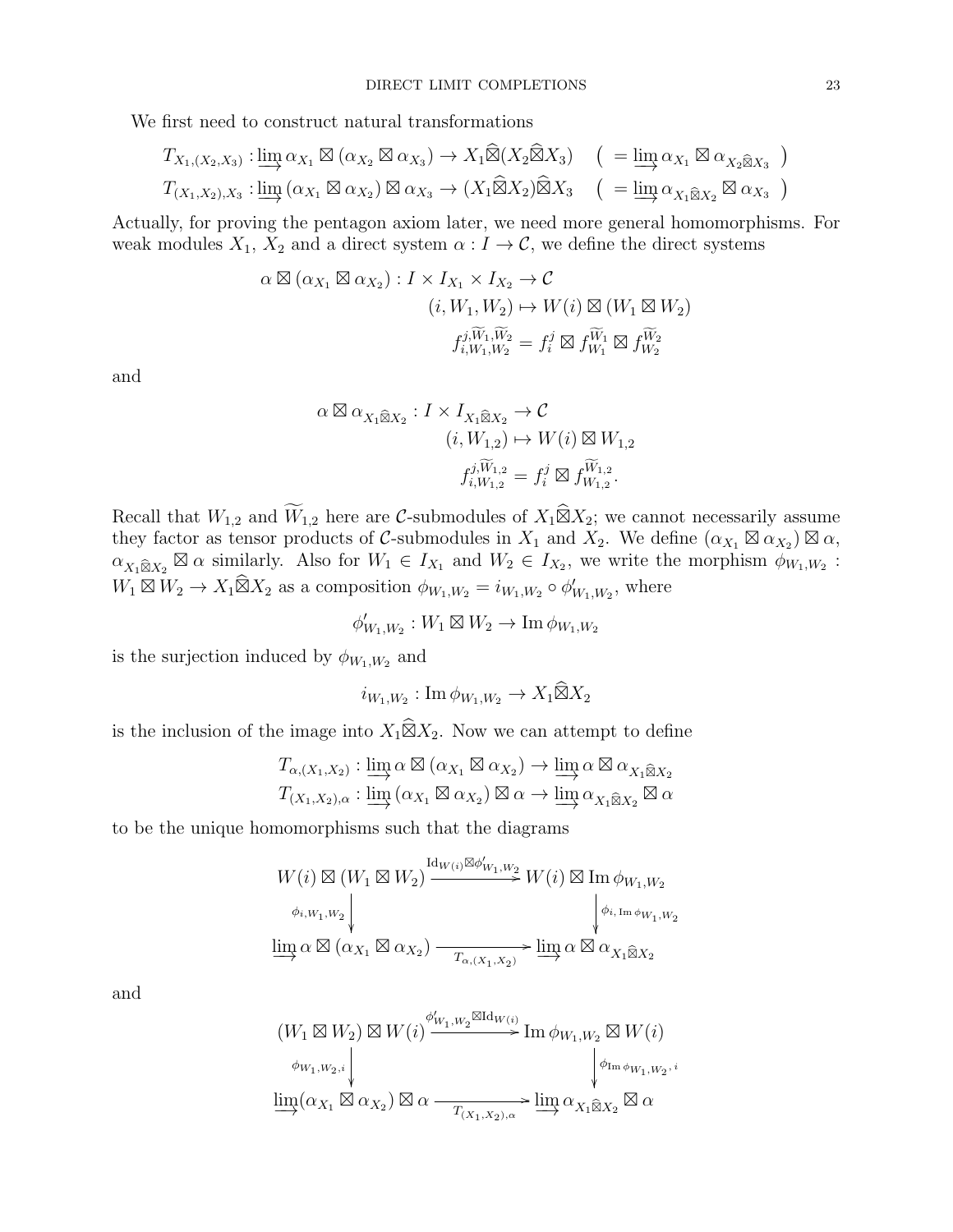We first need to construct natural transformations

$$T_{X_1,(X_2,X_3)} : \varinjlim \alpha_{X_1} \boxtimes (\alpha_{X_2} \boxtimes \alpha_{X_3}) \to X_1 \widehat{\boxtimes} (X_2 \widehat{\boxtimes} X_3) \quad \left( = \varinjlim \alpha_{X_1} \boxtimes \alpha_{X_2 \widehat{\boxtimes} X_3} \right)$$
$$T_{(X_1,X_2),X_3} : \varinjlim (\alpha_{X_1} \boxtimes \alpha_{X_2}) \boxtimes \alpha_{X_3} \to (X_1 \widehat{\boxtimes} X_2) \widehat{\boxtimes} X_3 \quad \left( = \varinjlim \alpha_{X_1 \widehat{\boxtimes} X_2} \boxtimes \alpha_{X_3} \right)$$

Actually, for proving the pentagon axiom later, we need more general homomorphisms. For weak modules $X_1$, $X_2$ and a direct system $\alpha : I \to \mathcal{C}$, we define the direct systems

$$\begin{aligned} \alpha \boxtimes (\alpha_{X_1} \boxtimes \alpha_{X_2}) : I \times I_{X_1} \times I_{X_2} &\to \mathcal{C} \\ (i, W_1, W_2) &\mapsto W(i) \boxtimes (W_1 \boxtimes W_2) \\ f_{i,W_1,W_2}^{j,\widetilde{W}_1,\widetilde{W}_2} &= f_i^j \boxtimes f_{W_1}^{\widetilde{W}_1} \boxtimes f_{W_2}^{\widetilde{W}_2} \end{aligned}$$

and

$$\begin{aligned} \alpha \boxtimes \alpha_{X_1 \widehat{\boxtimes} X_2} : I \times I_{X_1 \widehat{\boxtimes} X_2} &\to \mathcal{C} \\ (i, W_{1,2}) &\mapsto W(i) \boxtimes W_{1,2} \\ f_{i,W_{1,2}}^{j,\widetilde{W}_{1,2}} &= f_i^j \boxtimes f_{W_{1,2}}^{\widetilde{W}_{1,2}}. \end{aligned}$$

Recall that $W_{1,2}$ and $\widetilde{W}_{1,2}$ here are $\mathcal{C}$-submodules of $X_1 \widehat{\boxtimes} X_2$; we cannot necessarily assume they factor as tensor products of $\mathcal{C}$-submodules in $X_1$ and $X_2$. We define $(\alpha_{X_1} \boxtimes \alpha_{X_2}) \boxtimes \alpha$, $\alpha_{X_1 \widehat{\boxtimes} X_2} \boxtimes \alpha$ similarly. Also for $W_1 \in I_{X_1}$ and $W_2 \in I_{X_2}$, we write the morphism $\phi_{W_1,W_2} : W_1 \boxtimes W_2 \to X_1 \widehat{\boxtimes} X_2$ as a composition $\phi_{W_1,W_2} = i_{W_1,W_2} \circ \phi'_{W_1,W_2}$, where

$$\phi'_{W_1,W_2} : W_1 \boxtimes W_2 \to \operatorname{Im} \phi_{W_1,W_2}$$

is the surjection induced by $\phi_{W_1,W_2}$ and

$$i_{W_1,W_2} : \operatorname{Im} \phi_{W_1,W_2} \to X_1 \widehat{\boxtimes} X_2$$

is the inclusion of the image into $X_1 \widehat{\boxtimes} X_2$. Now we can attempt to define

$$T_{\alpha,(X_1,X_2)} : \varinjlim \alpha \boxtimes (\alpha_{X_1} \boxtimes \alpha_{X_2}) \to \varinjlim \alpha \boxtimes \alpha_{X_1 \widehat{\boxtimes} X_2}$$
$$T_{(X_1,X_2),\alpha} : \varinjlim (\alpha_{X_1} \boxtimes \alpha_{X_2}) \boxtimes \alpha \to \varinjlim \alpha_{X_1 \widehat{\boxtimes} X_2} \boxtimes \alpha$$

to be the unique homomorphisms such that the diagrams

$$\begin{array}{ccc} W(i) \boxtimes (W_1 \boxtimes W_2) & \xrightarrow{\mathrm{Id}_{W(i)} \boxtimes \phi'_{W_1,W_2}} & W(i) \boxtimes \operatorname{Im} \phi_{W_1,W_2} \\ \downarrow{\scriptstyle \phi_{i,W_1,W_2}} & & \downarrow{\scriptstyle \phi_{i,\operatorname{Im}\phi_{W_1,W_2}}} \\ \varinjlim \alpha \boxtimes (\alpha_{X_1} \boxtimes \alpha_{X_2}) & \xrightarrow{T_{\alpha,(X_1,X_2)}} & \varinjlim \alpha \boxtimes \alpha_{X_1 \widehat{\boxtimes} X_2} \end{array}$$

and

$$\begin{array}{ccc} (W_1 \boxtimes W_2) \boxtimes W(i) & \xrightarrow{\phi'_{W_1,W_2} \boxtimes \mathrm{Id}_{W(i)}} & \operatorname{Im} \phi_{W_1,W_2} \boxtimes W(i) \\ \downarrow{\scriptstyle \phi_{W_1,W_2,i}} & & \downarrow{\scriptstyle \phi_{\operatorname{Im}\phi_{W_1,W_2},i}} \\ \varinjlim (\alpha_{X_1} \boxtimes \alpha_{X_2}) \boxtimes \alpha & \xrightarrow{T_{(X_1,X_2),\alpha}} & \varinjlim \alpha_{X_1 \widehat{\boxtimes} X_2} \boxtimes \alpha \end{array}$$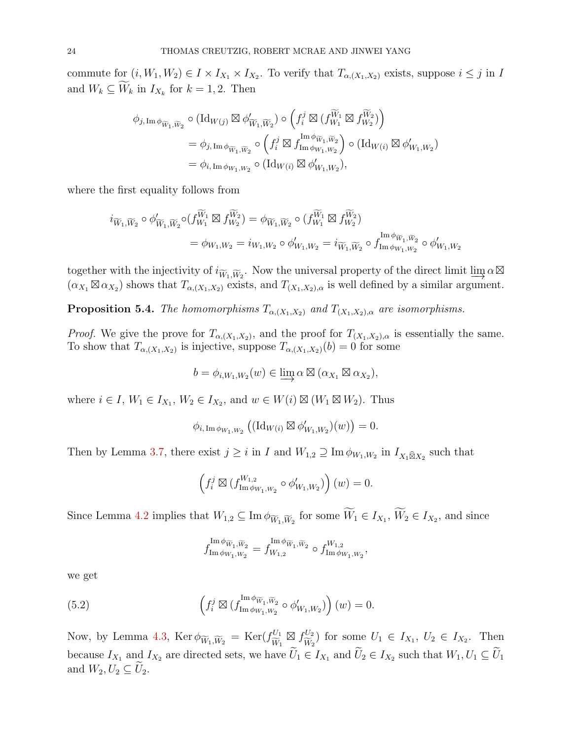commute for $(i, W_1, W_2) \in I \times I_{X_1} \times I_{X_2}$. To verify that $T_{\alpha,(X_1,X_2)}$ exists, suppose $i \leq j$ in $I$ and $W_k \subseteq \widetilde{W}_k$ in $I_{X_k}$ for $k = 1, 2$. Then

$$
\begin{aligned}
\phi_{j,\operatorname{Im}\phi_{\widetilde{W}_1,\widetilde{W}_2}} \circ (\mathrm{Id}_{W(j)} \boxtimes \phi'_{\widetilde{W}_1,\widetilde{W}_2}) \circ \left(f_i^j \boxtimes (f_{W_1}^{\widetilde{W}_1} \boxtimes f_{W_2}^{\widetilde{W}_2})\right) \\
= \phi_{j,\operatorname{Im}\phi_{\widetilde{W}_1,\widetilde{W}_2}} \circ \left(f_i^j \boxtimes f_{\operatorname{Im}\phi_{W_1,W_2}}^{\operatorname{Im}\phi_{\widetilde{W}_1,\widetilde{W}_2}}\right) \circ (\mathrm{Id}_{W(i)} \boxtimes \phi'_{W_1,W_2}) \\
= \phi_{i,\operatorname{Im}\phi_{W_1,W_2}} \circ (\mathrm{Id}_{W(i)} \boxtimes \phi'_{W_1,W_2}),
\end{aligned}
$$

where the first equality follows from

$$
\begin{aligned}
i_{\widetilde{W}_1,\widetilde{W}_2} \circ \phi'_{\widetilde{W}_1,\widetilde{W}_2} \circ (f_{W_1}^{\widetilde{W}_1} \boxtimes f_{W_2}^{\widetilde{W}_2}) = \phi_{\widetilde{W}_1,\widetilde{W}_2} \circ (f_{W_1}^{\widetilde{W}_1} \boxtimes f_{W_2}^{\widetilde{W}_2}) \\
= \phi_{W_1,W_2} = i_{W_1,W_2} \circ \phi'_{W_1,W_2} = i_{\widetilde{W}_1,\widetilde{W}_2} \circ f_{\operatorname{Im}\phi_{W_1,W_2}}^{\operatorname{Im}\phi_{\widetilde{W}_1,\widetilde{W}_2}} \circ \phi'_{W_1,W_2}
\end{aligned}
$$

together with the injectivity of $i_{\widetilde{W}_1,\widetilde{W}_2}$. Now the universal property of the direct limit $\varinjlim \alpha \boxtimes (\alpha_{X_1} \boxtimes \alpha_{X_2})$ shows that $T_{\alpha,(X_1,X_2)}$ exists, and $T_{(X_1,X_2),\alpha}$ is well defined by a similar argument.

**Proposition 5.4.** *The homomorphisms $T_{\alpha,(X_1,X_2)}$ and $T_{(X_1,X_2),\alpha}$ are isomorphisms.*

*Proof.* We give the prove for $T_{\alpha,(X_1,X_2)}$, and the proof for $T_{(X_1,X_2),\alpha}$ is essentially the same. To show that $T_{\alpha,(X_1,X_2)}$ is injective, suppose $T_{\alpha,(X_1,X_2)}(b) = 0$ for some

$$
b = \phi_{i,W_1,W_2}(w) \in \varinjlim \alpha \boxtimes (\alpha_{X_1} \boxtimes \alpha_{X_2}),
$$

where $i \in I$, $W_1 \in I_{X_1}$, $W_2 \in I_{X_2}$, and $w \in W(i) \boxtimes (W_1 \boxtimes W_2)$. Thus

$$
\phi_{i,\operatorname{Im}\phi_{W_1,W_2}}\left((\mathrm{Id}_{W(i)} \boxtimes \phi'_{W_1,W_2})(w)\right) = 0.
$$

Then by Lemma 3.7, there exist $j \geq i$ in $I$ and $W_{1,2} \supseteq \operatorname{Im}\phi_{W_1,W_2}$ in $I_{X_1 \widehat{\boxtimes} X_2}$ such that

$$
\left(f_i^j \boxtimes (f_{\operatorname{Im}\phi_{W_1,W_2}}^{W_{1,2}} \circ \phi'_{W_1,W_2})\right)(w) = 0.
$$

Since Lemma 4.2 implies that $W_{1,2} \subseteq \operatorname{Im}\phi_{\widetilde{W}_1,\widetilde{W}_2}$ for some $\widetilde{W}_1 \in I_{X_1}$, $\widetilde{W}_2 \in I_{X_2}$, and since

$$
f_{\operatorname{Im}\phi_{W_1,W_2}}^{\operatorname{Im}\phi_{\widetilde{W}_1,\widetilde{W}_2}} = f_{W_{1,2}}^{\operatorname{Im}\phi_{\widetilde{W}_1,\widetilde{W}_2}} \circ f_{\operatorname{Im}\phi_{W_1,W_2}}^{W_{1,2}},
$$

we get

$$
\left(f_i^j \boxtimes (f_{\operatorname{Im}\phi_{W_1,W_2}}^{\operatorname{Im}\phi_{\widetilde{W}_1,\widetilde{W}_2}} \circ \phi'_{W_1,W_2})\right)(w) = 0. \tag{5.2}
$$

Now, by Lemma 4.3, $\operatorname{Ker}\phi_{\widetilde{W}_1,\widetilde{W}_2} = \operatorname{Ker}(f_{\widetilde{W}_1}^{U_1} \boxtimes f_{\widetilde{W}_2}^{U_2})$ for some $U_1 \in I_{X_1}$, $U_2 \in I_{X_2}$. Then because $I_{X_1}$ and $I_{X_2}$ are directed sets, we have $\widetilde{U}_1 \in I_{X_1}$ and $\widetilde{U}_2 \in I_{X_2}$ such that $W_1, U_1 \subseteq \widetilde{U}_1$ and $W_2, U_2 \subseteq \widetilde{U}_2$.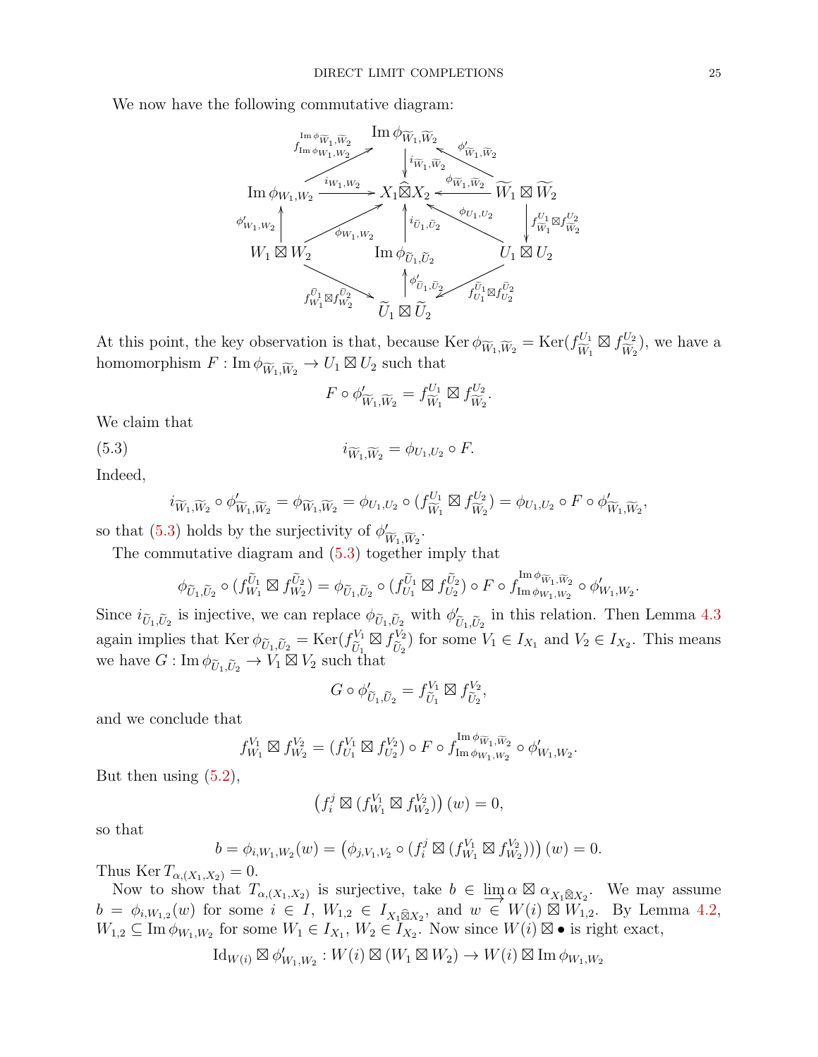We now have the following commutative diagram:

$$
\begin{array}{ccccc}
 & & \operatorname{Im}\phi_{\widetilde{W}_1,\widetilde{W}_2} & & \\
 & \overset{f^{\operatorname{Im}\phi_{\widetilde{W}_1,\widetilde{W}_2}}_{\operatorname{Im}\phi_{W_1,W_2}}}{\nearrow} & \downarrow{\scriptstyle i_{\widetilde{W}_1,\widetilde{W}_2}} & \overset{\phi'_{\widetilde{W}_1,\widetilde{W}_2}}{\nwarrow} & \\
\operatorname{Im}\phi_{W_1,W_2} & \xrightarrow{i_{W_1,W_2}} & X_1\widehat{\boxtimes}X_2 & \xleftarrow{\phi_{\widetilde{W}_1,\widetilde{W}_2}} & \widetilde{W}_1\boxtimes\widetilde{W}_2 \\
\uparrow{\scriptstyle \phi'_{W_1,W_2}} & \overset{\phi_{W_1,W_2}}{\nearrow} & \uparrow{\scriptstyle i_{\widetilde{U}_1,\widetilde{U}_2}} & \overset{\phi_{U_1,U_2}}{\nwarrow} & \downarrow{\scriptstyle f^{U_1}_{\widetilde{W}_1}\boxtimes f^{U_2}_{\widetilde{W}_2}} \\
W_1\boxtimes W_2 & & \operatorname{Im}\phi_{\widetilde{U}_1,\widetilde{U}_2} & & U_1\boxtimes U_2 \\
 & \underset{f^{\widetilde{U}_1}_{W_1}\boxtimes f^{\widetilde{U}_2}_{W_2}}{\searrow} & \uparrow{\scriptstyle \phi'_{\widetilde{U}_1,\widetilde{U}_2}} & \underset{f^{\widetilde{U}_1}_{U_1}\boxtimes f^{\widetilde{U}_2}_{U_2}}{\swarrow} & \\
 & & \widetilde{U}_1\boxtimes\widetilde{U}_2 & &
\end{array}
$$

At this point, the key observation is that, because $\operatorname{Ker}\phi_{\widetilde{W}_1,\widetilde{W}_2} = \operatorname{Ker}(f^{U_1}_{\widetilde{W}_1}\boxtimes f^{U_2}_{\widetilde{W}_2})$, we have a homomorphism $F : \operatorname{Im}\phi_{\widetilde{W}_1,\widetilde{W}_2} \to U_1\boxtimes U_2$ such that

$$F\circ\phi'_{\widetilde{W}_1,\widetilde{W}_2} = f^{U_1}_{\widetilde{W}_1}\boxtimes f^{U_2}_{\widetilde{W}_2}.$$

We claim that

$$i_{\widetilde{W}_1,\widetilde{W}_2} = \phi_{U_1,U_2}\circ F. \tag{5.3}$$

Indeed,

$$i_{\widetilde{W}_1,\widetilde{W}_2}\circ\phi'_{\widetilde{W}_1,\widetilde{W}_2} = \phi_{\widetilde{W}_1,\widetilde{W}_2} = \phi_{U_1,U_2}\circ(f^{U_1}_{\widetilde{W}_1}\boxtimes f^{U_2}_{\widetilde{W}_2}) = \phi_{U_1,U_2}\circ F\circ\phi'_{\widetilde{W}_1,\widetilde{W}_2},$$

so that (5.3) holds by the surjectivity of $\phi'_{\widetilde{W}_1,\widetilde{W}_2}$.

The commutative diagram and (5.3) together imply that

$$\phi_{\widetilde{U}_1,\widetilde{U}_2}\circ(f^{\widetilde{U}_1}_{W_1}\boxtimes f^{\widetilde{U}_2}_{W_2}) = \phi_{\widetilde{U}_1,\widetilde{U}_2}\circ(f^{\widetilde{U}_1}_{U_1}\boxtimes f^{\widetilde{U}_2}_{U_2})\circ F\circ f^{\operatorname{Im}\phi_{\widetilde{W}_1,\widetilde{W}_2}}_{\operatorname{Im}\phi_{W_1,W_2}}\circ\phi'_{W_1,W_2}.$$

Since $i_{\widetilde{U}_1,\widetilde{U}_2}$ is injective, we can replace $\phi_{\widetilde{U}_1,\widetilde{U}_2}$ with $\phi'_{\widetilde{U}_1,\widetilde{U}_2}$ in this relation. Then Lemma 4.3 again implies that $\operatorname{Ker}\phi_{\widetilde{U}_1,\widetilde{U}_2} = \operatorname{Ker}(f^{V_1}_{\widetilde{U}_1}\boxtimes f^{V_2}_{\widetilde{U}_2})$ for some $V_1\in I_{X_1}$ and $V_2\in I_{X_2}$. This means we have $G : \operatorname{Im}\phi_{\widetilde{U}_1,\widetilde{U}_2}\to V_1\boxtimes V_2$ such that

$$G\circ\phi'_{\widetilde{U}_1,\widetilde{U}_2} = f^{V_1}_{\widetilde{U}_1}\boxtimes f^{V_2}_{\widetilde{U}_2},$$

and we conclude that

$$f^{V_1}_{W_1}\boxtimes f^{V_2}_{W_2} = (f^{V_1}_{U_1}\boxtimes f^{V_2}_{U_2})\circ F\circ f^{\operatorname{Im}\phi_{\widetilde{W}_1,\widetilde{W}_2}}_{\operatorname{Im}\phi_{W_1,W_2}}\circ\phi'_{W_1,W_2}.$$

But then using (5.2),

$$\left(f^j_i\boxtimes(f^{V_1}_{W_1}\boxtimes f^{V_2}_{W_2})\right)(w) = 0,$$

so that

$$b = \phi_{i,W_1,W_2}(w) = \left(\phi_{j,V_1,V_2}\circ(f^j_i\boxtimes(f^{V_1}_{W_1}\boxtimes f^{V_2}_{W_2}))\right)(w) = 0.$$

Thus $\operatorname{Ker}T_{\alpha,(X_1,X_2)} = 0$.

Now to show that $T_{\alpha,(X_1,X_2)}$ is surjective, take $b\in\varinjlim\alpha\boxtimes\alpha_{X_1\widehat{\boxtimes}X_2}$. We may assume $b = \phi_{i,W_{1,2}}(w)$ for some $i\in I$, $W_{1,2}\in I_{X_1\widehat{\boxtimes}X_2}$, and $w\in W(i)\boxtimes W_{1,2}$. By Lemma 4.2, $W_{1,2}\subseteq\operatorname{Im}\phi_{W_1,W_2}$ for some $W_1\in I_{X_1}$, $W_2\in I_{X_2}$. Now since $W(i)\boxtimes\bullet$ is right exact,

$$\mathrm{Id}_{W(i)}\boxtimes\phi'_{W_1,W_2} : W(i)\boxtimes(W_1\boxtimes W_2)\to W(i)\boxtimes\operatorname{Im}\phi_{W_1,W_2}$$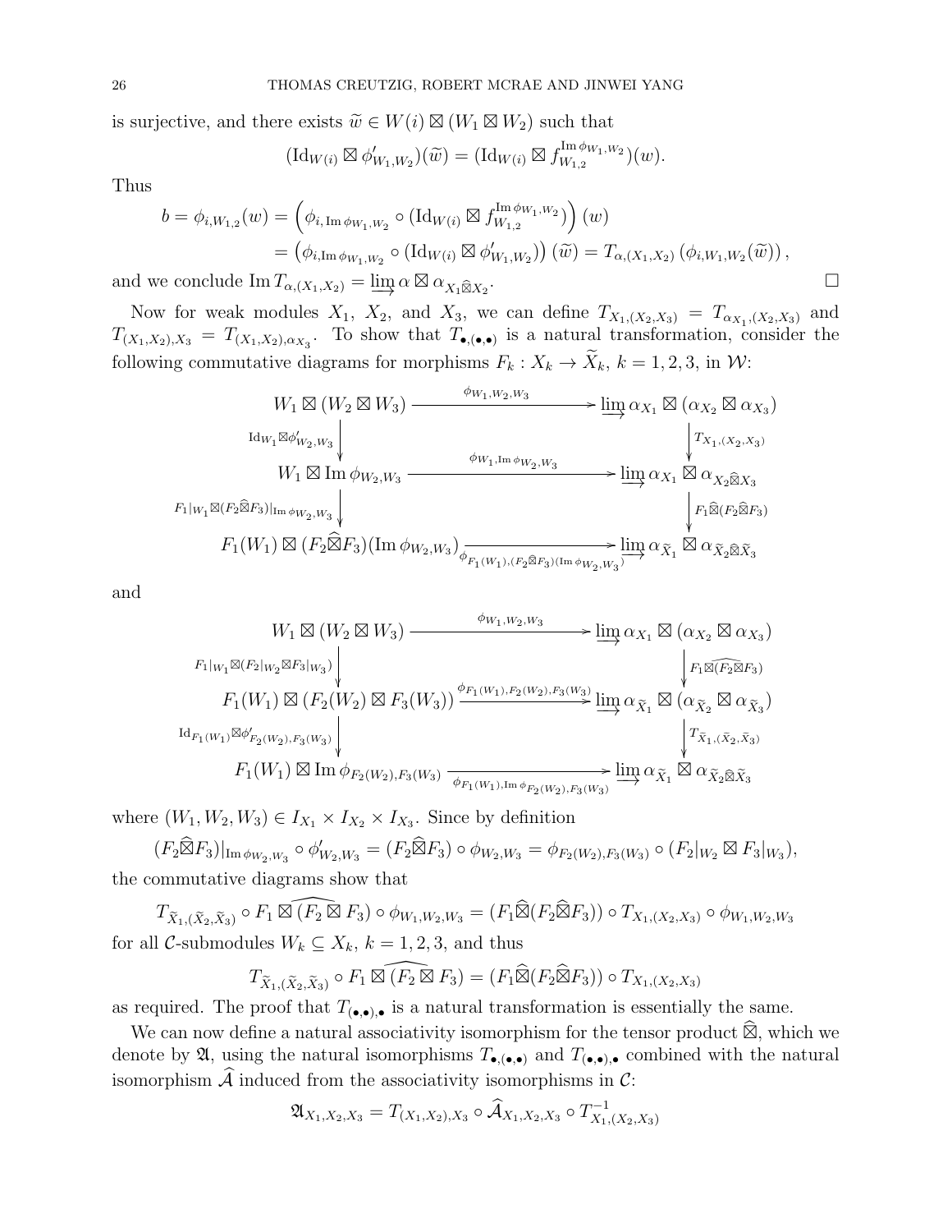is surjective, and there exists $\widetilde{w} \in W(i) \boxtimes (W_1 \boxtimes W_2)$ such that

$$(\mathrm{Id}_{W(i)} \boxtimes \phi'_{W_1,W_2})(\widetilde{w}) = (\mathrm{Id}_{W(i)} \boxtimes f^{\mathrm{Im}\,\phi_{W_1,W_2}}_{W_{1,2}})(w).$$

Thus

$$\begin{aligned}
b = \phi_{i,W_{1,2}}(w) &= \left(\phi_{i,\mathrm{Im}\,\phi_{W_1,W_2}} \circ (\mathrm{Id}_{W(i)} \boxtimes f^{\mathrm{Im}\,\phi_{W_1,W_2}}_{W_{1,2}})\right)(w) \\
&= \left(\phi_{i,\mathrm{Im}\,\phi_{W_1,W_2}} \circ (\mathrm{Id}_{W(i)} \boxtimes \phi'_{W_1,W_2})\right)(\widetilde{w}) = T_{\alpha,(X_1,X_2)}\left(\phi_{i,W_1,W_2}(\widetilde{w})\right),
\end{aligned}$$

and we conclude $\mathrm{Im}\,T_{\alpha,(X_1,X_2)} = \varinjlim \alpha \boxtimes \alpha_{X_1 \widehat{\boxtimes} X_2}$. $\square$

Now for weak modules $X_1$, $X_2$, and $X_3$, we can define $T_{X_1,(X_2,X_3)} = T_{\alpha_{X_1},(X_2,X_3)}$ and $T_{(X_1,X_2),X_3} = T_{(X_1,X_2),\alpha_{X_3}}$. To show that $T_{\bullet,(\bullet,\bullet)}$ is a natural transformation, consider the following commutative diagrams for morphisms $F_k : X_k \to \widetilde{X}_k$, $k = 1,2,3$, in $\mathcal{W}$:

$$\begin{array}{ccc}
W_1 \boxtimes (W_2 \boxtimes W_3) & \xrightarrow{\phi_{W_1,W_2,W_3}} & \varinjlim \alpha_{X_1} \boxtimes (\alpha_{X_2} \boxtimes \alpha_{X_3}) \\
\downarrow{\scriptstyle \mathrm{Id}_{W_1} \boxtimes \phi'_{W_2,W_3}} & & \downarrow{\scriptstyle T_{X_1,(X_2,X_3)}} \\
W_1 \boxtimes \mathrm{Im}\,\phi_{W_2,W_3} & \xrightarrow{\phi_{W_1,\mathrm{Im}\,\phi_{W_2,W_3}}} & \varinjlim \alpha_{X_1} \boxtimes \alpha_{X_2 \widehat{\boxtimes} X_3} \\
\downarrow{\scriptstyle F_1|_{W_1} \boxtimes (F_2 \widehat{\boxtimes} F_3)|_{\mathrm{Im}\,\phi_{W_2,W_3}}} & & \downarrow{\scriptstyle F_1 \widehat{\boxtimes} (F_2 \widehat{\boxtimes} F_3)} \\
F_1(W_1) \boxtimes (F_2 \widehat{\boxtimes} F_3)(\mathrm{Im}\,\phi_{W_2,W_3}) & \xrightarrow{\phi_{F_1(W_1),(F_2\widehat{\boxtimes}F_3)(\mathrm{Im}\,\phi_{W_2,W_3})}} & \varinjlim \alpha_{\widetilde{X}_1} \boxtimes \alpha_{\widetilde{X}_2 \widehat{\boxtimes} \widetilde{X}_3}
\end{array}$$

and

$$\begin{array}{ccc}
W_1 \boxtimes (W_2 \boxtimes W_3) & \xrightarrow{\phi_{W_1,W_2,W_3}} & \varinjlim \alpha_{X_1} \boxtimes (\alpha_{X_2} \boxtimes \alpha_{X_3}) \\
\downarrow{\scriptstyle F_1|_{W_1} \boxtimes (F_2|_{W_2} \boxtimes F_3|_{W_3})} & & \downarrow{\scriptstyle F_1 \widehat{\boxtimes (F_2 \boxtimes F_3)}} \\
F_1(W_1) \boxtimes (F_2(W_2) \boxtimes F_3(W_3)) & \xrightarrow{\phi_{F_1(W_1),F_2(W_2),F_3(W_3)}} & \varinjlim \alpha_{\widetilde{X}_1} \boxtimes (\alpha_{\widetilde{X}_2} \boxtimes \alpha_{\widetilde{X}_3}) \\
\downarrow{\scriptstyle \mathrm{Id}_{F_1(W_1)} \boxtimes \phi'_{F_2(W_2),F_3(W_3)}} & & \downarrow{\scriptstyle T_{\widetilde{X}_1,(\widetilde{X}_2,\widetilde{X}_3)}} \\
F_1(W_1) \boxtimes \mathrm{Im}\,\phi_{F_2(W_2),F_3(W_3)} & \xrightarrow{\phi_{F_1(W_1),\mathrm{Im}\,\phi_{F_2(W_2),F_3(W_3)}}} & \varinjlim \alpha_{\widetilde{X}_1} \boxtimes \alpha_{\widetilde{X}_2 \widehat{\boxtimes} \widetilde{X}_3}
\end{array}$$

where $(W_1, W_2, W_3) \in I_{X_1} \times I_{X_2} \times I_{X_3}$. Since by definition

$$(F_2 \widehat{\boxtimes} F_3)|_{\mathrm{Im}\,\phi_{W_2,W_3}} \circ \phi'_{W_2,W_3} = (F_2 \widehat{\boxtimes} F_3) \circ \phi_{W_2,W_3} = \phi_{F_2(W_2),F_3(W_3)} \circ (F_2|_{W_2} \boxtimes F_3|_{W_3}),$$

the commutative diagrams show that

$$T_{\widetilde{X}_1,(\widetilde{X}_2,\widetilde{X}_3)} \circ F_1 \widehat{\boxtimes (F_2 \boxtimes F_3)} \circ \phi_{W_1,W_2,W_3} = (F_1 \widehat{\boxtimes} (F_2 \widehat{\boxtimes} F_3)) \circ T_{X_1,(X_2,X_3)} \circ \phi_{W_1,W_2,W_3}$$

for all $\mathcal{C}$-submodules $W_k \subseteq X_k$, $k = 1,2,3$, and thus

$$T_{\widetilde{X}_1,(\widetilde{X}_2,\widetilde{X}_3)} \circ F_1 \widehat{\boxtimes (F_2 \boxtimes F_3)} = (F_1 \widehat{\boxtimes} (F_2 \widehat{\boxtimes} F_3)) \circ T_{X_1,(X_2,X_3)}$$

as required. The proof that $T_{(\bullet,\bullet),\bullet}$ is a natural transformation is essentially the same.

We can now define a natural associativity isomorphism for the tensor product $\widehat{\boxtimes}$, which we denote by $\mathfrak{A}$, using the natural isomorphisms $T_{\bullet,(\bullet,\bullet)}$ and $T_{(\bullet,\bullet),\bullet}$ combined with the natural isomorphism $\widehat{\mathcal{A}}$ induced from the associativity isomorphisms in $\mathcal{C}$:

$$\mathfrak{A}_{X_1,X_2,X_3} = T_{(X_1,X_2),X_3} \circ \widehat{\mathcal{A}}_{X_1,X_2,X_3} \circ T^{-1}_{X_1,(X_2,X_3)}$$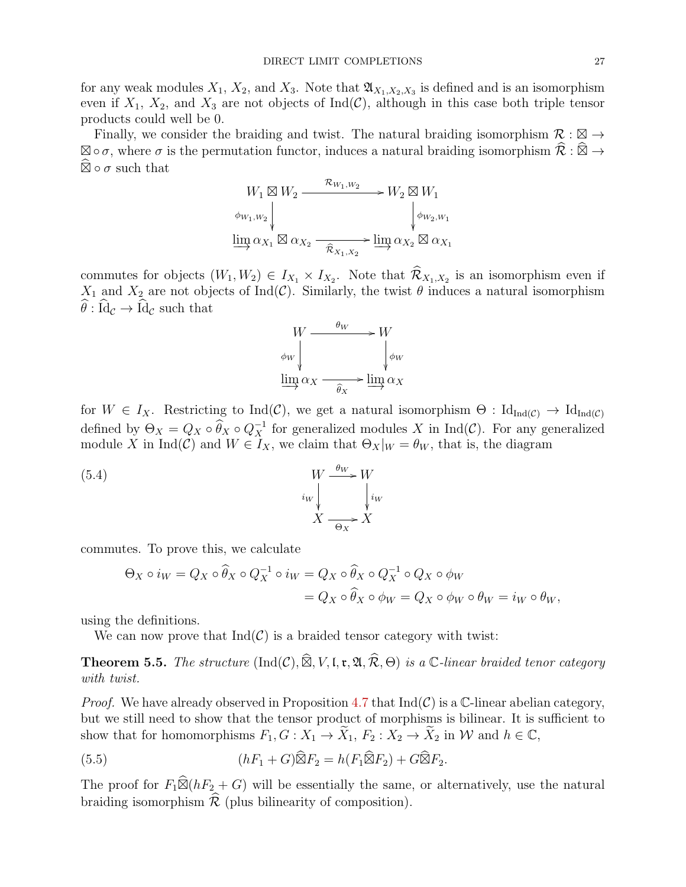for any weak modules $X_1$, $X_2$, and $X_3$. Note that $\mathfrak{A}_{X_1,X_2,X_3}$ is defined and is an isomorphism even if $X_1$, $X_2$, and $X_3$ are not objects of $\mathrm{Ind}(\mathcal{C})$, although in this case both triple tensor products could well be 0.

Finally, we consider the braiding and twist. The natural braiding isomorphism $\mathcal{R} : \boxtimes \to \boxtimes \circ \sigma$, where $\sigma$ is the permutation functor, induces a natural braiding isomorphism $\widehat{\mathcal{R}} : \widehat{\boxtimes} \to \widehat{\boxtimes} \circ \sigma$ such that

$$\begin{array}{ccc}
W_1 \boxtimes W_2 & \xrightarrow{\mathcal{R}_{W_1,W_2}} & W_2 \boxtimes W_1 \\
\downarrow{\scriptstyle \phi_{W_1,W_2}} & & \downarrow{\scriptstyle \phi_{W_2,W_1}} \\
\varinjlim \alpha_{X_1} \boxtimes \alpha_{X_2} & \xrightarrow[\widehat{\mathcal{R}}_{X_1,X_2}]{} & \varinjlim \alpha_{X_2} \boxtimes \alpha_{X_1}
\end{array}$$

commutes for objects $(W_1, W_2) \in I_{X_1} \times I_{X_2}$. Note that $\widehat{\mathcal{R}}_{X_1,X_2}$ is an isomorphism even if $X_1$ and $X_2$ are not objects of $\mathrm{Ind}(\mathcal{C})$. Similarly, the twist $\theta$ induces a natural isomorphism $\widehat{\theta} : \widehat{\mathrm{Id}}_{\mathcal{C}} \to \widehat{\mathrm{Id}}_{\mathcal{C}}$ such that

$$\begin{array}{ccc}
W & \xrightarrow{\theta_W} & W \\
\downarrow{\scriptstyle \phi_W} & & \downarrow{\scriptstyle \phi_W} \\
\varinjlim \alpha_X & \xrightarrow[\widehat{\theta}_X]{} & \varinjlim \alpha_X
\end{array}$$

for $W \in I_X$. Restricting to $\mathrm{Ind}(\mathcal{C})$, we get a natural isomorphism $\Theta : \mathrm{Id}_{\mathrm{Ind}(\mathcal{C})} \to \mathrm{Id}_{\mathrm{Ind}(\mathcal{C})}$ defined by $\Theta_X = Q_X \circ \widehat{\theta}_X \circ Q_X^{-1}$ for generalized modules $X$ in $\mathrm{Ind}(\mathcal{C})$. For any generalized module $X$ in $\mathrm{Ind}(\mathcal{C})$ and $W \in I_X$, we claim that $\Theta_X|_W = \theta_W$, that is, the diagram

$$\begin{array}{ccc}
W & \xrightarrow{\theta_W} & W \\
\downarrow{\scriptstyle i_W} & & \downarrow{\scriptstyle i_W} \\
X & \xrightarrow[\Theta_X]{} & X
\end{array} \tag{5.4}$$

commutes. To prove this, we calculate

$$\begin{aligned}
\Theta_X \circ i_W = Q_X \circ \widehat{\theta}_X \circ Q_X^{-1} \circ i_W &= Q_X \circ \widehat{\theta}_X \circ Q_X^{-1} \circ Q_X \circ \phi_W \\
&= Q_X \circ \widehat{\theta}_X \circ \phi_W = Q_X \circ \phi_W \circ \theta_W = i_W \circ \theta_W,
\end{aligned}$$

using the definitions.

We can now prove that $\mathrm{Ind}(\mathcal{C})$ is a braided tensor category with twist:

**Theorem 5.5.** *The structure* $(\mathrm{Ind}(\mathcal{C}), \widehat{\boxtimes}, V, \mathfrak{l}, \mathfrak{r}, \mathfrak{A}, \widehat{\mathcal{R}}, \Theta)$ *is a* $\mathbb{C}$*-linear braided tenor category with twist.*

*Proof.* We have already observed in Proposition 4.7 that $\mathrm{Ind}(\mathcal{C})$ is a $\mathbb{C}$-linear abelian category, but we still need to show that the tensor product of morphisms is bilinear. It is sufficient to show that for homomorphisms $F_1, G : X_1 \to \widetilde{X}_1$, $F_2 : X_2 \to \widetilde{X}_2$ in $\mathcal{W}$ and $h \in \mathbb{C}$,

$$(hF_1 + G)\widehat{\boxtimes}F_2 = h(F_1\widehat{\boxtimes}F_2) + G\widehat{\boxtimes}F_2. \tag{5.5}$$

The proof for $F_1\widehat{\boxtimes}(hF_2 + G)$ will be essentially the same, or alternatively, use the natural braiding isomorphism $\widehat{\mathcal{R}}$ (plus bilinearity of composition).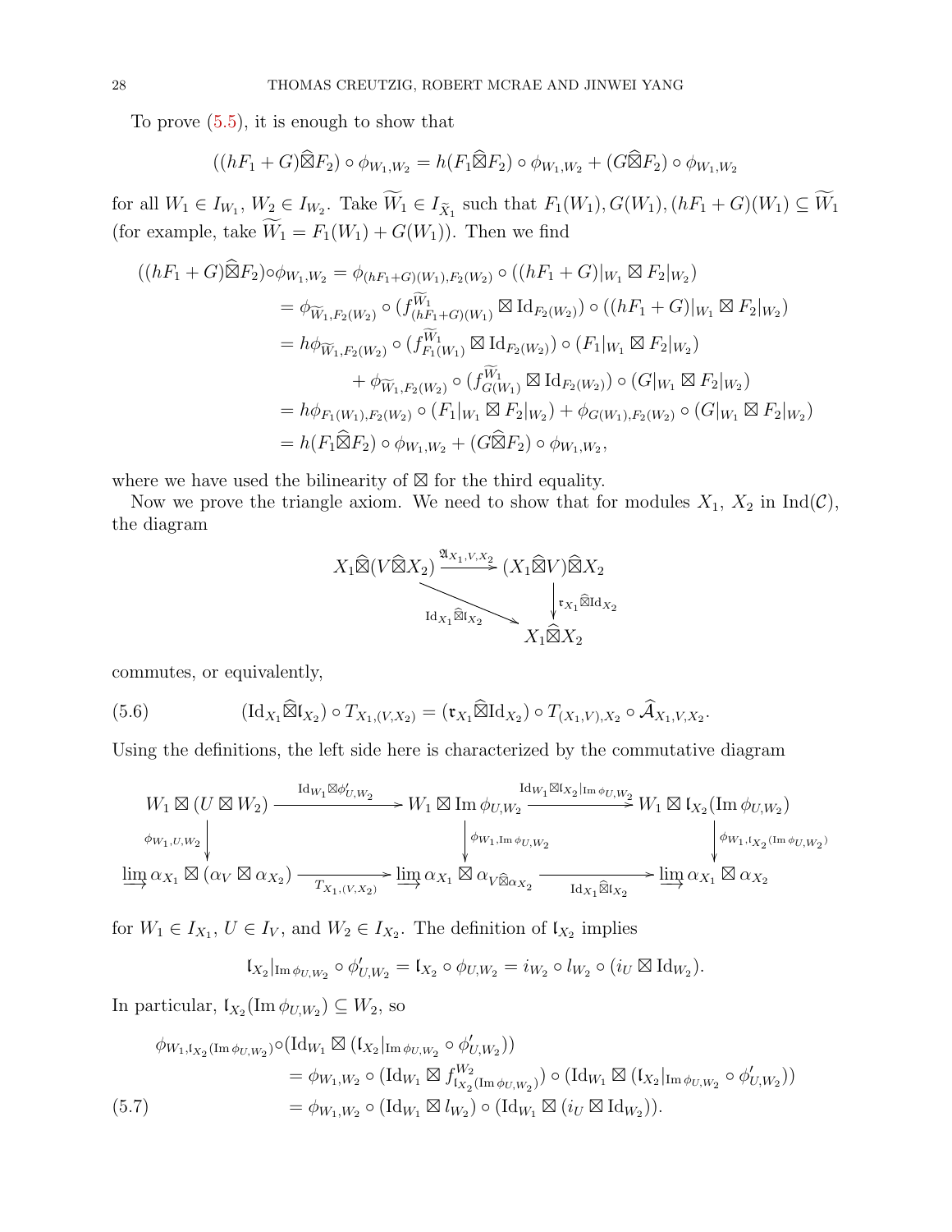To prove (5.5), it is enough to show that

$$((hF_1 + G)\widehat{\boxtimes} F_2) \circ \phi_{W_1,W_2} = h(F_1 \widehat{\boxtimes} F_2) \circ \phi_{W_1,W_2} + (G\widehat{\boxtimes} F_2) \circ \phi_{W_1,W_2}$$

for all $W_1 \in I_{W_1}$, $W_2 \in I_{W_2}$. Take $\widetilde{W}_1 \in I_{\widetilde{X}_1}$ such that $F_1(W_1), G(W_1), (hF_1 + G)(W_1) \subseteq \widetilde{W}_1$ (for example, take $\widetilde{W}_1 = F_1(W_1) + G(W_1)$). Then we find

$$\begin{aligned}
((hF_1 + G)\widehat{\boxtimes} F_2)\circ\phi_{W_1,W_2} &= \phi_{(hF_1+G)(W_1),F_2(W_2)} \circ ((hF_1 + G)|_{W_1} \boxtimes F_2|_{W_2}) \\
&= \phi_{\widetilde{W}_1,F_2(W_2)} \circ (f^{\widetilde{W}_1}_{(hF_1+G)(W_1)} \boxtimes \mathrm{Id}_{F_2(W_2)}) \circ ((hF_1 + G)|_{W_1} \boxtimes F_2|_{W_2}) \\
&= h\phi_{\widetilde{W}_1,F_2(W_2)} \circ (f^{\widetilde{W}_1}_{F_1(W_1)} \boxtimes \mathrm{Id}_{F_2(W_2)}) \circ (F_1|_{W_1} \boxtimes F_2|_{W_2}) \\
&\qquad + \phi_{\widetilde{W}_1,F_2(W_2)} \circ (f^{\widetilde{W}_1}_{G(W_1)} \boxtimes \mathrm{Id}_{F_2(W_2)}) \circ (G|_{W_1} \boxtimes F_2|_{W_2}) \\
&= h\phi_{F_1(W_1),F_2(W_2)} \circ (F_1|_{W_1} \boxtimes F_2|_{W_2}) + \phi_{G(W_1),F_2(W_2)} \circ (G|_{W_1} \boxtimes F_2|_{W_2}) \\
&= h(F_1\widehat{\boxtimes} F_2) \circ \phi_{W_1,W_2} + (G\widehat{\boxtimes} F_2) \circ \phi_{W_1,W_2},
\end{aligned}$$

where we have used the bilinearity of $\boxtimes$ for the third equality.

Now we prove the triangle axiom. We need to show that for modules $X_1$, $X_2$ in $\mathrm{Ind}(\mathcal{C})$, the diagram

$$\begin{array}{ccc}
X_1\widehat{\boxtimes}(V\widehat{\boxtimes}X_2) & \xrightarrow{\mathfrak{A}_{X_1,V,X_2}} & (X_1\widehat{\boxtimes}V)\widehat{\boxtimes}X_2 \\
& \searrow^{\mathrm{Id}_{X_1}\widehat{\boxtimes}\mathfrak{l}_{X_2}} & \downarrow{\scriptstyle \mathfrak{r}_{X_1}\widehat{\boxtimes}\mathrm{Id}_{X_2}} \\
& & X_1\widehat{\boxtimes}X_2
\end{array}$$

commutes, or equivalently,

$$(\mathrm{Id}_{X_1}\widehat{\boxtimes}\mathfrak{l}_{X_2}) \circ T_{X_1,(V,X_2)} = (\mathfrak{r}_{X_1}\widehat{\boxtimes}\mathrm{Id}_{X_2}) \circ T_{(X_1,V),X_2} \circ \widehat{\mathcal{A}}_{X_1,V,X_2}. \tag{5.6}$$

Using the definitions, the left side here is characterized by the commutative diagram

$$\begin{array}{ccccc}
W_1 \boxtimes (U \boxtimes W_2) & \xrightarrow{\mathrm{Id}_{W_1}\boxtimes\phi'_{U,W_2}} & W_1 \boxtimes \mathrm{Im}\,\phi_{U,W_2} & \xrightarrow{\mathrm{Id}_{W_1}\boxtimes\mathfrak{l}_{X_2}|_{\mathrm{Im}\,\phi_{U,W_2}}} & W_1 \boxtimes \mathfrak{l}_{X_2}(\mathrm{Im}\,\phi_{U,W_2}) \\
\downarrow{\scriptstyle \phi_{W_1,U,W_2}} & & \downarrow{\scriptstyle \phi_{W_1,\mathrm{Im}\,\phi_{U,W_2}}} & & \downarrow{\scriptstyle \phi_{W_1,\mathfrak{l}_{X_2}(\mathrm{Im}\,\phi_{U,W_2})}} \\
\varinjlim \alpha_{X_1} \boxtimes (\alpha_V \boxtimes \alpha_{X_2}) & \xrightarrow[T_{X_1,(V,X_2)}]{} & \varinjlim \alpha_{X_1} \boxtimes \alpha_{V\widehat{\boxtimes}\alpha_{X_2}} & \xrightarrow[\mathrm{Id}_{X_1}\widehat{\boxtimes}\mathfrak{l}_{X_2}]{} & \varinjlim \alpha_{X_1} \boxtimes \alpha_{X_2}
\end{array}$$

for $W_1 \in I_{X_1}$, $U \in I_V$, and $W_2 \in I_{X_2}$. The definition of $\mathfrak{l}_{X_2}$ implies

$$\mathfrak{l}_{X_2}|_{\mathrm{Im}\,\phi_{U,W_2}} \circ \phi'_{U,W_2} = \mathfrak{l}_{X_2} \circ \phi_{U,W_2} = i_{W_2} \circ l_{W_2} \circ (i_U \boxtimes \mathrm{Id}_{W_2}).$$

In particular, $\mathfrak{l}_{X_2}(\mathrm{Im}\,\phi_{U,W_2}) \subseteq W_2$, so

$$\begin{aligned}
\phi_{W_1,\mathfrak{l}_{X_2}(\mathrm{Im}\,\phi_{U,W_2})}&\circ(\mathrm{Id}_{W_1} \boxtimes (\mathfrak{l}_{X_2}|_{\mathrm{Im}\,\phi_{U,W_2}} \circ \phi'_{U,W_2})) \\
&= \phi_{W_1,W_2} \circ (\mathrm{Id}_{W_1} \boxtimes f^{W_2}_{\mathfrak{l}_{X_2}(\mathrm{Im}\,\phi_{U,W_2})}) \circ (\mathrm{Id}_{W_1} \boxtimes (\mathfrak{l}_{X_2}|_{\mathrm{Im}\,\phi_{U,W_2}} \circ \phi'_{U,W_2})) \\
&= \phi_{W_1,W_2} \circ (\mathrm{Id}_{W_1} \boxtimes l_{W_2}) \circ (\mathrm{Id}_{W_1} \boxtimes (i_U \boxtimes \mathrm{Id}_{W_2})).
\end{aligned} \tag{5.7}$$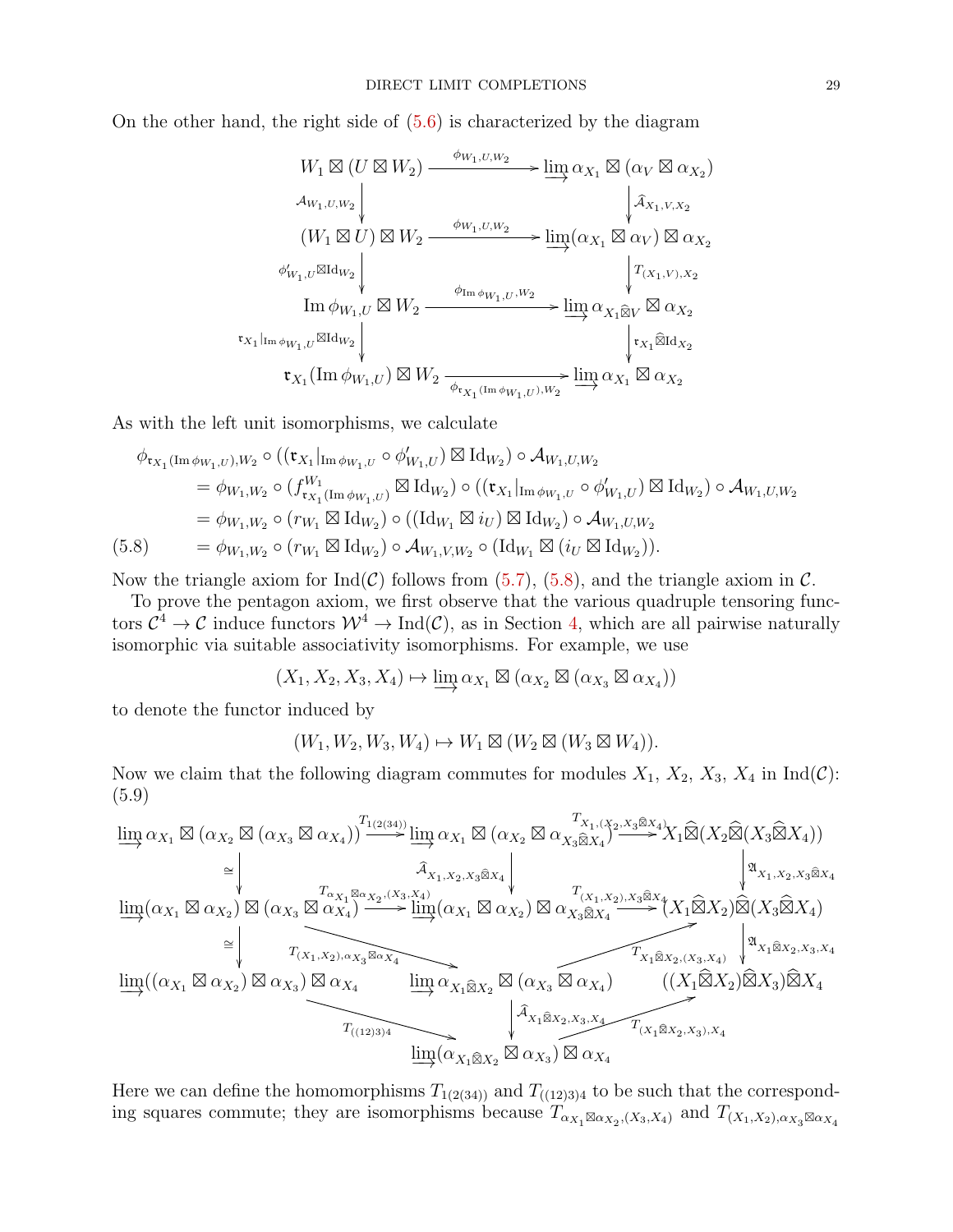On the other hand, the right side of (5.6) is characterized by the diagram

$$\begin{array}{ccc}
W_1 \boxtimes (U \boxtimes W_2) & \xrightarrow{\phi_{W_1,U,W_2}} & \varinjlim \alpha_{X_1} \boxtimes (\alpha_V \boxtimes \alpha_{X_2}) \\
\downarrow{\scriptstyle \mathcal{A}_{W_1,U,W_2}} & & \downarrow{\scriptstyle \widehat{\mathcal{A}}_{X_1,V,X_2}} \\
(W_1 \boxtimes U) \boxtimes W_2 & \xrightarrow{\phi_{W_1,U,W_2}} & \varinjlim (\alpha_{X_1} \boxtimes \alpha_V) \boxtimes \alpha_{X_2} \\
\downarrow{\scriptstyle \phi'_{W_1,U} \boxtimes \mathrm{Id}_{W_2}} & & \downarrow{\scriptstyle T_{(X_1,V),X_2}} \\
\mathrm{Im}\,\phi_{W_1,U} \boxtimes W_2 & \xrightarrow{\phi_{\mathrm{Im}\,\phi_{W_1,U},W_2}} & \varinjlim \alpha_{X_1 \widehat{\boxtimes} V} \boxtimes \alpha_{X_2} \\
\downarrow{\scriptstyle \mathfrak{r}_{X_1}|_{\mathrm{Im}\,\phi_{W_1,U}} \boxtimes \mathrm{Id}_{W_2}} & & \downarrow{\scriptstyle \mathfrak{r}_{X_1} \widehat{\boxtimes} \mathrm{Id}_{X_2}} \\
\mathfrak{r}_{X_1}(\mathrm{Im}\,\phi_{W_1,U}) \boxtimes W_2 & \xrightarrow[\phi_{\mathfrak{r}_{X_1}(\mathrm{Im}\,\phi_{W_1,U}),W_2}]{} & \varinjlim \alpha_{X_1} \boxtimes \alpha_{X_2}
\end{array}$$

As with the left unit isomorphisms, we calculate

$$\begin{aligned}
\phi_{\mathfrak{r}_{X_1}(\mathrm{Im}\,\phi_{W_1,U}),W_2} &\circ ((\mathfrak{r}_{X_1}|_{\mathrm{Im}\,\phi_{W_1,U}} \circ \phi'_{W_1,U}) \boxtimes \mathrm{Id}_{W_2}) \circ \mathcal{A}_{W_1,U,W_2} \\
&= \phi_{W_1,W_2} \circ (f^{W_1}_{\mathfrak{r}_{X_1}(\mathrm{Im}\,\phi_{W_1,U})} \boxtimes \mathrm{Id}_{W_2}) \circ ((\mathfrak{r}_{X_1}|_{\mathrm{Im}\,\phi_{W_1,U}} \circ \phi'_{W_1,U}) \boxtimes \mathrm{Id}_{W_2}) \circ \mathcal{A}_{W_1,U,W_2} \\
&= \phi_{W_1,W_2} \circ (r_{W_1} \boxtimes \mathrm{Id}_{W_2}) \circ ((\mathrm{Id}_{W_1} \boxtimes i_U) \boxtimes \mathrm{Id}_{W_2}) \circ \mathcal{A}_{W_1,U,W_2} \\
&= \phi_{W_1,W_2} \circ (r_{W_1} \boxtimes \mathrm{Id}_{W_2}) \circ \mathcal{A}_{W_1,V,W_2} \circ (\mathrm{Id}_{W_1} \boxtimes (i_U \boxtimes \mathrm{Id}_{W_2})).
\end{aligned} \tag{5.8}$$

Now the triangle axiom for $\mathrm{Ind}(\mathcal{C})$ follows from (5.7), (5.8), and the triangle axiom in $\mathcal{C}$.

To prove the pentagon axiom, we first observe that the various quadruple tensoring functors $\mathcal{C}^4 \to \mathcal{C}$ induce functors $\mathcal{W}^4 \to \mathrm{Ind}(\mathcal{C})$, as in Section 4, which are all pairwise naturally isomorphic via suitable associativity isomorphisms. For example, we use

$$(X_1, X_2, X_3, X_4) \mapsto \varinjlim \alpha_{X_1} \boxtimes (\alpha_{X_2} \boxtimes (\alpha_{X_3} \boxtimes \alpha_{X_4}))$$

to denote the functor induced by

$$(W_1, W_2, W_3, W_4) \mapsto W_1 \boxtimes (W_2 \boxtimes (W_3 \boxtimes W_4)).$$

Now we claim that the following diagram commutes for modules $X_1$, $X_2$, $X_3$, $X_4$ in $\mathrm{Ind}(\mathcal{C})$:
(5.9)

$$\begin{array}{ccccc}
\varinjlim \alpha_{X_1} \boxtimes (\alpha_{X_2} \boxtimes (\alpha_{X_3} \boxtimes \alpha_{X_4})) & \xrightarrow{T_{1(2(34))}} & \varinjlim \alpha_{X_1} \boxtimes (\alpha_{X_2} \boxtimes \alpha_{X_3 \widehat{\boxtimes} X_4}) & \xrightarrow{T_{X_1,(X_2,X_3\widehat{\boxtimes}X_4)}} & X_1 \widehat{\boxtimes} (X_2 \widehat{\boxtimes} (X_3 \widehat{\boxtimes} X_4)) \\
\downarrow{\scriptstyle \cong} & & \downarrow{\scriptstyle \widehat{\mathcal{A}}_{X_1,X_2,X_3\widehat{\boxtimes}X_4}} & & \downarrow{\scriptstyle \mathfrak{A}_{X_1,X_2,X_3\widehat{\boxtimes}X_4}} \\
\varinjlim (\alpha_{X_1} \boxtimes \alpha_{X_2}) \boxtimes (\alpha_{X_3} \boxtimes \alpha_{X_4}) & \xrightarrow{T_{\alpha_{X_1}\boxtimes\alpha_{X_2},(X_3,X_4)}} & \varinjlim (\alpha_{X_1} \boxtimes \alpha_{X_2}) \boxtimes \alpha_{X_3 \widehat{\boxtimes} X_4} & \xrightarrow{T_{(X_1,X_2),X_3\widehat{\boxtimes}X_4}} & (X_1 \widehat{\boxtimes} X_2) \widehat{\boxtimes} (X_3 \widehat{\boxtimes} X_4) \\
& \searrow{\scriptstyle T_{(X_1,X_2),\alpha_{X_3}\boxtimes\alpha_{X_4}}} & & \nearrow{\scriptstyle T_{X_1\widehat{\boxtimes}X_2,(X_3,X_4)}} & \\
\downarrow{\scriptstyle \cong} & & \varinjlim \alpha_{X_1 \widehat{\boxtimes} X_2} \boxtimes (\alpha_{X_3} \boxtimes \alpha_{X_4}) & & \downarrow{\scriptstyle \mathfrak{A}_{X_1\widehat{\boxtimes}X_2,X_3,X_4}} \\
\varinjlim ((\alpha_{X_1} \boxtimes \alpha_{X_2}) \boxtimes \alpha_{X_3}) \boxtimes \alpha_{X_4} & & \downarrow{\scriptstyle \widehat{\mathcal{A}}_{X_1\widehat{\boxtimes}X_2,X_3,X_4}} & & ((X_1 \widehat{\boxtimes} X_2) \widehat{\boxtimes} X_3) \widehat{\boxtimes} X_4 \\
& \searrow{\scriptstyle T_{((12)3)4}} & & \nearrow{\scriptstyle T_{(X_1\widehat{\boxtimes}X_2,X_3),X_4}} & \\
& & \varinjlim (\alpha_{X_1 \widehat{\boxtimes} X_2} \boxtimes \alpha_{X_3}) \boxtimes \alpha_{X_4} & &
\end{array}$$

Here we can define the homomorphisms $T_{1(2(34))}$ and $T_{((12)3)4}$ to be such that the corresponding squares commute; they are isomorphisms because $T_{\alpha_{X_1}\boxtimes\alpha_{X_2},(X_3,X_4)}$ and $T_{(X_1,X_2),\alpha_{X_3}\boxtimes\alpha_{X_4}}$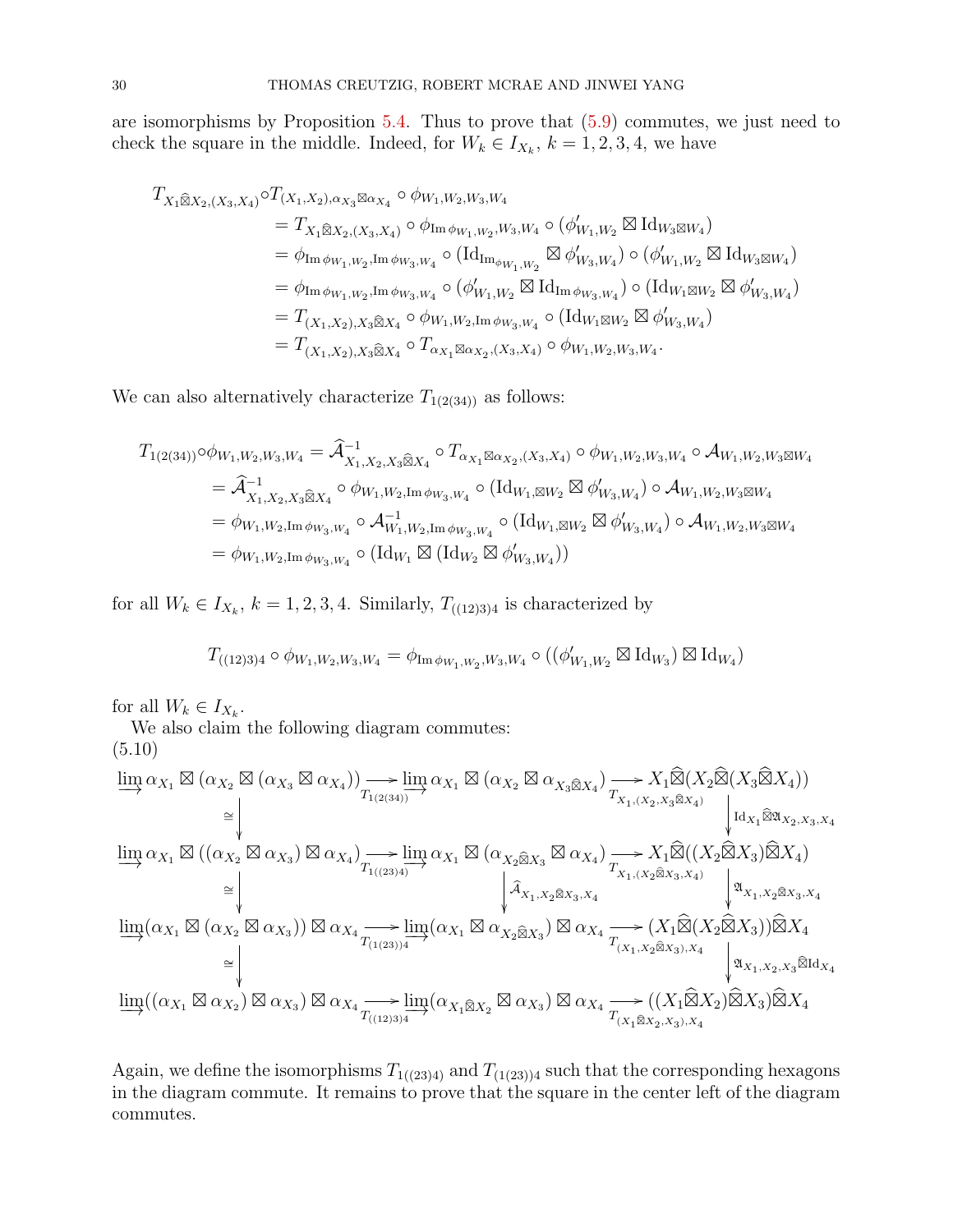are isomorphisms by Proposition 5.4. Thus to prove that (5.9) commutes, we just need to check the square in the middle. Indeed, for $W_k \in I_{X_k}$, $k = 1, 2, 3, 4$, we have

$$
\begin{aligned}
T_{X_1\widehat{\boxtimes}X_2,(X_3,X_4)} \circ & T_{(X_1,X_2),\alpha_{X_3}\boxtimes\alpha_{X_4}} \circ \phi_{W_1,W_2,W_3,W_4} \\
&= T_{X_1\widehat{\boxtimes}X_2,(X_3,X_4)} \circ \phi_{\mathrm{Im}\,\phi_{W_1,W_2},W_3,W_4} \circ (\phi'_{W_1,W_2} \boxtimes \mathrm{Id}_{W_3\boxtimes W_4}) \\
&= \phi_{\mathrm{Im}\,\phi_{W_1,W_2},\mathrm{Im}\,\phi_{W_3,W_4}} \circ (\mathrm{Id}_{\mathrm{Im}_{\phi_{W_1,W_2}}} \boxtimes \phi'_{W_3,W_4}) \circ (\phi'_{W_1,W_2} \boxtimes \mathrm{Id}_{W_3\boxtimes W_4}) \\
&= \phi_{\mathrm{Im}\,\phi_{W_1,W_2},\mathrm{Im}\,\phi_{W_3,W_4}} \circ (\phi'_{W_1,W_2} \boxtimes \mathrm{Id}_{\mathrm{Im}\,\phi_{W_3,W_4}}) \circ (\mathrm{Id}_{W_1\boxtimes W_2} \boxtimes \phi'_{W_3,W_4}) \\
&= T_{(X_1,X_2),X_3\widehat{\boxtimes}X_4} \circ \phi_{W_1,W_2,\mathrm{Im}\,\phi_{W_3,W_4}} \circ (\mathrm{Id}_{W_1\boxtimes W_2} \boxtimes \phi'_{W_3,W_4}) \\
&= T_{(X_1,X_2),X_3\widehat{\boxtimes}X_4} \circ T_{\alpha_{X_1}\boxtimes\alpha_{X_2},(X_3,X_4)} \circ \phi_{W_1,W_2,W_3,W_4}.
\end{aligned}
$$

We can also alternatively characterize $T_{1(2(34))}$ as follows:

$$
\begin{aligned}
T_{1(2(34))} \circ \phi_{W_1,W_2,W_3,W_4} &= \widehat{\mathcal{A}}^{-1}_{X_1,X_2,X_3\widehat{\boxtimes}X_4} \circ T_{\alpha_{X_1}\boxtimes\alpha_{X_2},(X_3,X_4)} \circ \phi_{W_1,W_2,W_3,W_4} \circ \mathcal{A}_{W_1,W_2,W_3\boxtimes W_4} \\
&= \widehat{\mathcal{A}}^{-1}_{X_1,X_2,X_3\widehat{\boxtimes}X_4} \circ \phi_{W_1,W_2,\mathrm{Im}\,\phi_{W_3,W_4}} \circ (\mathrm{Id}_{W_1,\boxtimes W_2} \boxtimes \phi'_{W_3,W_4}) \circ \mathcal{A}_{W_1,W_2,W_3\boxtimes W_4} \\
&= \phi_{W_1,W_2,\mathrm{Im}\,\phi_{W_3,W_4}} \circ \mathcal{A}^{-1}_{W_1,W_2,\mathrm{Im}\,\phi_{W_3,W_4}} \circ (\mathrm{Id}_{W_1,\boxtimes W_2} \boxtimes \phi'_{W_3,W_4}) \circ \mathcal{A}_{W_1,W_2,W_3\boxtimes W_4} \\
&= \phi_{W_1,W_2,\mathrm{Im}\,\phi_{W_3,W_4}} \circ (\mathrm{Id}_{W_1} \boxtimes (\mathrm{Id}_{W_2} \boxtimes \phi'_{W_3,W_4}))
\end{aligned}
$$

for all $W_k \in I_{X_k}$, $k = 1, 2, 3, 4$. Similarly, $T_{((12)3)4}$ is characterized by

$$
T_{((12)3)4} \circ \phi_{W_1,W_2,W_3,W_4} = \phi_{\mathrm{Im}\,\phi_{W_1,W_2},W_3,W_4} \circ ((\phi'_{W_1,W_2} \boxtimes \mathrm{Id}_{W_3}) \boxtimes \mathrm{Id}_{W_4})
$$

for all $W_k \in I_{X_k}$.

We also claim the following diagram commutes:

(5.10)

$$
\begin{array}{ccccc}
\varinjlim \alpha_{X_1} \boxtimes (\alpha_{X_2} \boxtimes (\alpha_{X_3} \boxtimes \alpha_{X_4})) & \xrightarrow{T_{1(2(34))}} & \varinjlim \alpha_{X_1} \boxtimes (\alpha_{X_2} \boxtimes \alpha_{X_3\widehat{\boxtimes}X_4}) & \xrightarrow{T_{X_1,(X_2,X_3\widehat{\boxtimes}X_4)}} & X_1\widehat{\boxtimes}(X_2\widehat{\boxtimes}(X_3\widehat{\boxtimes}X_4)) \\
\downarrow \cong & & & & \downarrow \mathrm{Id}_{X_1}\widehat{\boxtimes}\mathfrak{A}_{X_2,X_3,X_4} \\
\varinjlim \alpha_{X_1} \boxtimes ((\alpha_{X_2} \boxtimes \alpha_{X_3}) \boxtimes \alpha_{X_4}) & \xrightarrow{T_{1((23)4)}} & \varinjlim \alpha_{X_1} \boxtimes (\alpha_{X_2\widehat{\boxtimes}X_3} \boxtimes \alpha_{X_4}) & \xrightarrow{T_{X_1,(X_2\widehat{\boxtimes}X_3,X_4)}} & X_1\widehat{\boxtimes}((X_2\widehat{\boxtimes}X_3)\widehat{\boxtimes}X_4) \\
\downarrow \cong & & \downarrow \widehat{\mathcal{A}}_{X_1,X_2\widehat{\boxtimes}X_3,X_4} & & \downarrow \mathfrak{A}_{X_1,X_2\widehat{\boxtimes}X_3,X_4} \\
\varinjlim (\alpha_{X_1} \boxtimes (\alpha_{X_2} \boxtimes \alpha_{X_3})) \boxtimes \alpha_{X_4} & \xrightarrow{T_{(1(23))4}} & \varinjlim (\alpha_{X_1} \boxtimes \alpha_{X_2\widehat{\boxtimes}X_3}) \boxtimes \alpha_{X_4} & \xrightarrow{T_{(X_1,X_2\widehat{\boxtimes}X_3),X_4}} & (X_1\widehat{\boxtimes}(X_2\widehat{\boxtimes}X_3))\widehat{\boxtimes}X_4 \\
\downarrow \cong & & & & \downarrow \mathfrak{A}_{X_1,X_2,X_3}\widehat{\boxtimes}\mathrm{Id}_{X_4} \\
\varinjlim ((\alpha_{X_1} \boxtimes \alpha_{X_2}) \boxtimes \alpha_{X_3}) \boxtimes \alpha_{X_4} & \xrightarrow{T_{((12)3)4}} & \varinjlim (\alpha_{X_1\widehat{\boxtimes}X_2} \boxtimes \alpha_{X_3}) \boxtimes \alpha_{X_4} & \xrightarrow{T_{(X_1\widehat{\boxtimes}X_2,X_3),X_4}} & ((X_1\widehat{\boxtimes}X_2)\widehat{\boxtimes}X_3)\widehat{\boxtimes}X_4
\end{array}
$$

Again, we define the isomorphisms $T_{1((23)4)}$ and $T_{(1(23))4}$ such that the corresponding hexagons in the diagram commute. It remains to prove that the square in the center left of the diagram commutes.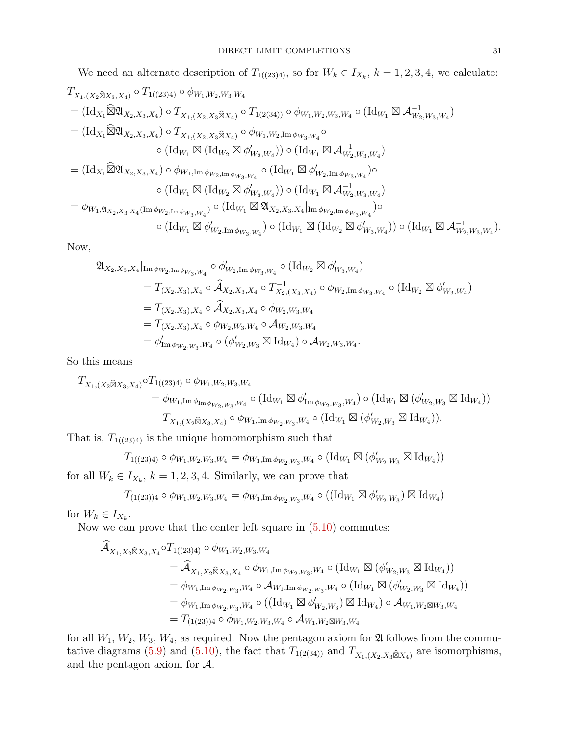We need an alternate description of $T_{1((23)4)}$, so for $W_k \in I_{X_k}$, $k = 1, 2, 3, 4$, we calculate:

$$
\begin{aligned}
&T_{X_1,(X_2\widehat{\boxtimes}X_3,X_4)} \circ T_{1((23)4)} \circ \phi_{W_1,W_2,W_3,W_4}\\
&= (\mathrm{Id}_{X_1}\widehat{\boxtimes}\mathfrak{A}_{X_2,X_3,X_4}) \circ T_{X_1,(X_2,X_3\widehat{\boxtimes}X_4)} \circ T_{1(2(34))} \circ \phi_{W_1,W_2,W_3,W_4} \circ (\mathrm{Id}_{W_1} \boxtimes \mathcal{A}^{-1}_{W_2,W_3,W_4})\\
&= (\mathrm{Id}_{X_1}\widehat{\boxtimes}\mathfrak{A}_{X_2,X_3,X_4}) \circ T_{X_1,(X_2,X_3\widehat{\boxtimes}X_4)} \circ \phi_{W_1,W_2,\mathrm{Im}\,\phi_{W_3,W_4}} \circ\\
&\qquad\qquad \circ (\mathrm{Id}_{W_1} \boxtimes (\mathrm{Id}_{W_2} \boxtimes \phi'_{W_3,W_4})) \circ (\mathrm{Id}_{W_1} \boxtimes \mathcal{A}^{-1}_{W_2,W_3,W_4})\\
&= (\mathrm{Id}_{X_1}\widehat{\boxtimes}\mathfrak{A}_{X_2,X_3,X_4}) \circ \phi_{W_1,\mathrm{Im}\,\phi_{W_2,\mathrm{Im}\,\phi_{W_3,W_4}}} \circ (\mathrm{Id}_{W_1} \boxtimes \phi'_{W_2,\mathrm{Im}\,\phi_{W_3,W_4}})\circ\\
&\qquad\qquad \circ (\mathrm{Id}_{W_1} \boxtimes (\mathrm{Id}_{W_2} \boxtimes \phi'_{W_3,W_4})) \circ (\mathrm{Id}_{W_1} \boxtimes \mathcal{A}^{-1}_{W_2,W_3,W_4})\\
&= \phi_{W_1,\mathfrak{A}_{X_2,X_3,X_4}(\mathrm{Im}\,\phi_{W_2,\mathrm{Im}\,\phi_{W_3,W_4}})} \circ (\mathrm{Id}_{W_1} \boxtimes \mathfrak{A}_{X_2,X_3,X_4}|_{\mathrm{Im}\,\phi_{W_2,\mathrm{Im}\,\phi_{W_3,W_4}}})\circ\\
&\qquad\qquad \circ (\mathrm{Id}_{W_1} \boxtimes \phi'_{W_2,\mathrm{Im}\,\phi_{W_3,W_4}}) \circ (\mathrm{Id}_{W_1} \boxtimes (\mathrm{Id}_{W_2} \boxtimes \phi'_{W_3,W_4})) \circ (\mathrm{Id}_{W_1} \boxtimes \mathcal{A}^{-1}_{W_2,W_3,W_4}).
\end{aligned}
$$

Now,

$$
\begin{aligned}
\mathfrak{A}_{X_2,X_3,X_4}&|_{\mathrm{Im}\,\phi_{W_2,\mathrm{Im}\,\phi_{W_3,W_4}}} \circ \phi'_{W_2,\mathrm{Im}\,\phi_{W_3,W_4}} \circ (\mathrm{Id}_{W_2} \boxtimes \phi'_{W_3,W_4})\\
&= T_{(X_2,X_3),X_4} \circ \widehat{\mathcal{A}}_{X_2,X_3,X_4} \circ T^{-1}_{X_2,(X_3,X_4)} \circ \phi_{W_2,\mathrm{Im}\,\phi_{W_3,W_4}} \circ (\mathrm{Id}_{W_2} \boxtimes \phi'_{W_3,W_4})\\
&= T_{(X_2,X_3),X_4} \circ \widehat{\mathcal{A}}_{X_2,X_3,X_4} \circ \phi_{W_2,W_3,W_4}\\
&= T_{(X_2,X_3),X_4} \circ \phi_{W_2,W_3,W_4} \circ \mathcal{A}_{W_2,W_3,W_4}\\
&= \phi'_{\mathrm{Im}\,\phi_{W_2,W_3},W_4} \circ (\phi'_{W_2,W_3} \boxtimes \mathrm{Id}_{W_4}) \circ \mathcal{A}_{W_2,W_3,W_4}.
\end{aligned}
$$

So this means

$$
\begin{aligned}
T_{X_1,(X_2\widehat{\boxtimes}X_3,X_4)}\circ &T_{1((23)4)} \circ \phi_{W_1,W_2,W_3,W_4}\\
&= \phi_{W_1,\mathrm{Im}\,\phi_{\mathrm{Im}\,\phi_{W_2,W_3},W_4}} \circ (\mathrm{Id}_{W_1} \boxtimes \phi'_{\mathrm{Im}\,\phi_{W_2,W_3},W_4}) \circ (\mathrm{Id}_{W_1} \boxtimes (\phi'_{W_2,W_3} \boxtimes \mathrm{Id}_{W_4}))\\
&= T_{X_1,(X_2\widehat{\boxtimes}X_3,X_4)} \circ \phi_{W_1,\mathrm{Im}\,\phi_{W_2,W_3},W_4} \circ (\mathrm{Id}_{W_1} \boxtimes (\phi'_{W_2,W_3} \boxtimes \mathrm{Id}_{W_4})).
\end{aligned}
$$

That is, $T_{1((23)4)}$ is the unique homomorphism such that

$$
T_{1((23)4)} \circ \phi_{W_1,W_2,W_3,W_4} = \phi_{W_1,\mathrm{Im}\,\phi_{W_2,W_3},W_4} \circ (\mathrm{Id}_{W_1} \boxtimes (\phi'_{W_2,W_3} \boxtimes \mathrm{Id}_{W_4}))
$$

for all $W_k \in I_{X_k}$, $k = 1, 2, 3, 4$. Similarly, we can prove that

$$
T_{(1(23))4} \circ \phi_{W_1,W_2,W_3,W_4} = \phi_{W_1,\mathrm{Im}\,\phi_{W_2,W_3},W_4} \circ ((\mathrm{Id}_{W_1} \boxtimes \phi'_{W_2,W_3}) \boxtimes \mathrm{Id}_{W_4})
$$

for $W_k \in I_{X_k}$.

Now we can prove that the center left square in (5.10) commutes:

$$
\begin{aligned}
\widehat{\mathcal{A}}_{X_1,X_2\widehat{\boxtimes}X_3,X_4}\circ &T_{1((23)4)} \circ \phi_{W_1,W_2,W_3,W_4}\\
&= \widehat{\mathcal{A}}_{X_1,X_2\widehat{\boxtimes}X_3,X_4} \circ \phi_{W_1,\mathrm{Im}\,\phi_{W_2,W_3},W_4} \circ (\mathrm{Id}_{W_1} \boxtimes (\phi'_{W_2,W_3} \boxtimes \mathrm{Id}_{W_4}))\\
&= \phi_{W_1,\mathrm{Im}\,\phi_{W_2,W_3},W_4} \circ \mathcal{A}_{W_1,\mathrm{Im}\,\phi_{W_2,W_3},W_4} \circ (\mathrm{Id}_{W_1} \boxtimes (\phi'_{W_2,W_3} \boxtimes \mathrm{Id}_{W_4}))\\
&= \phi_{W_1,\mathrm{Im}\,\phi_{W_2,W_3},W_4} \circ ((\mathrm{Id}_{W_1} \boxtimes \phi'_{W_2,W_3}) \boxtimes \mathrm{Id}_{W_4}) \circ \mathcal{A}_{W_1,W_2\boxtimes W_3,W_4}\\
&= T_{(1(23))4} \circ \phi_{W_1,W_2,W_3,W_4} \circ \mathcal{A}_{W_1,W_2\boxtimes W_3,W_4}
\end{aligned}
$$

for all $W_1$, $W_2$, $W_3$, $W_4$, as required. Now the pentagon axiom for $\mathfrak{A}$ follows from the commutative diagrams (5.9) and (5.10), the fact that $T_{1(2(34))}$ and $T_{X_1,(X_2,X_3\widehat{\boxtimes}X_4)}$ are isomorphisms, and the pentagon axiom for $\mathcal{A}$.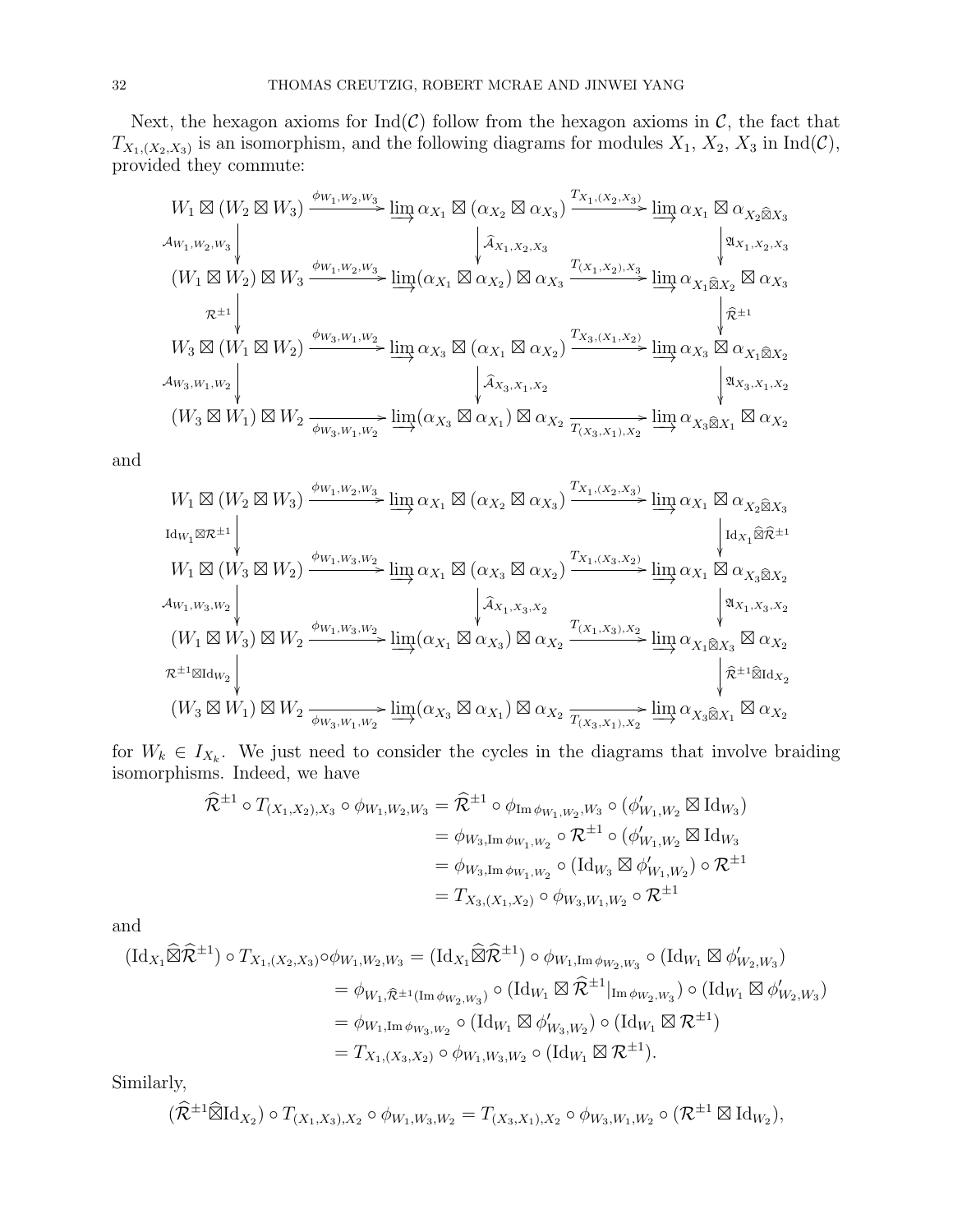Next, the hexagon axioms for $\mathrm{Ind}(\mathcal{C})$ follow from the hexagon axioms in $\mathcal{C}$, the fact that $T_{X_1,(X_2,X_3)}$ is an isomorphism, and the following diagrams for modules $X_1$, $X_2$, $X_3$ in $\mathrm{Ind}(\mathcal{C})$, provided they commute:

$$\begin{array}{ccccc}
W_1 \boxtimes (W_2 \boxtimes W_3) & \xrightarrow{\phi_{W_1,W_2,W_3}} & \varinjlim \alpha_{X_1} \boxtimes (\alpha_{X_2} \boxtimes \alpha_{X_3}) & \xrightarrow{T_{X_1,(X_2,X_3)}} & \varinjlim \alpha_{X_1} \boxtimes \alpha_{X_2 \widehat{\boxtimes} X_3} \\
\downarrow {\scriptstyle \mathcal{A}_{W_1,W_2,W_3}} & & \downarrow {\scriptstyle \widehat{\mathcal{A}}_{X_1,X_2,X_3}} & & \downarrow {\scriptstyle \mathfrak{A}_{X_1,X_2,X_3}} \\
(W_1 \boxtimes W_2) \boxtimes W_3 & \xrightarrow{\phi_{W_1,W_2,W_3}} & \varinjlim (\alpha_{X_1} \boxtimes \alpha_{X_2}) \boxtimes \alpha_{X_3} & \xrightarrow{T_{(X_1,X_2),X_3}} & \varinjlim \alpha_{X_1 \widehat{\boxtimes} X_2} \boxtimes \alpha_{X_3} \\
\downarrow {\scriptstyle \mathcal{R}^{\pm 1}} & & & & \downarrow {\scriptstyle \widehat{\mathcal{R}}^{\pm 1}} \\
W_3 \boxtimes (W_1 \boxtimes W_2) & \xrightarrow{\phi_{W_3,W_1,W_2}} & \varinjlim \alpha_{X_3} \boxtimes (\alpha_{X_1} \boxtimes \alpha_{X_2}) & \xrightarrow{T_{X_3,(X_1,X_2)}} & \varinjlim \alpha_{X_3} \boxtimes \alpha_{X_1 \widehat{\boxtimes} X_2} \\
\downarrow {\scriptstyle \mathcal{A}_{W_3,W_1,W_2}} & & \downarrow {\scriptstyle \widehat{\mathcal{A}}_{X_3,X_1,X_2}} & & \downarrow {\scriptstyle \mathfrak{A}_{X_3,X_1,X_2}} \\
(W_3 \boxtimes W_1) \boxtimes W_2 & \xrightarrow[\phi_{W_3,W_1,W_2}]{} & \varinjlim (\alpha_{X_3} \boxtimes \alpha_{X_1}) \boxtimes \alpha_{X_2} & \xrightarrow[T_{(X_3,X_1),X_2}]{} & \varinjlim \alpha_{X_3 \widehat{\boxtimes} X_1} \boxtimes \alpha_{X_2}
\end{array}$$

and

$$\begin{array}{ccccc}
W_1 \boxtimes (W_2 \boxtimes W_3) & \xrightarrow{\phi_{W_1,W_2,W_3}} & \varinjlim \alpha_{X_1} \boxtimes (\alpha_{X_2} \boxtimes \alpha_{X_3}) & \xrightarrow{T_{X_1,(X_2,X_3)}} & \varinjlim \alpha_{X_1} \boxtimes \alpha_{X_2 \widehat{\boxtimes} X_3} \\
\downarrow {\scriptstyle \mathrm{Id}_{W_1} \boxtimes \mathcal{R}^{\pm 1}} & & & & \downarrow {\scriptstyle \mathrm{Id}_{X_1} \widehat{\boxtimes} \widehat{\mathcal{R}}^{\pm 1}} \\
W_1 \boxtimes (W_3 \boxtimes W_2) & \xrightarrow{\phi_{W_1,W_3,W_2}} & \varinjlim \alpha_{X_1} \boxtimes (\alpha_{X_3} \boxtimes \alpha_{X_2}) & \xrightarrow{T_{X_1,(X_3,X_2)}} & \varinjlim \alpha_{X_1} \boxtimes \alpha_{X_3 \widehat{\boxtimes} X_2} \\
\downarrow {\scriptstyle \mathcal{A}_{W_1,W_3,W_2}} & & \downarrow {\scriptstyle \widehat{\mathcal{A}}_{X_1,X_3,X_2}} & & \downarrow {\scriptstyle \mathfrak{A}_{X_1,X_3,X_2}} \\
(W_1 \boxtimes W_3) \boxtimes W_2 & \xrightarrow{\phi_{W_1,W_3,W_2}} & \varinjlim (\alpha_{X_1} \boxtimes \alpha_{X_3}) \boxtimes \alpha_{X_2} & \xrightarrow{T_{(X_1,X_3),X_2}} & \varinjlim \alpha_{X_1 \widehat{\boxtimes} X_3} \boxtimes \alpha_{X_2} \\
\downarrow {\scriptstyle \mathcal{R}^{\pm 1} \boxtimes \mathrm{Id}_{W_2}} & & & & \downarrow {\scriptstyle \widehat{\mathcal{R}}^{\pm 1} \widehat{\boxtimes} \mathrm{Id}_{X_2}} \\
(W_3 \boxtimes W_1) \boxtimes W_2 & \xrightarrow[\phi_{W_3,W_1,W_2}]{} & \varinjlim (\alpha_{X_3} \boxtimes \alpha_{X_1}) \boxtimes \alpha_{X_2} & \xrightarrow[T_{(X_3,X_1),X_2}]{} & \varinjlim \alpha_{X_3 \widehat{\boxtimes} X_1} \boxtimes \alpha_{X_2}
\end{array}$$

for $W_k \in I_{X_k}$. We just need to consider the cycles in the diagrams that involve braiding isomorphisms. Indeed, we have

$$\begin{aligned}
\widehat{\mathcal{R}}^{\pm 1} \circ T_{(X_1,X_2),X_3} \circ \phi_{W_1,W_2,W_3} &= \widehat{\mathcal{R}}^{\pm 1} \circ \phi_{\mathrm{Im}\, \phi_{W_1,W_2},W_3} \circ (\phi'_{W_1,W_2} \boxtimes \mathrm{Id}_{W_3}) \\
&= \phi_{W_3, \mathrm{Im}\, \phi_{W_1,W_2}} \circ \mathcal{R}^{\pm 1} \circ (\phi'_{W_1,W_2} \boxtimes \mathrm{Id}_{W_3} \\
&= \phi_{W_3, \mathrm{Im}\, \phi_{W_1,W_2}} \circ (\mathrm{Id}_{W_3} \boxtimes \phi'_{W_1,W_2}) \circ \mathcal{R}^{\pm 1} \\
&= T_{X_3,(X_1,X_2)} \circ \phi_{W_3,W_1,W_2} \circ \mathcal{R}^{\pm 1}
\end{aligned}$$

and

$$\begin{aligned}
(\mathrm{Id}_{X_1} \widehat{\boxtimes} \widehat{\mathcal{R}}^{\pm 1}) \circ T_{X_1,(X_2,X_3)} \circ \phi_{W_1,W_2,W_3} &= (\mathrm{Id}_{X_1} \widehat{\boxtimes} \widehat{\mathcal{R}}^{\pm 1}) \circ \phi_{W_1, \mathrm{Im}\, \phi_{W_2,W_3}} \circ (\mathrm{Id}_{W_1} \boxtimes \phi'_{W_2,W_3}) \\
&= \phi_{W_1, \widehat{\mathcal{R}}^{\pm 1}(\mathrm{Im}\, \phi_{W_2,W_3})} \circ (\mathrm{Id}_{W_1} \boxtimes \widehat{\mathcal{R}}^{\pm 1}|_{\mathrm{Im}\, \phi_{W_2,W_3}}) \circ (\mathrm{Id}_{W_1} \boxtimes \phi'_{W_2,W_3}) \\
&= \phi_{W_1, \mathrm{Im}\, \phi_{W_3,W_2}} \circ (\mathrm{Id}_{W_1} \boxtimes \phi'_{W_3,W_2}) \circ (\mathrm{Id}_{W_1} \boxtimes \mathcal{R}^{\pm 1}) \\
&= T_{X_1,(X_3,X_2)} \circ \phi_{W_1,W_3,W_2} \circ (\mathrm{Id}_{W_1} \boxtimes \mathcal{R}^{\pm 1}).
\end{aligned}$$

Similarly,

$$(\widehat{\mathcal{R}}^{\pm 1} \widehat{\boxtimes} \mathrm{Id}_{X_2}) \circ T_{(X_1,X_3),X_2} \circ \phi_{W_1,W_3,W_2} = T_{(X_3,X_1),X_2} \circ \phi_{W_3,W_1,W_2} \circ (\mathcal{R}^{\pm 1} \boxtimes \mathrm{Id}_{W_2}),$$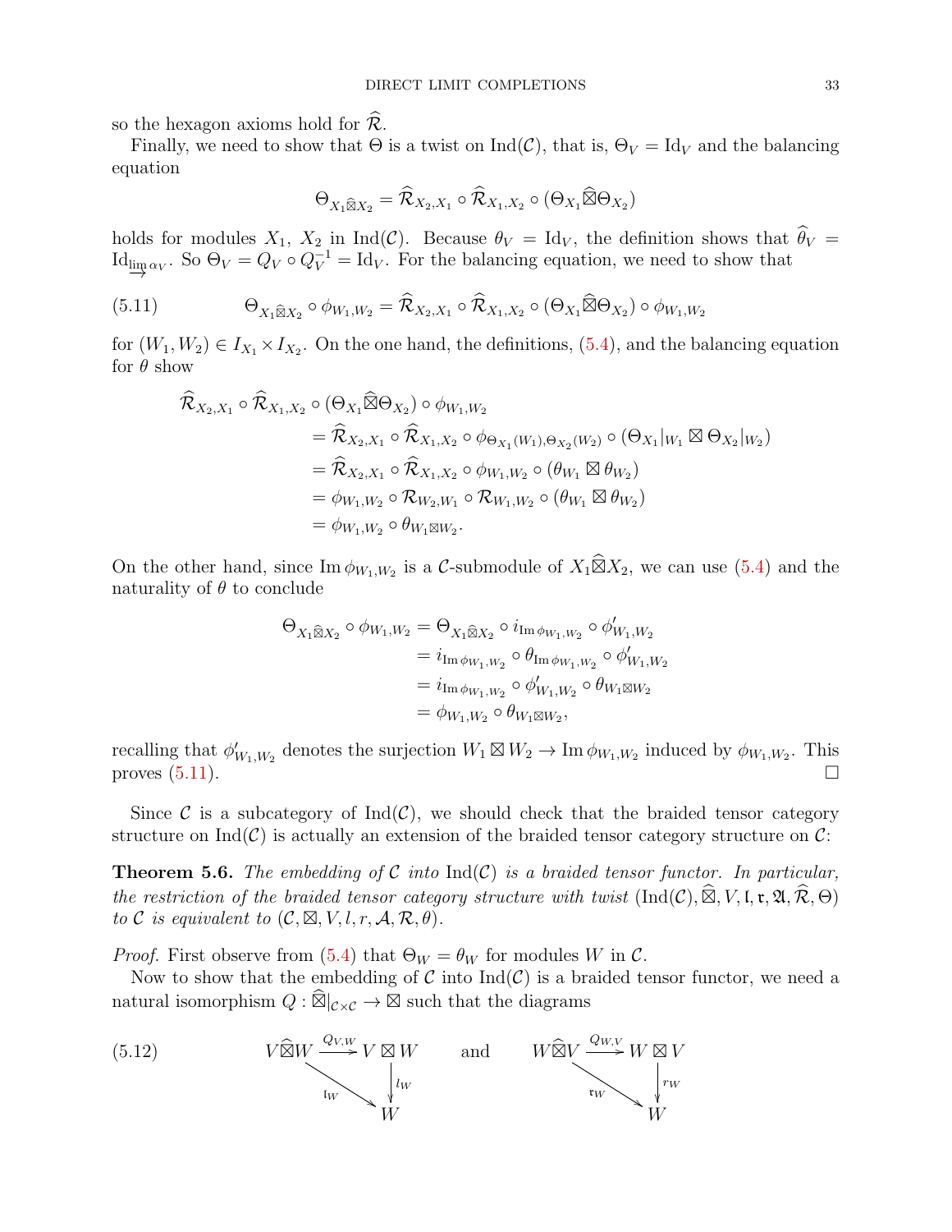so the hexagon axioms hold for $\widehat{\mathcal{R}}$.

Finally, we need to show that $\Theta$ is a twist on $\mathrm{Ind}(\mathcal{C})$, that is, $\Theta_V = \mathrm{Id}_V$ and the balancing equation

$$\Theta_{X_1 \widehat{\boxtimes} X_2} = \widehat{\mathcal{R}}_{X_2,X_1} \circ \widehat{\mathcal{R}}_{X_1,X_2} \circ (\Theta_{X_1} \widehat{\boxtimes} \Theta_{X_2})$$

holds for modules $X_1$, $X_2$ in $\mathrm{Ind}(\mathcal{C})$. Because $\theta_V = \mathrm{Id}_V$, the definition shows that $\widehat{\theta}_V = \mathrm{Id}_{\varinjlim \alpha_V}$. So $\Theta_V = Q_V \circ Q_V^{-1} = \mathrm{Id}_V$. For the balancing equation, we need to show that

$$\Theta_{X_1 \widehat{\boxtimes} X_2} \circ \phi_{W_1,W_2} = \widehat{\mathcal{R}}_{X_2,X_1} \circ \widehat{\mathcal{R}}_{X_1,X_2} \circ (\Theta_{X_1} \widehat{\boxtimes} \Theta_{X_2}) \circ \phi_{W_1,W_2} \tag{5.11}$$

for $(W_1, W_2) \in I_{X_1} \times I_{X_2}$. On the one hand, the definitions, (5.4), and the balancing equation for $\theta$ show

$$\begin{aligned}
\widehat{\mathcal{R}}_{X_2,X_1} \circ \widehat{\mathcal{R}}_{X_1,X_2} &\circ (\Theta_{X_1} \widehat{\boxtimes} \Theta_{X_2}) \circ \phi_{W_1,W_2} \\
&= \widehat{\mathcal{R}}_{X_2,X_1} \circ \widehat{\mathcal{R}}_{X_1,X_2} \circ \phi_{\Theta_{X_1}(W_1),\Theta_{X_2}(W_2)} \circ (\Theta_{X_1}|_{W_1} \boxtimes \Theta_{X_2}|_{W_2}) \\
&= \widehat{\mathcal{R}}_{X_2,X_1} \circ \widehat{\mathcal{R}}_{X_1,X_2} \circ \phi_{W_1,W_2} \circ (\theta_{W_1} \boxtimes \theta_{W_2}) \\
&= \phi_{W_1,W_2} \circ \mathcal{R}_{W_2,W_1} \circ \mathcal{R}_{W_1,W_2} \circ (\theta_{W_1} \boxtimes \theta_{W_2}) \\
&= \phi_{W_1,W_2} \circ \theta_{W_1 \boxtimes W_2}.
\end{aligned}$$

On the other hand, since $\mathrm{Im}\,\phi_{W_1,W_2}$ is a $\mathcal{C}$-submodule of $X_1 \widehat{\boxtimes} X_2$, we can use (5.4) and the naturality of $\theta$ to conclude

$$\begin{aligned}
\Theta_{X_1 \widehat{\boxtimes} X_2} \circ \phi_{W_1,W_2} &= \Theta_{X_1 \widehat{\boxtimes} X_2} \circ i_{\mathrm{Im}\,\phi_{W_1,W_2}} \circ \phi'_{W_1,W_2} \\
&= i_{\mathrm{Im}\,\phi_{W_1,W_2}} \circ \theta_{\mathrm{Im}\,\phi_{W_1,W_2}} \circ \phi'_{W_1,W_2} \\
&= i_{\mathrm{Im}\,\phi_{W_1,W_2}} \circ \phi'_{W_1,W_2} \circ \theta_{W_1 \boxtimes W_2} \\
&= \phi_{W_1,W_2} \circ \theta_{W_1 \boxtimes W_2},
\end{aligned}$$

recalling that $\phi'_{W_1,W_2}$ denotes the surjection $W_1 \boxtimes W_2 \to \mathrm{Im}\,\phi_{W_1,W_2}$ induced by $\phi_{W_1,W_2}$. This proves (5.11). $\square$

Since $\mathcal{C}$ is a subcategory of $\mathrm{Ind}(\mathcal{C})$, we should check that the braided tensor category structure on $\mathrm{Ind}(\mathcal{C})$ is actually an extension of the braided tensor category structure on $\mathcal{C}$:

**Theorem 5.6.** *The embedding of $\mathcal{C}$ into $\mathrm{Ind}(\mathcal{C})$ is a braided tensor functor. In particular, the restriction of the braided tensor category structure with twist $(\mathrm{Ind}(\mathcal{C}), \widehat{\boxtimes}, V, \mathfrak{l}, \mathfrak{r}, \mathfrak{A}, \widehat{\mathcal{R}}, \Theta)$ to $\mathcal{C}$ is equivalent to $(\mathcal{C}, \boxtimes, V, l, r, \mathcal{A}, \mathcal{R}, \theta)$.*

*Proof.* First observe from (5.4) that $\Theta_W = \theta_W$ for modules $W$ in $\mathcal{C}$.

Now to show that the embedding of $\mathcal{C}$ into $\mathrm{Ind}(\mathcal{C})$ is a braided tensor functor, we need a natural isomorphism $Q : \widehat{\boxtimes}|_{\mathcal{C} \times \mathcal{C}} \to \boxtimes$ such that the diagrams

$$\begin{array}{ccc} V \widehat{\boxtimes} W & \xrightarrow{Q_{V,W}} & V \boxtimes W \\ & {\scriptstyle \mathfrak{l}_W} \searrow & \downarrow {\scriptstyle l_W} \\ & & W \end{array} \qquad \text{and} \qquad \begin{array}{ccc} W \widehat{\boxtimes} V & \xrightarrow{Q_{W,V}} & W \boxtimes V \\ & {\scriptstyle \mathfrak{r}_W} \searrow & \downarrow {\scriptstyle r_W} \\ & & W \end{array} \tag{5.12}$$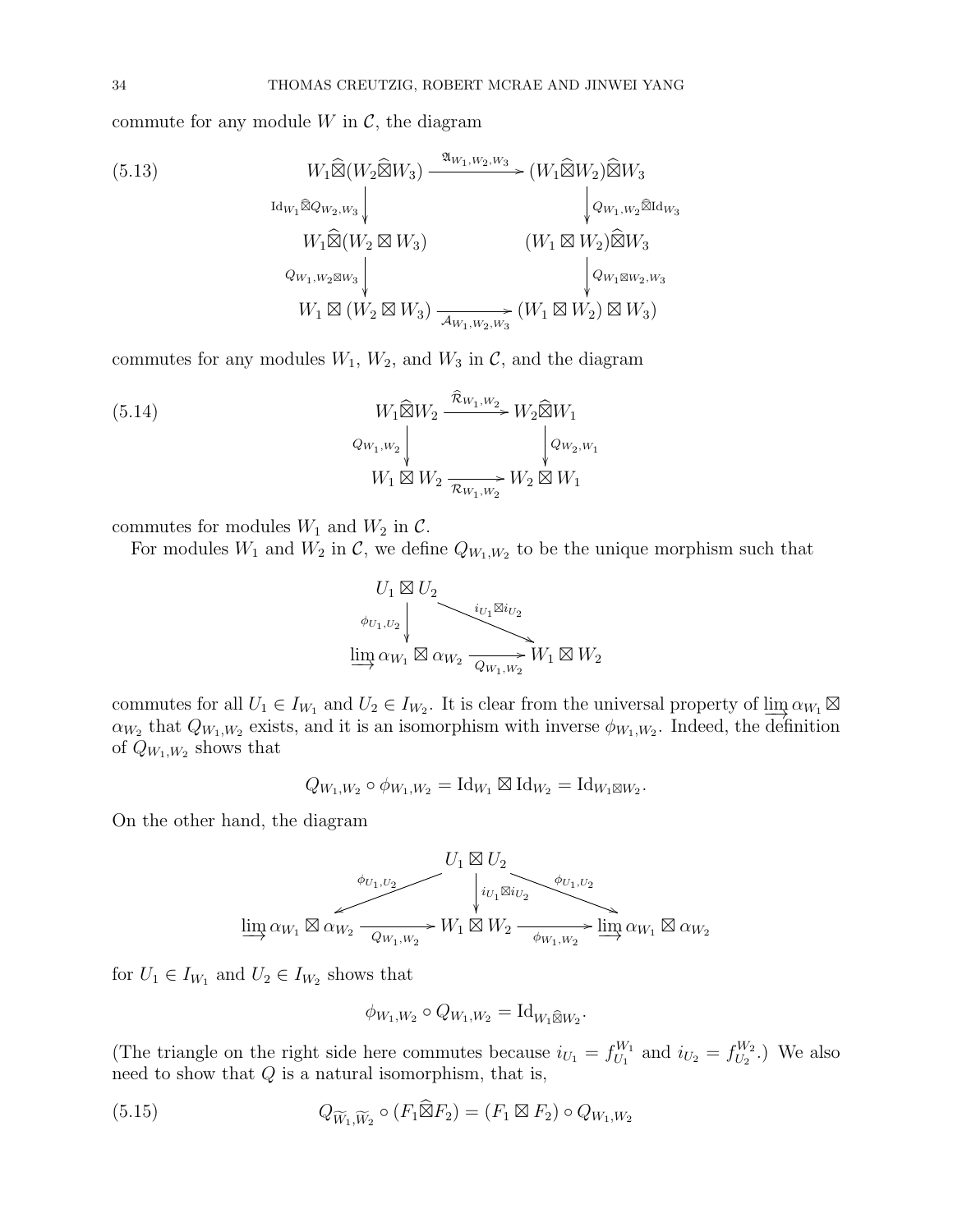commute for any module $W$ in $\mathcal{C}$, the diagram

$$\begin{array}{ccc}
W_1\widehat{\boxtimes}(W_2\widehat{\boxtimes}W_3) & \xrightarrow{\mathfrak{A}_{W_1,W_2,W_3}} & (W_1\widehat{\boxtimes}W_2)\widehat{\boxtimes}W_3 \\
\downarrow{\scriptstyle \mathrm{Id}_{W_1}\widehat{\boxtimes}Q_{W_2,W_3}} & & \downarrow{\scriptstyle Q_{W_1,W_2}\widehat{\boxtimes}\mathrm{Id}_{W_3}} \\
W_1\widehat{\boxtimes}(W_2\boxtimes W_3) & & (W_1\boxtimes W_2)\widehat{\boxtimes}W_3 \\
\downarrow{\scriptstyle Q_{W_1,W_2\boxtimes W_3}} & & \downarrow{\scriptstyle Q_{W_1\boxtimes W_2,W_3}} \\
W_1\boxtimes(W_2\boxtimes W_3) & \xrightarrow[\mathcal{A}_{W_1,W_2,W_3}]{} & (W_1\boxtimes W_2)\boxtimes W_3)
\end{array} \tag{5.13}$$

commutes for any modules $W_1$, $W_2$, and $W_3$ in $\mathcal{C}$, and the diagram

$$\begin{array}{ccc}
W_1\widehat{\boxtimes}W_2 & \xrightarrow{\widehat{\mathcal{R}}_{W_1,W_2}} & W_2\widehat{\boxtimes}W_1 \\
\downarrow{\scriptstyle Q_{W_1,W_2}} & & \downarrow{\scriptstyle Q_{W_2,W_1}} \\
W_1\boxtimes W_2 & \xrightarrow[\mathcal{R}_{W_1,W_2}]{} & W_2\boxtimes W_1
\end{array} \tag{5.14}$$

commutes for modules $W_1$ and $W_2$ in $\mathcal{C}$.

For modules $W_1$ and $W_2$ in $\mathcal{C}$, we define $Q_{W_1,W_2}$ to be the unique morphism such that

$$\begin{array}{ccc}
U_1\boxtimes U_2 & & \\
\downarrow{\scriptstyle \phi_{U_1,U_2}} & \searrow{\scriptstyle i_{U_1}\boxtimes i_{U_2}} & \\
\varinjlim \alpha_{W_1}\boxtimes\alpha_{W_2} & \xrightarrow[Q_{W_1,W_2}]{} & W_1\boxtimes W_2
\end{array}$$

commutes for all $U_1\in I_{W_1}$ and $U_2\in I_{W_2}$. It is clear from the universal property of $\varinjlim \alpha_{W_1}\boxtimes\alpha_{W_2}$ that $Q_{W_1,W_2}$ exists, and it is an isomorphism with inverse $\phi_{W_1,W_2}$. Indeed, the definition of $Q_{W_1,W_2}$ shows that

$$Q_{W_1,W_2}\circ\phi_{W_1,W_2} = \mathrm{Id}_{W_1}\boxtimes\mathrm{Id}_{W_2} = \mathrm{Id}_{W_1\boxtimes W_2}.$$

On the other hand, the diagram

$$\begin{array}{ccccc}
& & U_1\boxtimes U_2 & & \\
& \swarrow{\scriptstyle \phi_{U_1,U_2}} & \downarrow{\scriptstyle i_{U_1}\boxtimes i_{U_2}} & \searrow{\scriptstyle \phi_{U_1,U_2}} & \\
\varinjlim \alpha_{W_1}\boxtimes\alpha_{W_2} & \xrightarrow[Q_{W_1,W_2}]{} & W_1\boxtimes W_2 & \xrightarrow[\phi_{W_1,W_2}]{} & \varinjlim \alpha_{W_1}\boxtimes\alpha_{W_2}
\end{array}$$

for $U_1\in I_{W_1}$ and $U_2\in I_{W_2}$ shows that

$$\phi_{W_1,W_2}\circ Q_{W_1,W_2} = \mathrm{Id}_{W_1\widehat{\boxtimes}W_2}.$$

(The triangle on the right side here commutes because $i_{U_1}=f_{U_1}^{W_1}$ and $i_{U_2}=f_{U_2}^{W_2}$.) We also need to show that $Q$ is a natural isomorphism, that is,

$$Q_{\widetilde{W}_1,\widetilde{W}_2}\circ(F_1\widehat{\boxtimes}F_2) = (F_1\boxtimes F_2)\circ Q_{W_1,W_2} \tag{5.15}$$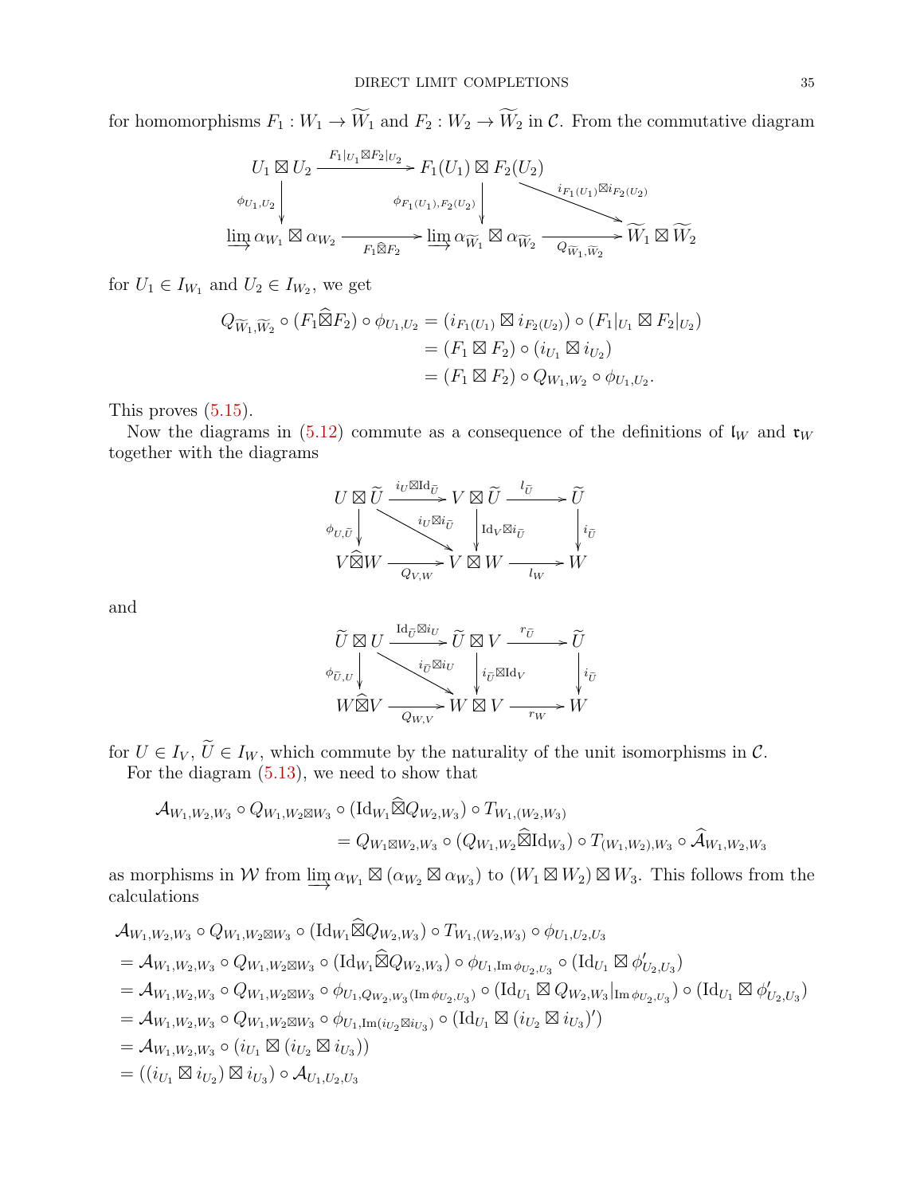for homomorphisms $F_1 : W_1 \to \widetilde{W}_1$ and $F_2 : W_2 \to \widetilde{W}_2$ in $\mathcal{C}$. From the commutative diagram

$$\begin{array}{ccccc}
U_1 \boxtimes U_2 & \xrightarrow{F_1|_{U_1} \boxtimes F_2|_{U_2}} & F_1(U_1) \boxtimes F_2(U_2) & & \\
\downarrow{\scriptstyle \phi_{U_1,U_2}} & & \downarrow{\scriptstyle \phi_{F_1(U_1),F_2(U_2)}} & \searrow{\scriptstyle i_{F_1(U_1)} \boxtimes i_{F_2(U_2)}} & \\
\varinjlim \alpha_{W_1} \boxtimes \alpha_{W_2} & \xrightarrow[F_1 \widehat{\boxtimes} F_2]{} & \varinjlim \alpha_{\widetilde{W}_1} \boxtimes \alpha_{\widetilde{W}_2} & \xrightarrow[Q_{\widetilde{W}_1,\widetilde{W}_2}]{} & \widetilde{W}_1 \boxtimes \widetilde{W}_2
\end{array}$$

for $U_1 \in I_{W_1}$ and $U_2 \in I_{W_2}$, we get

$$\begin{aligned}
Q_{\widetilde{W}_1,\widetilde{W}_2} \circ (F_1 \widehat{\boxtimes} F_2) \circ \phi_{U_1,U_2} &= (i_{F_1(U_1)} \boxtimes i_{F_2(U_2)}) \circ (F_1|_{U_1} \boxtimes F_2|_{U_2}) \\
&= (F_1 \boxtimes F_2) \circ (i_{U_1} \boxtimes i_{U_2}) \\
&= (F_1 \boxtimes F_2) \circ Q_{W_1,W_2} \circ \phi_{U_1,U_2}.
\end{aligned}$$

This proves (5.15).

Now the diagrams in (5.12) commute as a consequence of the definitions of $\mathfrak{l}_W$ and $\mathfrak{r}_W$ together with the diagrams

$$\begin{array}{ccccc}
U \boxtimes \widetilde{U} & \xrightarrow{i_U \boxtimes \mathrm{Id}_{\widetilde{U}}} & V \boxtimes \widetilde{U} & \xrightarrow{l_{\widetilde{U}}} & \widetilde{U} \\
\downarrow{\scriptstyle \phi_{U,\widetilde{U}}} & \searrow{\scriptstyle i_U \boxtimes i_{\widetilde{U}}} & \downarrow{\scriptstyle \mathrm{Id}_V \boxtimes i_{\widetilde{U}}} & & \downarrow{\scriptstyle i_{\widetilde{U}}} \\
V \widehat{\boxtimes} W & \xrightarrow[Q_{V,W}]{} & V \boxtimes W & \xrightarrow[l_W]{} & W
\end{array}$$

and

$$\begin{array}{ccccc}
\widetilde{U} \boxtimes U & \xrightarrow{\mathrm{Id}_{\widetilde{U}} \boxtimes i_U} & \widetilde{U} \boxtimes V & \xrightarrow{r_{\widetilde{U}}} & \widetilde{U} \\
\downarrow{\scriptstyle \phi_{\widetilde{U},U}} & \searrow{\scriptstyle i_{\widetilde{U}} \boxtimes i_U} & \downarrow{\scriptstyle i_{\widetilde{U}} \boxtimes \mathrm{Id}_V} & & \downarrow{\scriptstyle i_{\widetilde{U}}} \\
W \widehat{\boxtimes} V & \xrightarrow[Q_{W,V}]{} & W \boxtimes V & \xrightarrow[r_W]{} & W
\end{array}$$

for $U \in I_V$, $\widetilde{U} \in I_W$, which commute by the naturality of the unit isomorphisms in $\mathcal{C}$.

For the diagram (5.13), we need to show that

$$\begin{aligned}
\mathcal{A}_{W_1,W_2,W_3} \circ Q_{W_1,W_2 \boxtimes W_3} \circ (\mathrm{Id}_{W_1} \widehat{\boxtimes} Q_{W_2,W_3}) \circ T_{W_1,(W_2,W_3)} \\
= Q_{W_1 \boxtimes W_2,W_3} \circ (Q_{W_1,W_2} \widehat{\boxtimes} \mathrm{Id}_{W_3}) \circ T_{(W_1,W_2),W_3} \circ \widehat{\mathcal{A}}_{W_1,W_2,W_3}
\end{aligned}$$

as morphisms in $\mathcal{W}$ from $\varinjlim \alpha_{W_1} \boxtimes (\alpha_{W_2} \boxtimes \alpha_{W_3})$ to $(W_1 \boxtimes W_2) \boxtimes W_3$. This follows from the calculations

$$\begin{aligned}
&\mathcal{A}_{W_1,W_2,W_3} \circ Q_{W_1,W_2 \boxtimes W_3} \circ (\mathrm{Id}_{W_1} \widehat{\boxtimes} Q_{W_2,W_3}) \circ T_{W_1,(W_2,W_3)} \circ \phi_{U_1,U_2,U_3} \\
&= \mathcal{A}_{W_1,W_2,W_3} \circ Q_{W_1,W_2 \boxtimes W_3} \circ (\mathrm{Id}_{W_1} \widehat{\boxtimes} Q_{W_2,W_3}) \circ \phi_{U_1,\mathrm{Im}\,\phi_{U_2,U_3}} \circ (\mathrm{Id}_{U_1} \boxtimes \phi'_{U_2,U_3}) \\
&= \mathcal{A}_{W_1,W_2,W_3} \circ Q_{W_1,W_2 \boxtimes W_3} \circ \phi_{U_1,Q_{W_2,W_3}(\mathrm{Im}\,\phi_{U_2,U_3})} \circ (\mathrm{Id}_{U_1} \boxtimes Q_{W_2,W_3}|_{\mathrm{Im}\,\phi_{U_2,U_3}}) \circ (\mathrm{Id}_{U_1} \boxtimes \phi'_{U_2,U_3}) \\
&= \mathcal{A}_{W_1,W_2,W_3} \circ Q_{W_1,W_2 \boxtimes W_3} \circ \phi_{U_1,\mathrm{Im}(i_{U_2} \boxtimes i_{U_3})} \circ (\mathrm{Id}_{U_1} \boxtimes (i_{U_2} \boxtimes i_{U_3})') \\
&= \mathcal{A}_{W_1,W_2,W_3} \circ (i_{U_1} \boxtimes (i_{U_2} \boxtimes i_{U_3})) \\
&= ((i_{U_1} \boxtimes i_{U_2}) \boxtimes i_{U_3}) \circ \mathcal{A}_{U_1,U_2,U_3}
\end{aligned}$$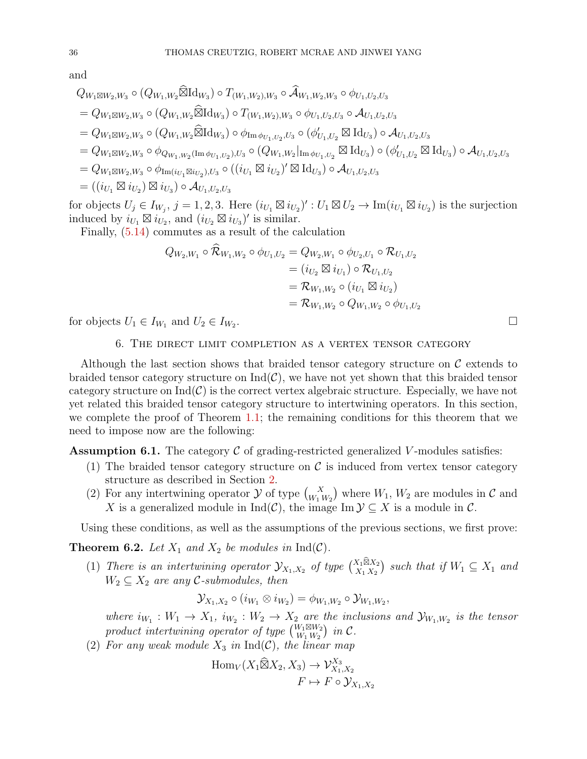and

$$
\begin{aligned}
&Q_{W_1\boxtimes W_2,W_3}\circ(Q_{W_1,W_2}\widehat{\boxtimes}\mathrm{Id}_{W_3})\circ T_{(W_1,W_2),W_3}\circ\widehat{\mathcal{A}}_{W_1,W_2,W_3}\circ\phi_{U_1,U_2,U_3}\\
&=Q_{W_1\boxtimes W_2,W_3}\circ(Q_{W_1,W_2}\widehat{\boxtimes}\mathrm{Id}_{W_3})\circ T_{(W_1,W_2),W_3}\circ\phi_{U_1,U_2,U_3}\circ\mathcal{A}_{U_1,U_2,U_3}\\
&=Q_{W_1\boxtimes W_2,W_3}\circ(Q_{W_1,W_2}\widehat{\boxtimes}\mathrm{Id}_{W_3})\circ\phi_{\mathrm{Im}\,\phi_{U_1,U_2},U_3}\circ(\phi'_{U_1,U_2}\boxtimes\mathrm{Id}_{U_3})\circ\mathcal{A}_{U_1,U_2,U_3}\\
&=Q_{W_1\boxtimes W_2,W_3}\circ\phi_{Q_{W_1,W_2}(\mathrm{Im}\,\phi_{U_1,U_2}),U_3}\circ(Q_{W_1,W_2}|_{\mathrm{Im}\,\phi_{U_1,U_2}}\boxtimes\mathrm{Id}_{U_3})\circ(\phi'_{U_1,U_2}\boxtimes\mathrm{Id}_{U_3})\circ\mathcal{A}_{U_1,U_2,U_3}\\
&=Q_{W_1\boxtimes W_2,W_3}\circ\phi_{\mathrm{Im}(i_{U_1}\boxtimes i_{U_2}),U_3}\circ((i_{U_1}\boxtimes i_{U_2})'\boxtimes\mathrm{Id}_{U_3})\circ\mathcal{A}_{U_1,U_2,U_3}\\
&=((i_{U_1}\boxtimes i_{U_2})\boxtimes i_{U_3})\circ\mathcal{A}_{U_1,U_2,U_3}
\end{aligned}
$$

for objects $U_j\in I_{W_j}$, $j=1,2,3$. Here $(i_{U_1}\boxtimes i_{U_2})':U_1\boxtimes U_2\to\mathrm{Im}(i_{U_1}\boxtimes i_{U_2})$ is the surjection induced by $i_{U_1}\boxtimes i_{U_2}$, and $(i_{U_2}\boxtimes i_{U_3})'$ is similar.

Finally, (5.14) commutes as a result of the calculation

$$
\begin{aligned}
Q_{W_2,W_1}\circ\widehat{\mathcal{R}}_{W_1,W_2}\circ\phi_{U_1,U_2}&=Q_{W_2,W_1}\circ\phi_{U_2,U_1}\circ\mathcal{R}_{U_1,U_2}\\
&=(i_{U_2}\boxtimes i_{U_1})\circ\mathcal{R}_{U_1,U_2}\\
&=\mathcal{R}_{W_1,W_2}\circ(i_{U_1}\boxtimes i_{U_2})\\
&=\mathcal{R}_{W_1,W_2}\circ Q_{W_1,W_2}\circ\phi_{U_1,U_2}
\end{aligned}
$$

for objects $U_1\in I_{W_1}$ and $U_2\in I_{W_2}$. $\square$

## 6. The direct limit completion as a vertex tensor category

Although the last section shows that braided tensor category structure on $\mathcal{C}$ extends to braided tensor category structure on $\mathrm{Ind}(\mathcal{C})$, we have not yet shown that this braided tensor category structure on $\mathrm{Ind}(\mathcal{C})$ is the correct vertex algebraic structure. Especially, we have not yet related this braided tensor category structure to intertwining operators. In this section, we complete the proof of Theorem 1.1; the remaining conditions for this theorem that we need to impose now are the following:

**Assumption 6.1.** The category $\mathcal{C}$ of grading-restricted generalized $V$-modules satisfies:

1. The braided tensor category structure on $\mathcal{C}$ is induced from vertex tensor category structure as described in Section 2.
2. For any intertwining operator $\mathcal{Y}$ of type $\binom{X}{W_1\,W_2}$ where $W_1$, $W_2$ are modules in $\mathcal{C}$ and $X$ is a generalized module in $\mathrm{Ind}(\mathcal{C})$, the image $\mathrm{Im}\,\mathcal{Y}\subseteq X$ is a module in $\mathcal{C}$.

Using these conditions, as well as the assumptions of the previous sections, we first prove:

**Theorem 6.2.** *Let $X_1$ and $X_2$ be modules in $\mathrm{Ind}(\mathcal{C})$.*

1. *There is an intertwining operator $\mathcal{Y}_{X_1,X_2}$ of type $\binom{X_1\widehat{\boxtimes}X_2}{X_1\,X_2}$ such that if $W_1\subseteq X_1$ and $W_2\subseteq X_2$ are any $\mathcal{C}$-submodules, then*
$$\mathcal{Y}_{X_1,X_2}\circ(i_{W_1}\otimes i_{W_2})=\phi_{W_1,W_2}\circ\mathcal{Y}_{W_1,W_2},$$
*where $i_{W_1}:W_1\to X_1$, $i_{W_2}:W_2\to X_2$ are the inclusions and $\mathcal{Y}_{W_1,W_2}$ is the tensor product intertwining operator of type $\binom{W_1\boxtimes W_2}{W_1\,W_2}$ in $\mathcal{C}$.*
2. *For any weak module $X_3$ in $\mathrm{Ind}(\mathcal{C})$, the linear map*
$$
\begin{aligned}
\mathrm{Hom}_V(X_1\widehat{\boxtimes}X_2,X_3)&\to\mathcal{V}^{X_3}_{X_1,X_2}\\
F&\mapsto F\circ\mathcal{Y}_{X_1,X_2}
\end{aligned}
$$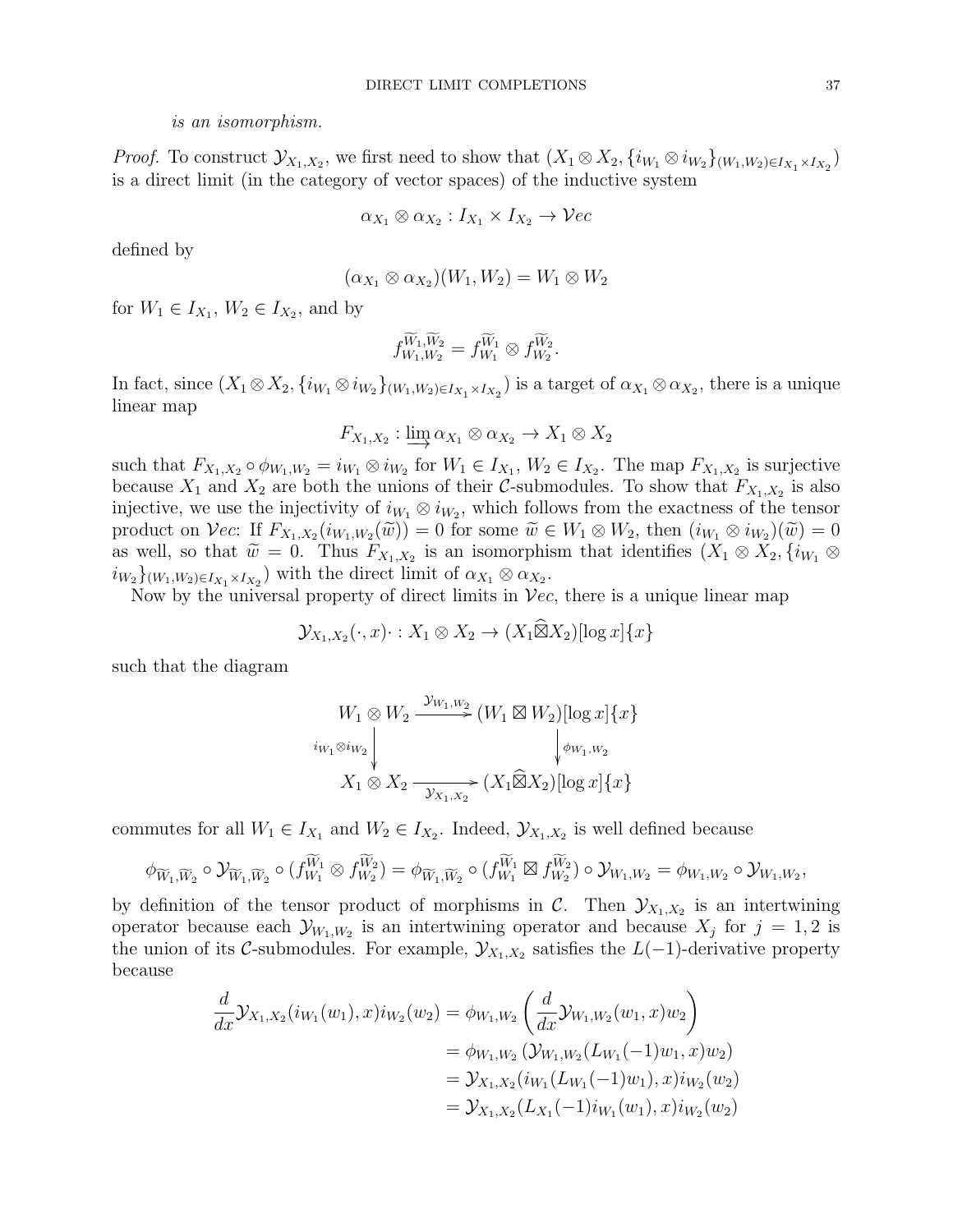*is an isomorphism.*

*Proof.* To construct $\mathcal{Y}_{X_1,X_2}$, we first need to show that $(X_1 \otimes X_2, \{i_{W_1} \otimes i_{W_2}\}_{(W_1,W_2)\in I_{X_1}\times I_{X_2}})$ is a direct limit (in the category of vector spaces) of the inductive system

$$\alpha_{X_1} \otimes \alpha_{X_2} : I_{X_1} \times I_{X_2} \to \mathcal{V}ec$$

defined by

$$(\alpha_{X_1} \otimes \alpha_{X_2})(W_1, W_2) = W_1 \otimes W_2$$

for $W_1 \in I_{X_1}$, $W_2 \in I_{X_2}$, and by

$$f_{W_1,W_2}^{\widetilde{W}_1,\widetilde{W}_2} = f_{W_1}^{\widetilde{W}_1} \otimes f_{W_2}^{\widetilde{W}_2}.$$

In fact, since $(X_1 \otimes X_2, \{i_{W_1} \otimes i_{W_2}\}_{(W_1,W_2)\in I_{X_1}\times I_{X_2}})$ is a target of $\alpha_{X_1} \otimes \alpha_{X_2}$, there is a unique linear map

$$F_{X_1,X_2} : \varinjlim \alpha_{X_1} \otimes \alpha_{X_2} \to X_1 \otimes X_2$$

such that $F_{X_1,X_2} \circ \phi_{W_1,W_2} = i_{W_1} \otimes i_{W_2}$ for $W_1 \in I_{X_1}$, $W_2 \in I_{X_2}$. The map $F_{X_1,X_2}$ is surjective because $X_1$ and $X_2$ are both the unions of their $\mathcal{C}$-submodules. To show that $F_{X_1,X_2}$ is also injective, we use the injectivity of $i_{W_1} \otimes i_{W_2}$, which follows from the exactness of the tensor product on $\mathcal{V}ec$: If $F_{X_1,X_2}(i_{W_1,W_2}(\widetilde{w})) = 0$ for some $\widetilde{w} \in W_1 \otimes W_2$, then $(i_{W_1} \otimes i_{W_2})(\widetilde{w}) = 0$ as well, so that $\widetilde{w} = 0$. Thus $F_{X_1,X_2}$ is an isomorphism that identifies $(X_1 \otimes X_2, \{i_{W_1} \otimes i_{W_2}\}_{(W_1,W_2)\in I_{X_1}\times I_{X_2}})$ with the direct limit of $\alpha_{X_1} \otimes \alpha_{X_2}$.

Now by the universal property of direct limits in $\mathcal{V}ec$, there is a unique linear map

$$\mathcal{Y}_{X_1,X_2}(\cdot, x)\cdot : X_1 \otimes X_2 \to (X_1 \widehat{\boxtimes} X_2)[\log x]\{x\}$$

such that the diagram

$$\begin{array}{ccc} W_1 \otimes W_2 & \xrightarrow{\mathcal{Y}_{W_1,W_2}} & (W_1 \boxtimes W_2)[\log x]\{x\} \\ \downarrow{\scriptstyle i_{W_1}\otimes i_{W_2}} & & \downarrow{\scriptstyle \phi_{W_1,W_2}} \\ X_1 \otimes X_2 & \xrightarrow[\mathcal{Y}_{X_1,X_2}]{} & (X_1 \widehat{\boxtimes} X_2)[\log x]\{x\} \end{array}$$

commutes for all $W_1 \in I_{X_1}$ and $W_2 \in I_{X_2}$. Indeed, $\mathcal{Y}_{X_1,X_2}$ is well defined because

$$\phi_{\widetilde{W}_1,\widetilde{W}_2} \circ \mathcal{Y}_{\widetilde{W}_1,\widetilde{W}_2} \circ (f_{W_1}^{\widetilde{W}_1} \otimes f_{W_2}^{\widetilde{W}_2}) = \phi_{\widetilde{W}_1,\widetilde{W}_2} \circ (f_{W_1}^{\widetilde{W}_1} \boxtimes f_{W_2}^{\widetilde{W}_2}) \circ \mathcal{Y}_{W_1,W_2} = \phi_{W_1,W_2} \circ \mathcal{Y}_{W_1,W_2},$$

by definition of the tensor product of morphisms in $\mathcal{C}$. Then $\mathcal{Y}_{X_1,X_2}$ is an intertwining operator because each $\mathcal{Y}_{W_1,W_2}$ is an intertwining operator and because $X_j$ for $j = 1, 2$ is the union of its $\mathcal{C}$-submodules. For example, $\mathcal{Y}_{X_1,X_2}$ satisfies the $L(-1)$-derivative property because

$$\begin{aligned} \frac{d}{dx}\mathcal{Y}_{X_1,X_2}(i_{W_1}(w_1), x)i_{W_2}(w_2) &= \phi_{W_1,W_2}\left(\frac{d}{dx}\mathcal{Y}_{W_1,W_2}(w_1, x)w_2\right) \\ &= \phi_{W_1,W_2}\left(\mathcal{Y}_{W_1,W_2}(L_{W_1}(-1)w_1, x)w_2\right) \\ &= \mathcal{Y}_{X_1,X_2}(i_{W_1}(L_{W_1}(-1)w_1), x)i_{W_2}(w_2) \\ &= \mathcal{Y}_{X_1,X_2}(L_{X_1}(-1)i_{W_1}(w_1), x)i_{W_2}(w_2) \end{aligned}$$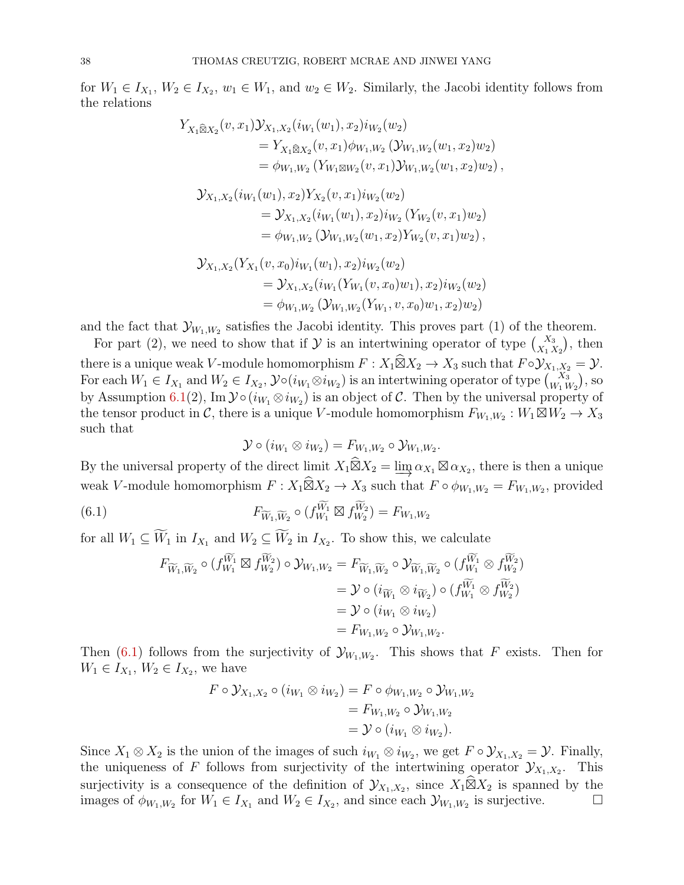for $W_1 \in I_{X_1}$, $W_2 \in I_{X_2}$, $w_1 \in W_1$, and $w_2 \in W_2$. Similarly, the Jacobi identity follows from the relations

$$\begin{aligned}
Y_{X_1\widehat{\boxtimes}X_2}(v, x_1)\mathcal{Y}_{X_1,X_2}(i_{W_1}(w_1), x_2)i_{W_2}(w_2)
&= Y_{X_1\widehat{\boxtimes}X_2}(v, x_1)\phi_{W_1,W_2}\left(\mathcal{Y}_{W_1,W_2}(w_1, x_2)w_2\right)\\
&= \phi_{W_1,W_2}\left(Y_{W_1\boxtimes W_2}(v, x_1)\mathcal{Y}_{W_1,W_2}(w_1, x_2)w_2\right),
\end{aligned}$$

$$\begin{aligned}
\mathcal{Y}_{X_1,X_2}(i_{W_1}(w_1), x_2)Y_{X_2}(v, x_1)i_{W_2}(w_2)
&= \mathcal{Y}_{X_1,X_2}(i_{W_1}(w_1), x_2)i_{W_2}\left(Y_{W_2}(v, x_1)w_2\right)\\
&= \phi_{W_1,W_2}\left(\mathcal{Y}_{W_1,W_2}(w_1, x_2)Y_{W_2}(v, x_1)w_2\right),
\end{aligned}$$

$$\begin{aligned}
\mathcal{Y}_{X_1,X_2}(Y_{X_1}(v, x_0)i_{W_1}(w_1), x_2)i_{W_2}(w_2)
&= \mathcal{Y}_{X_1,X_2}(i_{W_1}(Y_{W_1}(v, x_0)w_1), x_2)i_{W_2}(w_2)\\
&= \phi_{W_1,W_2}\left(\mathcal{Y}_{W_1,W_2}(Y_{W_1}, v, x_0)w_1, x_2)w_2\right)
\end{aligned}$$

and the fact that $\mathcal{Y}_{W_1,W_2}$ satisfies the Jacobi identity. This proves part (1) of the theorem.

For part (2), we need to show that if $\mathcal{Y}$ is an intertwining operator of type $\binom{X_3}{X_1\, X_2}$, then there is a unique weak $V$-module homomorphism $F : X_1\widehat{\boxtimes}X_2 \to X_3$ such that $F\circ\mathcal{Y}_{X_1,X_2} = \mathcal{Y}$. For each $W_1 \in I_{X_1}$ and $W_2 \in I_{X_2}$, $\mathcal{Y}\circ(i_{W_1}\otimes i_{W_2})$ is an intertwining operator of type $\binom{X_3}{W_1\, W_2}$, so by Assumption 6.1(2), $\mathrm{Im}\,\mathcal{Y}\circ(i_{W_1}\otimes i_{W_2})$ is an object of $\mathcal{C}$. Then by the universal property of the tensor product in $\mathcal{C}$, there is a unique $V$-module homomorphism $F_{W_1,W_2} : W_1\boxtimes W_2 \to X_3$ such that

$$\mathcal{Y}\circ(i_{W_1}\otimes i_{W_2}) = F_{W_1,W_2}\circ\mathcal{Y}_{W_1,W_2}.$$

By the universal property of the direct limit $X_1\widehat{\boxtimes}X_2 = \varinjlim \alpha_{X_1}\boxtimes\alpha_{X_2}$, there is then a unique weak $V$-module homomorphism $F : X_1\widehat{\boxtimes}X_2 \to X_3$ such that $F\circ\phi_{W_1,W_2} = F_{W_1,W_2}$, provided

$$F_{\widetilde{W}_1,\widetilde{W}_2}\circ(f_{W_1}^{\widetilde{W}_1}\boxtimes f_{W_2}^{\widetilde{W}_2}) = F_{W_1,W_2} \tag{6.1}$$

for all $W_1 \subseteq \widetilde{W}_1$ in $I_{X_1}$ and $W_2 \subseteq \widetilde{W}_2$ in $I_{X_2}$. To show this, we calculate

$$\begin{aligned}
F_{\widetilde{W}_1,\widetilde{W}_2}\circ(f_{W_1}^{\widetilde{W}_1}\boxtimes f_{W_2}^{\widetilde{W}_2})\circ\mathcal{Y}_{W_1,W_2}
&= F_{\widetilde{W}_1,\widetilde{W}_2}\circ\mathcal{Y}_{\widetilde{W}_1,\widetilde{W}_2}\circ(f_{W_1}^{\widetilde{W}_1}\otimes f_{W_2}^{\widetilde{W}_2})\\
&= \mathcal{Y}\circ(i_{\widetilde{W}_1}\otimes i_{\widetilde{W}_2})\circ(f_{W_1}^{\widetilde{W}_1}\otimes f_{W_2}^{\widetilde{W}_2})\\
&= \mathcal{Y}\circ(i_{W_1}\otimes i_{W_2})\\
&= F_{W_1,W_2}\circ\mathcal{Y}_{W_1,W_2}.
\end{aligned}$$

Then (6.1) follows from the surjectivity of $\mathcal{Y}_{W_1,W_2}$. This shows that $F$ exists. Then for $W_1 \in I_{X_1}$, $W_2 \in I_{X_2}$, we have

$$\begin{aligned}
F\circ\mathcal{Y}_{X_1,X_2}\circ(i_{W_1}\otimes i_{W_2}) &= F\circ\phi_{W_1,W_2}\circ\mathcal{Y}_{W_1,W_2}\\
&= F_{W_1,W_2}\circ\mathcal{Y}_{W_1,W_2}\\
&= \mathcal{Y}\circ(i_{W_1}\otimes i_{W_2}).
\end{aligned}$$

Since $X_1\otimes X_2$ is the union of the images of such $i_{W_1}\otimes i_{W_2}$, we get $F\circ\mathcal{Y}_{X_1,X_2} = \mathcal{Y}$. Finally, the uniqueness of $F$ follows from surjectivity of the intertwining operator $\mathcal{Y}_{X_1,X_2}$. This surjectivity is a consequence of the definition of $\mathcal{Y}_{X_1,X_2}$, since $X_1\widehat{\boxtimes}X_2$ is spanned by the images of $\phi_{W_1,W_2}$ for $W_1 \in I_{X_1}$ and $W_2 \in I_{X_2}$, and since each $\mathcal{Y}_{W_1,W_2}$ is surjective. $\square$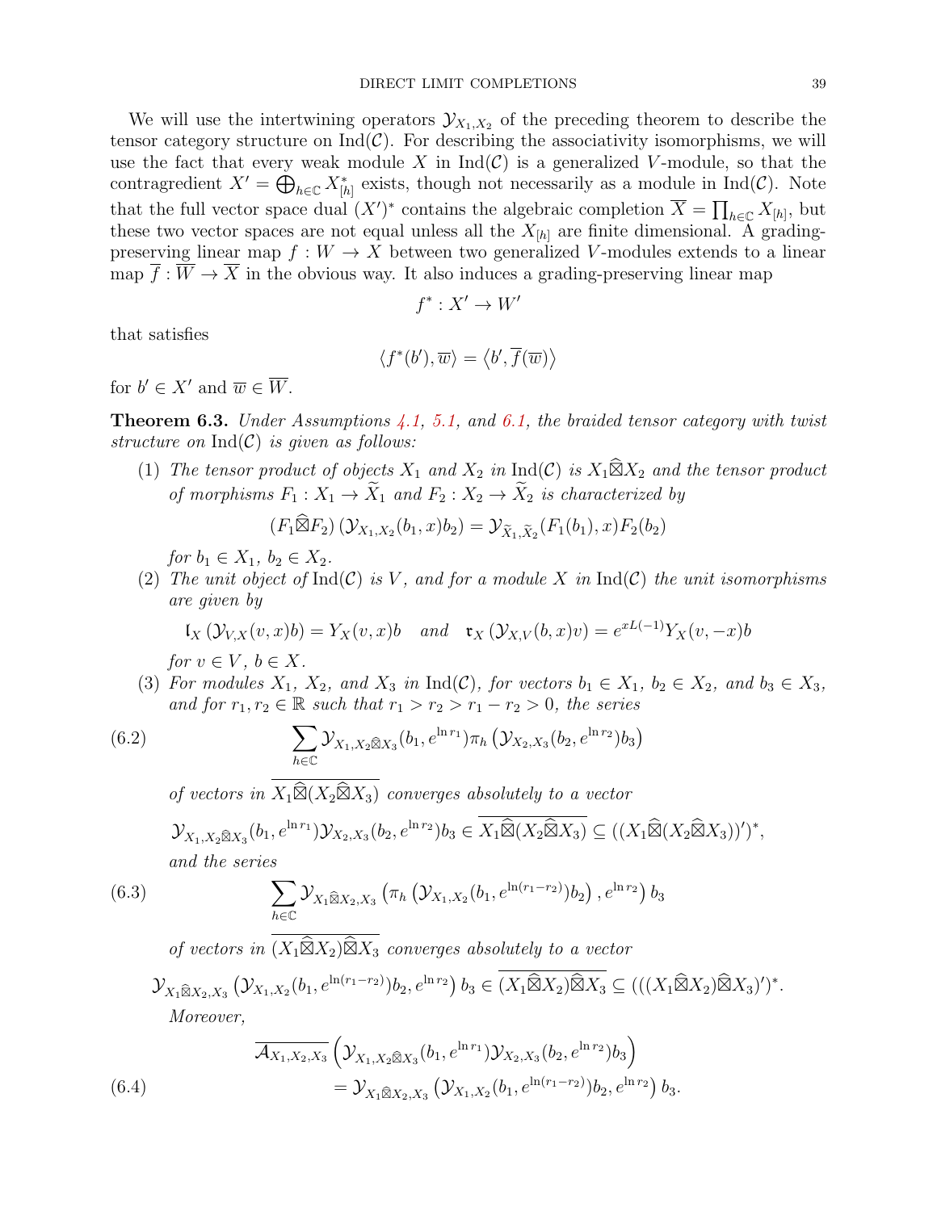We will use the intertwining operators $\mathcal{Y}_{X_1,X_2}$ of the preceding theorem to describe the tensor category structure on $\mathrm{Ind}(\mathcal{C})$. For describing the associativity isomorphisms, we will use the fact that every weak module $X$ in $\mathrm{Ind}(\mathcal{C})$ is a generalized $V$-module, so that the contragredient $X' = \bigoplus_{h\in\mathbb{C}} X_{[h]}^*$ exists, though not necessarily as a module in $\mathrm{Ind}(\mathcal{C})$. Note that the full vector space dual $(X')^*$ contains the algebraic completion $\overline{X} = \prod_{h\in\mathbb{C}} X_{[h]}$, but these two vector spaces are not equal unless all the $X_{[h]}$ are finite dimensional. A grading-preserving linear map $f : W \to X$ between two generalized $V$-modules extends to a linear map $\overline{f} : \overline{W} \to \overline{X}$ in the obvious way. It also induces a grading-preserving linear map

$$f^* : X' \to W'$$

that satisfies

$$\langle f^*(b'), \overline{w}\rangle = \langle b', \overline{f}(\overline{w})\rangle$$

for $b' \in X'$ and $\overline{w} \in \overline{W}$.

**Theorem 6.3.** *Under Assumptions 4.1, 5.1, and 6.1, the braided tensor category with twist structure on* $\mathrm{Ind}(\mathcal{C})$ *is given as follows:*

(1) *The tensor product of objects $X_1$ and $X_2$ in $\mathrm{Ind}(\mathcal{C})$ is $X_1 \widehat{\boxtimes} X_2$ and the tensor product of morphisms $F_1 : X_1 \to \widetilde{X}_1$ and $F_2 : X_2 \to \widetilde{X}_2$ is characterized by*

$$(F_1 \widehat{\boxtimes} F_2)\left(\mathcal{Y}_{X_1,X_2}(b_1,x)b_2\right) = \mathcal{Y}_{\widetilde{X}_1,\widetilde{X}_2}(F_1(b_1),x)F_2(b_2)$$

*for $b_1 \in X_1$, $b_2 \in X_2$.*

(2) *The unit object of $\mathrm{Ind}(\mathcal{C})$ is $V$, and for a module $X$ in $\mathrm{Ind}(\mathcal{C})$ the unit isomorphisms are given by*

$$\mathfrak{l}_X\left(\mathcal{Y}_{V,X}(v,x)b\right) = Y_X(v,x)b \quad \text{and} \quad \mathfrak{r}_X\left(\mathcal{Y}_{X,V}(b,x)v\right) = e^{xL(-1)}Y_X(v,-x)b$$

*for $v \in V$, $b \in X$.*

(3) *For modules $X_1$, $X_2$, and $X_3$ in $\mathrm{Ind}(\mathcal{C})$, for vectors $b_1 \in X_1$, $b_2 \in X_2$, and $b_3 \in X_3$, and for $r_1, r_2 \in \mathbb{R}$ such that $r_1 > r_2 > r_1 - r_2 > 0$, the series*

$$\sum_{h\in\mathbb{C}} \mathcal{Y}_{X_1,X_2\widehat{\boxtimes}X_3}(b_1, e^{\ln r_1})\pi_h\left(\mathcal{Y}_{X_2,X_3}(b_2,e^{\ln r_2})b_3\right) \tag{6.2}$$

*of vectors in $\overline{X_1 \widehat{\boxtimes}(X_2\widehat{\boxtimes}X_3)}$ converges absolutely to a vector*

$$\mathcal{Y}_{X_1,X_2\widehat{\boxtimes}X_3}(b_1,e^{\ln r_1})\mathcal{Y}_{X_2,X_3}(b_2,e^{\ln r_2})b_3 \in \overline{X_1\widehat{\boxtimes}(X_2\widehat{\boxtimes}X_3)} \subseteq ((X_1\widehat{\boxtimes}(X_2\widehat{\boxtimes}X_3))')^*,$$

*and the series*

$$\sum_{h\in\mathbb{C}} \mathcal{Y}_{X_1\widehat{\boxtimes}X_2,X_3}\left(\pi_h\left(\mathcal{Y}_{X_1,X_2}(b_1,e^{\ln(r_1-r_2)})b_2\right), e^{\ln r_2}\right)b_3 \tag{6.3}$$

*of vectors in $\overline{(X_1\widehat{\boxtimes}X_2)\widehat{\boxtimes}X_3}$ converges absolutely to a vector*

$$\mathcal{Y}_{X_1\widehat{\boxtimes}X_2,X_3}\left(\mathcal{Y}_{X_1,X_2}(b_1,e^{\ln(r_1-r_2)})b_2,e^{\ln r_2}\right)b_3 \in \overline{(X_1\widehat{\boxtimes}X_2)\widehat{\boxtimes}X_3} \subseteq (((X_1\widehat{\boxtimes}X_2)\widehat{\boxtimes}X_3)')^*.$$

*Moreover,*

$$\begin{aligned}\overline{\mathcal{A}_{X_1,X_2,X_3}}&\left(\mathcal{Y}_{X_1,X_2\widehat{\boxtimes}X_3}(b_1,e^{\ln r_1})\mathcal{Y}_{X_2,X_3}(b_2,e^{\ln r_2})b_3\right)\\ &= \mathcal{Y}_{X_1\widehat{\boxtimes}X_2,X_3}\left(\mathcal{Y}_{X_1,X_2}(b_1,e^{\ln(r_1-r_2)})b_2,e^{\ln r_2}\right)b_3.\end{aligned} \tag{6.4}$$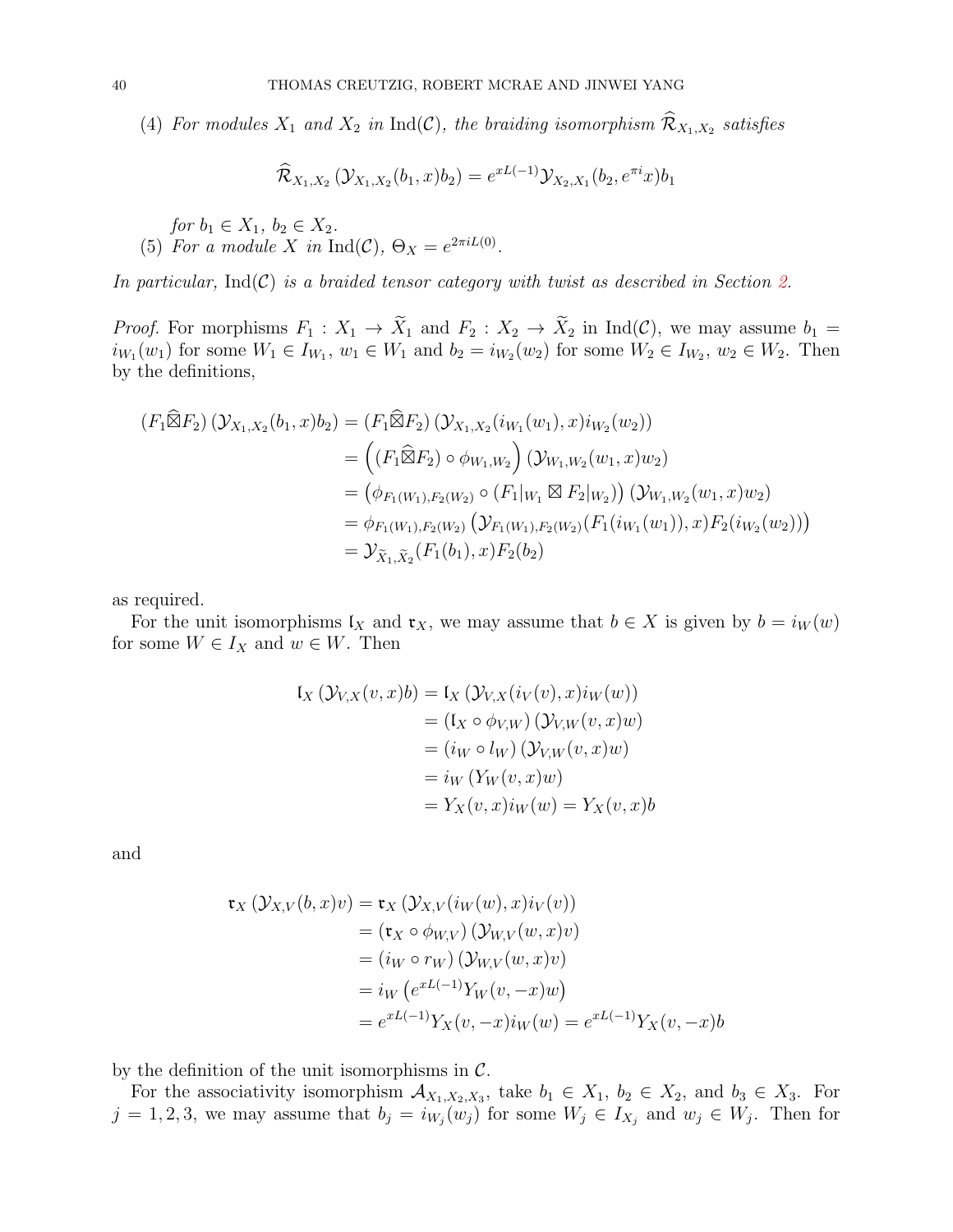(4) *For modules $X_1$ and $X_2$ in $\mathrm{Ind}(\mathcal{C})$, the braiding isomorphism $\widehat{\mathcal{R}}_{X_1,X_2}$ satisfies*

$$\widehat{\mathcal{R}}_{X_1,X_2}\left(\mathcal{Y}_{X_1,X_2}(b_1,x)b_2\right) = e^{xL(-1)}\mathcal{Y}_{X_2,X_1}(b_2, e^{\pi i}x)b_1$$

*for $b_1 \in X_1$, $b_2 \in X_2$.*

(5) *For a module $X$ in $\mathrm{Ind}(\mathcal{C})$, $\Theta_X = e^{2\pi i L(0)}$.*

*In particular, $\mathrm{Ind}(\mathcal{C})$ is a braided tensor category with twist as described in Section 2.*

*Proof.* For morphisms $F_1 : X_1 \to \widetilde{X}_1$ and $F_2 : X_2 \to \widetilde{X}_2$ in $\mathrm{Ind}(\mathcal{C})$, we may assume $b_1 = i_{W_1}(w_1)$ for some $W_1 \in I_{W_1}$, $w_1 \in W_1$ and $b_2 = i_{W_2}(w_2)$ for some $W_2 \in I_{W_2}$, $w_2 \in W_2$. Then by the definitions,

$$\begin{aligned}
(F_1\widehat{\boxtimes}F_2)\left(\mathcal{Y}_{X_1,X_2}(b_1,x)b_2\right) &= (F_1\widehat{\boxtimes}F_2)\left(\mathcal{Y}_{X_1,X_2}(i_{W_1}(w_1),x)i_{W_2}(w_2)\right)\\
&= \left((F_1\widehat{\boxtimes}F_2)\circ\phi_{W_1,W_2}\right)\left(\mathcal{Y}_{W_1,W_2}(w_1,x)w_2\right)\\
&= \left(\phi_{F_1(W_1),F_2(W_2)}\circ(F_1|_{W_1}\boxtimes F_2|_{W_2})\right)\left(\mathcal{Y}_{W_1,W_2}(w_1,x)w_2\right)\\
&= \phi_{F_1(W_1),F_2(W_2)}\left(\mathcal{Y}_{F_1(W_1),F_2(W_2)}(F_1(i_{W_1}(w_1)),x)F_2(i_{W_2}(w_2))\right)\\
&= \mathcal{Y}_{\widetilde{X}_1,\widetilde{X}_2}(F_1(b_1),x)F_2(b_2)
\end{aligned}$$

as required.

For the unit isomorphisms $\mathfrak{l}_X$ and $\mathfrak{r}_X$, we may assume that $b \in X$ is given by $b = i_W(w)$ for some $W \in I_X$ and $w \in W$. Then

$$\begin{aligned}
\mathfrak{l}_X\left(\mathcal{Y}_{V,X}(v,x)b\right) &= \mathfrak{l}_X\left(\mathcal{Y}_{V,X}(i_V(v),x)i_W(w)\right)\\
&= (\mathfrak{l}_X\circ\phi_{V,W})\left(\mathcal{Y}_{V,W}(v,x)w\right)\\
&= (i_W\circ l_W)\left(\mathcal{Y}_{V,W}(v,x)w\right)\\
&= i_W\left(Y_W(v,x)w\right)\\
&= Y_X(v,x)i_W(w) = Y_X(v,x)b
\end{aligned}$$

and

$$\begin{aligned}
\mathfrak{r}_X\left(\mathcal{Y}_{X,V}(b,x)v\right) &= \mathfrak{r}_X\left(\mathcal{Y}_{X,V}(i_W(w),x)i_V(v)\right)\\
&= (\mathfrak{r}_X\circ\phi_{W,V})\left(\mathcal{Y}_{W,V}(w,x)v\right)\\
&= (i_W\circ r_W)\left(\mathcal{Y}_{W,V}(w,x)v\right)\\
&= i_W\left(e^{xL(-1)}Y_W(v,-x)w\right)\\
&= e^{xL(-1)}Y_X(v,-x)i_W(w) = e^{xL(-1)}Y_X(v,-x)b
\end{aligned}$$

by the definition of the unit isomorphisms in $\mathcal{C}$.

For the associativity isomorphism $\mathcal{A}_{X_1,X_2,X_3}$, take $b_1 \in X_1$, $b_2 \in X_2$, and $b_3 \in X_3$. For $j = 1, 2, 3$, we may assume that $b_j = i_{W_j}(w_j)$ for some $W_j \in I_{X_j}$ and $w_j \in W_j$. Then for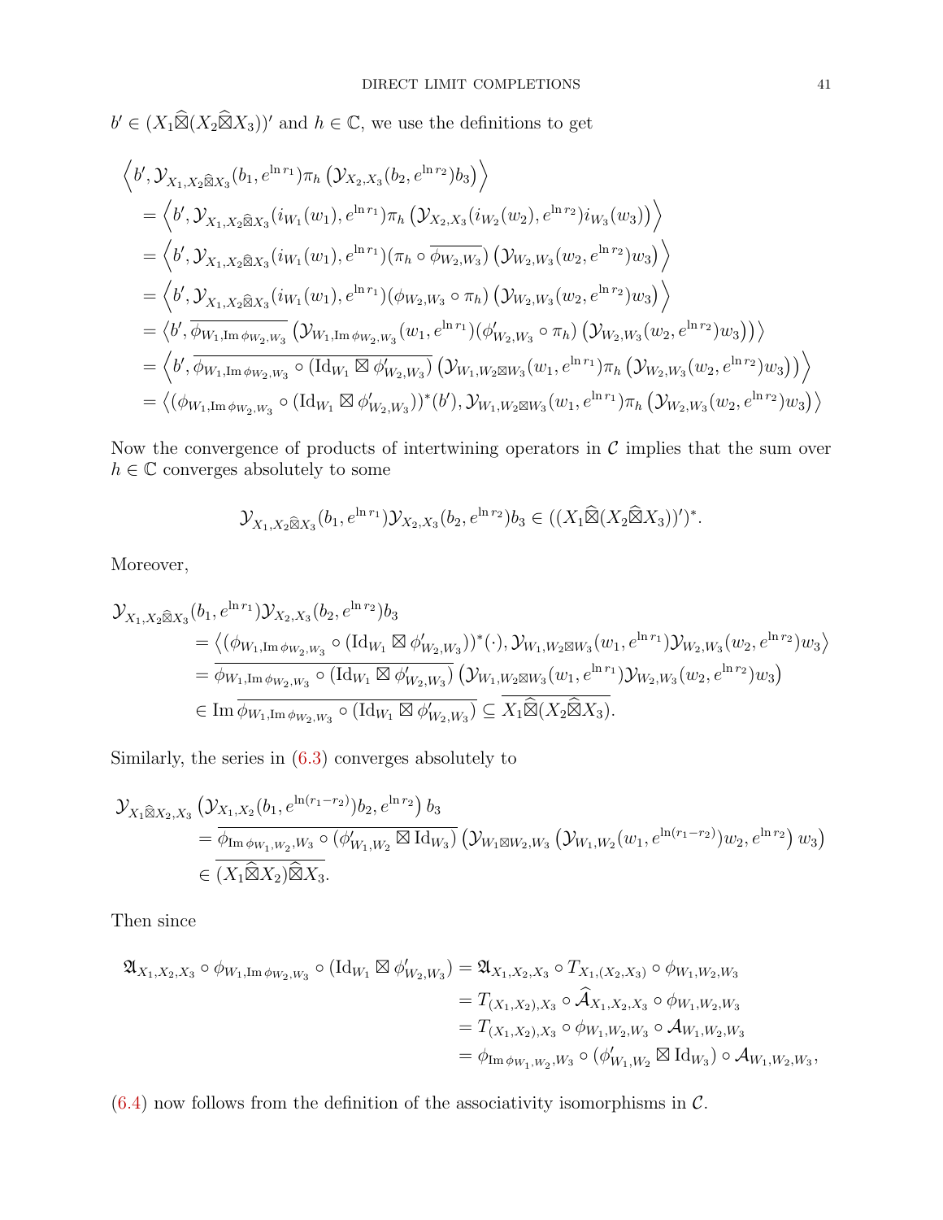$b' \in (X_1 \widehat{\boxtimes} (X_2 \widehat{\boxtimes} X_3))'$ and $h \in \mathbb{C}$, we use the definitions to get

$$
\begin{aligned}
&\left\langle b', \mathcal{Y}_{X_1, X_2 \widehat{\boxtimes} X_3}(b_1, e^{\ln r_1}) \pi_h \left( \mathcal{Y}_{X_2, X_3}(b_2, e^{\ln r_2}) b_3 \right) \right\rangle \\
&\quad = \left\langle b', \mathcal{Y}_{X_1, X_2 \widehat{\boxtimes} X_3}(i_{W_1}(w_1), e^{\ln r_1}) \pi_h \left( \mathcal{Y}_{X_2, X_3}(i_{W_2}(w_2), e^{\ln r_2}) i_{W_3}(w_3) \right) \right\rangle \\
&\quad = \left\langle b', \mathcal{Y}_{X_1, X_2 \widehat{\boxtimes} X_3}(i_{W_1}(w_1), e^{\ln r_1}) (\pi_h \circ \overline{\phi_{W_2, W_3}}) \left( \mathcal{Y}_{W_2, W_3}(w_2, e^{\ln r_2}) w_3 \right) \right\rangle \\
&\quad = \left\langle b', \mathcal{Y}_{X_1, X_2 \widehat{\boxtimes} X_3}(i_{W_1}(w_1), e^{\ln r_1}) (\phi_{W_2, W_3} \circ \pi_h) \left( \mathcal{Y}_{W_2, W_3}(w_2, e^{\ln r_2}) w_3 \right) \right\rangle \\
&\quad = \left\langle b', \overline{\phi_{W_1, \operatorname{Im} \phi_{W_2, W_3}}} \left( \mathcal{Y}_{W_1, \operatorname{Im} \phi_{W_2, W_3}}(w_1, e^{\ln r_1}) (\phi'_{W_2, W_3} \circ \pi_h) \left( \mathcal{Y}_{W_2, W_3}(w_2, e^{\ln r_2}) w_3 \right) \right) \right\rangle \\
&\quad = \left\langle b', \overline{\phi_{W_1, \operatorname{Im} \phi_{W_2, W_3}} \circ (\mathrm{Id}_{W_1} \boxtimes \phi'_{W_2, W_3})} \left( \mathcal{Y}_{W_1, W_2 \boxtimes W_3}(w_1, e^{\ln r_1}) \pi_h \left( \mathcal{Y}_{W_2, W_3}(w_2, e^{\ln r_2}) w_3 \right) \right) \right\rangle \\
&\quad = \left\langle (\phi_{W_1, \operatorname{Im} \phi_{W_2, W_3}} \circ (\mathrm{Id}_{W_1} \boxtimes \phi'_{W_2, W_3}))^*(b'), \mathcal{Y}_{W_1, W_2 \boxtimes W_3}(w_1, e^{\ln r_1}) \pi_h \left( \mathcal{Y}_{W_2, W_3}(w_2, e^{\ln r_2}) w_3 \right) \right\rangle
\end{aligned}
$$

Now the convergence of products of intertwining operators in $\mathcal{C}$ implies that the sum over $h \in \mathbb{C}$ converges absolutely to some

$$
\mathcal{Y}_{X_1, X_2 \widehat{\boxtimes} X_3}(b_1, e^{\ln r_1}) \mathcal{Y}_{X_2, X_3}(b_2, e^{\ln r_2}) b_3 \in ((X_1 \widehat{\boxtimes} (X_2 \widehat{\boxtimes} X_3))')^*.
$$

Moreover,

$$
\begin{aligned}
&\mathcal{Y}_{X_1, X_2 \widehat{\boxtimes} X_3}(b_1, e^{\ln r_1}) \mathcal{Y}_{X_2, X_3}(b_2, e^{\ln r_2}) b_3 \\
&\quad = \left\langle (\phi_{W_1, \operatorname{Im} \phi_{W_2, W_3}} \circ (\mathrm{Id}_{W_1} \boxtimes \phi'_{W_2, W_3}))^*(\cdot), \mathcal{Y}_{W_1, W_2 \boxtimes W_3}(w_1, e^{\ln r_1}) \mathcal{Y}_{W_2, W_3}(w_2, e^{\ln r_2}) w_3 \right\rangle \\
&\quad = \overline{\phi_{W_1, \operatorname{Im} \phi_{W_2, W_3}} \circ (\mathrm{Id}_{W_1} \boxtimes \phi'_{W_2, W_3})} \left( \mathcal{Y}_{W_1, W_2 \boxtimes W_3}(w_1, e^{\ln r_1}) \mathcal{Y}_{W_2, W_3}(w_2, e^{\ln r_2}) w_3 \right) \\
&\quad \in \operatorname{Im} \overline{\phi_{W_1, \operatorname{Im} \phi_{W_2, W_3}} \circ (\mathrm{Id}_{W_1} \boxtimes \phi'_{W_2, W_3})} \subseteq \overline{X_1 \widehat{\boxtimes} (X_2 \widehat{\boxtimes} X_3)}.
\end{aligned}
$$

Similarly, the series in (6.3) converges absolutely to

$$
\begin{aligned}
&\mathcal{Y}_{X_1 \widehat{\boxtimes} X_2, X_3} \left( \mathcal{Y}_{X_1, X_2}(b_1, e^{\ln(r_1 - r_2)}) b_2, e^{\ln r_2} \right) b_3 \\
&\quad = \overline{\phi_{\operatorname{Im} \phi_{W_1, W_2}, W_3} \circ (\phi'_{W_1, W_2} \boxtimes \mathrm{Id}_{W_3})} \left( \mathcal{Y}_{W_1 \boxtimes W_2, W_3} \left( \mathcal{Y}_{W_1, W_2}(w_1, e^{\ln(r_1 - r_2)}) w_2, e^{\ln r_2} \right) w_3 \right) \\
&\quad \in \overline{(X_1 \widehat{\boxtimes} X_2) \widehat{\boxtimes} X_3}.
\end{aligned}
$$

Then since

$$
\begin{aligned}
\mathfrak{A}_{X_1, X_2, X_3} \circ \phi_{W_1, \operatorname{Im} \phi_{W_2, W_3}} \circ (\mathrm{Id}_{W_1} \boxtimes \phi'_{W_2, W_3}) &= \mathfrak{A}_{X_1, X_2, X_3} \circ T_{X_1, (X_2, X_3)} \circ \phi_{W_1, W_2, W_3} \\
&= T_{(X_1, X_2), X_3} \circ \widehat{\mathcal{A}}_{X_1, X_2, X_3} \circ \phi_{W_1, W_2, W_3} \\
&= T_{(X_1, X_2), X_3} \circ \phi_{W_1, W_2, W_3} \circ \mathcal{A}_{W_1, W_2, W_3} \\
&= \phi_{\operatorname{Im} \phi_{W_1, W_2}, W_3} \circ (\phi'_{W_1, W_2} \boxtimes \mathrm{Id}_{W_3}) \circ \mathcal{A}_{W_1, W_2, W_3},
\end{aligned}
$$

(6.4) now follows from the definition of the associativity isomorphisms in $\mathcal{C}$.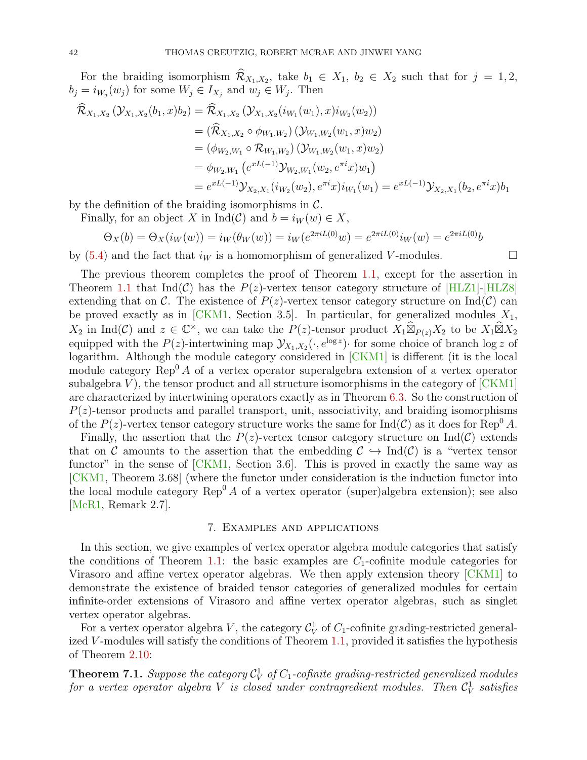For the braiding isomorphism $\widehat{\mathcal{R}}_{X_1,X_2}$, take $b_1 \in X_1$, $b_2 \in X_2$ such that for $j = 1, 2$, $b_j = i_{W_j}(w_j)$ for some $W_j \in I_{X_j}$ and $w_j \in W_j$. Then

$$
\begin{aligned}
\widehat{\mathcal{R}}_{X_1,X_2}\left(\mathcal{Y}_{X_1,X_2}(b_1,x)b_2\right) &= \widehat{\mathcal{R}}_{X_1,X_2}\left(\mathcal{Y}_{X_1,X_2}(i_{W_1}(w_1),x)i_{W_2}(w_2)\right)\\
&= (\widehat{\mathcal{R}}_{X_1,X_2} \circ \phi_{W_1,W_2})\left(\mathcal{Y}_{W_1,W_2}(w_1,x)w_2\right)\\
&= (\phi_{W_2,W_1} \circ \mathcal{R}_{W_1,W_2})\left(\mathcal{Y}_{W_1,W_2}(w_1,x)w_2\right)\\
&= \phi_{W_2,W_1}\left(e^{xL(-1)}\mathcal{Y}_{W_2,W_1}(w_2,e^{\pi i}x)w_1\right)\\
&= e^{xL(-1)}\mathcal{Y}_{X_2,X_1}(i_{W_2}(w_2),e^{\pi i}x)i_{W_1}(w_1) = e^{xL(-1)}\mathcal{Y}_{X_2,X_1}(b_2,e^{\pi i}x)b_1
\end{aligned}
$$

by the definition of the braiding isomorphisms in $\mathcal{C}$.

Finally, for an object $X$ in $\mathrm{Ind}(\mathcal{C})$ and $b = i_W(w) \in X$,

$$
\Theta_X(b) = \Theta_X(i_W(w)) = i_W(\theta_W(w)) = i_W(e^{2\pi i L(0)}w) = e^{2\pi i L(0)}i_W(w) = e^{2\pi i L(0)}b
$$

by (5.4) and the fact that $i_W$ is a homomorphism of generalized $V$-modules. $\square$

The previous theorem completes the proof of Theorem 1.1, except for the assertion in Theorem 1.1 that $\mathrm{Ind}(\mathcal{C})$ has the $P(z)$-vertex tensor category structure of [HLZ1]-[HLZ8] extending that on $\mathcal{C}$. The existence of $P(z)$-vertex tensor category structure on $\mathrm{Ind}(\mathcal{C})$ can be proved exactly as in [CKM1, Section 3.5]. In particular, for generalized modules $X_1$, $X_2$ in $\mathrm{Ind}(\mathcal{C})$ and $z \in \mathbb{C}^\times$, we can take the $P(z)$-tensor product $X_1 \widehat{\boxtimes}_{P(z)} X_2$ to be $X_1 \widehat{\boxtimes} X_2$ equipped with the $P(z)$-intertwining map $\mathcal{Y}_{X_1,X_2}(\cdot, e^{\log z})\cdot$ for some choice of branch $\log z$ of logarithm. Although the module category considered in [CKM1] is different (it is the local module category $\mathrm{Rep}^0 A$ of a vertex operator superalgebra extension of a vertex operator subalgebra $V$), the tensor product and all structure isomorphisms in the category of [CKM1] are characterized by intertwining operators exactly as in Theorem 6.3. So the construction of $P(z)$-tensor products and parallel transport, unit, associativity, and braiding isomorphisms of the $P(z)$-vertex tensor category structure works the same for $\mathrm{Ind}(\mathcal{C})$ as it does for $\mathrm{Rep}^0 A$.

Finally, the assertion that the $P(z)$-vertex tensor category structure on $\mathrm{Ind}(\mathcal{C})$ extends that on $\mathcal{C}$ amounts to the assertion that the embedding $\mathcal{C} \hookrightarrow \mathrm{Ind}(\mathcal{C})$ is a "vertex tensor functor" in the sense of [CKM1, Section 3.6]. This is proved in exactly the same way as [CKM1, Theorem 3.68] (where the functor under consideration is the induction functor into the local module category $\mathrm{Rep}^0 A$ of a vertex operator (super)algebra extension); see also [McR1, Remark 2.7].

## 7. Examples and applications

In this section, we give examples of vertex operator algebra module categories that satisfy the conditions of Theorem 1.1: the basic examples are $C_1$-cofinite module categories for Virasoro and affine vertex operator algebras. We then apply extension theory [CKM1] to demonstrate the existence of braided tensor categories of generalized modules for certain infinite-order extensions of Virasoro and affine vertex operator algebras, such as singlet vertex operator algebras.

For a vertex operator algebra $V$, the category $\mathcal{C}_V^1$ of $C_1$-cofinite grading-restricted generalized $V$-modules will satisfy the conditions of Theorem 1.1, provided it satisfies the hypothesis of Theorem 2.10:

**Theorem 7.1.** *Suppose the category $\mathcal{C}_V^1$ of $C_1$-cofinite grading-restricted generalized modules for a vertex operator algebra $V$ is closed under contragredient modules. Then $\mathcal{C}_V^1$ satisfies*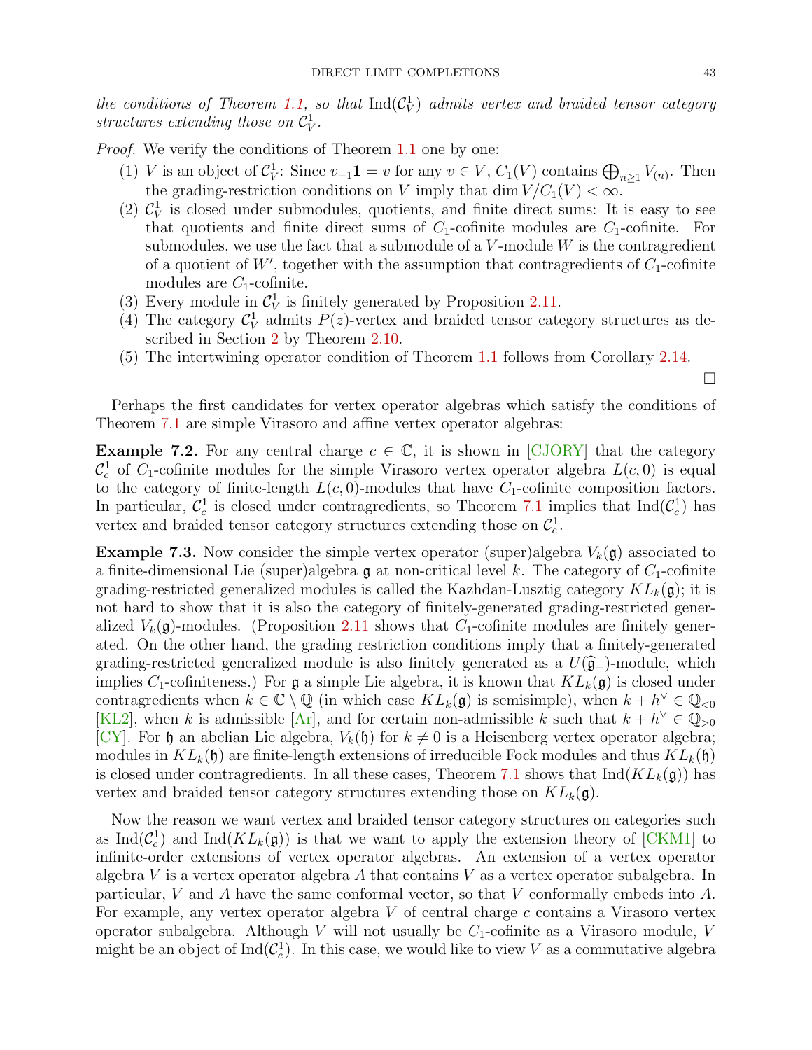*the conditions of Theorem 1.1, so that* $\mathrm{Ind}(\mathcal{C}_V^1)$ *admits vertex and braided tensor category structures extending those on* $\mathcal{C}_V^1$*.*

*Proof.* We verify the conditions of Theorem 1.1 one by one:

1. $V$ is an object of $\mathcal{C}_V^1$: Since $v_{-1}\mathbf{1} = v$ for any $v \in V$, $C_1(V)$ contains $\bigoplus_{n\geq 1} V_{(n)}$. Then the grading-restriction conditions on $V$ imply that $\dim V/C_1(V) < \infty$.
2. $\mathcal{C}_V^1$ is closed under submodules, quotients, and finite direct sums: It is easy to see that quotients and finite direct sums of $C_1$-cofinite modules are $C_1$-cofinite. For submodules, we use the fact that a submodule of a $V$-module $W$ is the contragredient of a quotient of $W'$, together with the assumption that contragredients of $C_1$-cofinite modules are $C_1$-cofinite.
3. Every module in $\mathcal{C}_V^1$ is finitely generated by Proposition 2.11.
4. The category $\mathcal{C}_V^1$ admits $P(z)$-vertex and braided tensor category structures as described in Section 2 by Theorem 2.10.
5. The intertwining operator condition of Theorem 1.1 follows from Corollary 2.14.

□

Perhaps the first candidates for vertex operator algebras which satisfy the conditions of Theorem 7.1 are simple Virasoro and affine vertex operator algebras:

**Example 7.2.** For any central charge $c \in \mathbb{C}$, it is shown in [CJORY] that the category $\mathcal{C}_c^1$ of $C_1$-cofinite modules for the simple Virasoro vertex operator algebra $L(c, 0)$ is equal to the category of finite-length $L(c, 0)$-modules that have $C_1$-cofinite composition factors. In particular, $\mathcal{C}_c^1$ is closed under contragredients, so Theorem 7.1 implies that $\mathrm{Ind}(\mathcal{C}_c^1)$ has vertex and braided tensor category structures extending those on $\mathcal{C}_c^1$.

**Example 7.3.** Now consider the simple vertex operator (super)algebra $V_k(\mathfrak{g})$ associated to a finite-dimensional Lie (super)algebra $\mathfrak{g}$ at non-critical level $k$. The category of $C_1$-cofinite grading-restricted generalized modules is called the Kazhdan-Lusztig category $KL_k(\mathfrak{g})$; it is not hard to show that it is also the category of finitely-generated grading-restricted generalized $V_k(\mathfrak{g})$-modules. (Proposition 2.11 shows that $C_1$-cofinite modules are finitely generated. On the other hand, the grading restriction conditions imply that a finitely-generated grading-restricted generalized module is also finitely generated as a $U(\widehat{\mathfrak{g}}_-)$-module, which implies $C_1$-cofiniteness.) For $\mathfrak{g}$ a simple Lie algebra, it is known that $KL_k(\mathfrak{g})$ is closed under contragredients when $k \in \mathbb{C} \setminus \mathbb{Q}$ (in which case $KL_k(\mathfrak{g})$ is semisimple), when $k + h^\vee \in \mathbb{Q}_{<0}$ [KL2], when $k$ is admissible [Ar], and for certain non-admissible $k$ such that $k + h^\vee \in \mathbb{Q}_{>0}$ [CY]. For $\mathfrak{h}$ an abelian Lie algebra, $V_k(\mathfrak{h})$ for $k \neq 0$ is a Heisenberg vertex operator algebra; modules in $KL_k(\mathfrak{h})$ are finite-length extensions of irreducible Fock modules and thus $KL_k(\mathfrak{h})$ is closed under contragredients. In all these cases, Theorem 7.1 shows that $\mathrm{Ind}(KL_k(\mathfrak{g}))$ has vertex and braided tensor category structures extending those on $KL_k(\mathfrak{g})$.

Now the reason we want vertex and braided tensor category structures on categories such as $\mathrm{Ind}(\mathcal{C}_c^1)$ and $\mathrm{Ind}(KL_k(\mathfrak{g}))$ is that we want to apply the extension theory of [CKM1] to infinite-order extensions of vertex operator algebras. An extension of a vertex operator algebra $V$ is a vertex operator algebra $A$ that contains $V$ as a vertex operator subalgebra. In particular, $V$ and $A$ have the same conformal vector, so that $V$ conformally embeds into $A$. For example, any vertex operator algebra $V$ of central charge $c$ contains a Virasoro vertex operator subalgebra. Although $V$ will not usually be $C_1$-cofinite as a Virasoro module, $V$ might be an object of $\mathrm{Ind}(\mathcal{C}_c^1)$. In this case, we would like to view $V$ as a commutative algebra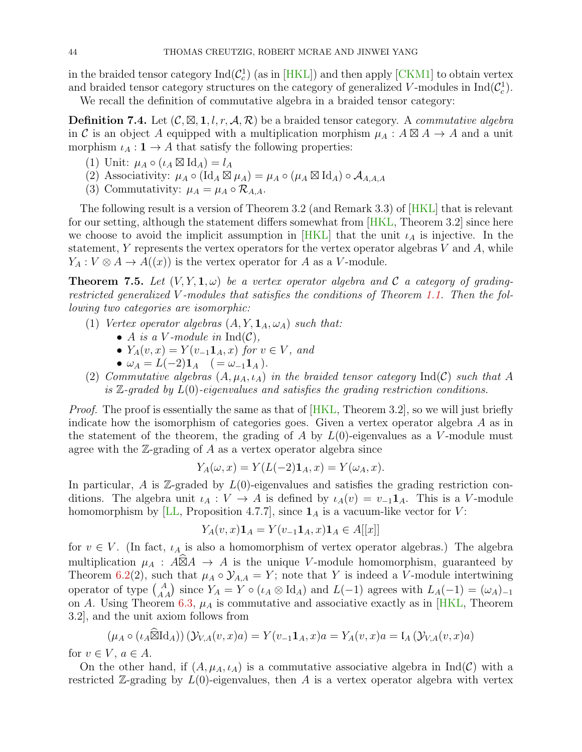in the braided tensor category $\mathrm{Ind}(\mathcal{C}_c^1)$ (as in [HKL]) and then apply [CKM1] to obtain vertex and braided tensor category structures on the category of generalized $V$-modules in $\mathrm{Ind}(\mathcal{C}_c^1)$.

We recall the definition of commutative algebra in a braided tensor category:

**Definition 7.4.** Let $(\mathcal{C}, \boxtimes, \mathbf{1}, l, r, \mathcal{A}, \mathcal{R})$ be a braided tensor category. A *commutative algebra* in $\mathcal{C}$ is an object $A$ equipped with a multiplication morphism $\mu_A : A \boxtimes A \to A$ and a unit morphism $\iota_A : \mathbf{1} \to A$ that satisfy the following properties:

(1) Unit: $\mu_A \circ (\iota_A \boxtimes \mathrm{Id}_A) = l_A$
(2) Associativity: $\mu_A \circ (\mathrm{Id}_A \boxtimes \mu_A) = \mu_A \circ (\mu_A \boxtimes \mathrm{Id}_A) \circ \mathcal{A}_{A,A,A}$
(3) Commutativity: $\mu_A = \mu_A \circ \mathcal{R}_{A,A}$.

The following result is a version of Theorem 3.2 (and Remark 3.3) of [HKL] that is relevant for our setting, although the statement differs somewhat from [HKL, Theorem 3.2] since here we choose to avoid the implicit assumption in [HKL] that the unit $\iota_A$ is injective. In the statement, $Y$ represents the vertex operators for the vertex operator algebras $V$ and $A$, while $Y_A : V \otimes A \to A((x))$ is the vertex operator for $A$ as a $V$-module.

**Theorem 7.5.** *Let $(V, Y, \mathbf{1}, \omega)$ be a vertex operator algebra and $\mathcal{C}$ a category of grading-restricted generalized $V$-modules that satisfies the conditions of Theorem 1.1. Then the following two categories are isomorphic:*

(1) *Vertex operator algebras $(A, Y, \mathbf{1}_A, \omega_A)$ such that:*
   - *$A$ is a $V$-module in $\mathrm{Ind}(\mathcal{C})$,*
   - *$Y_A(v, x) = Y(v_{-1}\mathbf{1}_A, x)$ for $v \in V$, and*
   - *$\omega_A = L(-2)\mathbf{1}_A \quad (= \omega_{-1}\mathbf{1}_A)$.*

(2) *Commutative algebras $(A, \mu_A, \iota_A)$ in the braided tensor category $\mathrm{Ind}(\mathcal{C})$ such that $A$ is $\mathbb{Z}$-graded by $L(0)$-eigenvalues and satisfies the grading restriction conditions.*

*Proof.* The proof is essentially the same as that of [HKL, Theorem 3.2], so we will just briefly indicate how the isomorphism of categories goes. Given a vertex operator algebra $A$ as in the statement of the theorem, the grading of $A$ by $L(0)$-eigenvalues as a $V$-module must agree with the $\mathbb{Z}$-grading of $A$ as a vertex operator algebra since

$$Y_A(\omega, x) = Y(L(-2)\mathbf{1}_A, x) = Y(\omega_A, x).$$

In particular, $A$ is $\mathbb{Z}$-graded by $L(0)$-eigenvalues and satisfies the grading restriction conditions. The algebra unit $\iota_A : V \to A$ is defined by $\iota_A(v) = v_{-1}\mathbf{1}_A$. This is a $V$-module homomorphism by [LL, Proposition 4.7.7], since $\mathbf{1}_A$ is a vacuum-like vector for $V$:

$$Y_A(v, x)\mathbf{1}_A = Y(v_{-1}\mathbf{1}_A, x)\mathbf{1}_A \in A[[x]]$$

for $v \in V$. (In fact, $\iota_A$ is also a homomorphism of vertex operator algebras.) The algebra multiplication $\mu_A : A\widehat{\boxtimes}A \to A$ is the unique $V$-module homomorphism, guaranteed by Theorem 6.2(2), such that $\mu_A \circ \mathcal{Y}_{A,A} = Y$; note that $Y$ is indeed a $V$-module intertwining operator of type $\binom{A}{A\,A}$ since $Y_A = Y \circ (\iota_A \otimes \mathrm{Id}_A)$ and $L(-1)$ agrees with $L_A(-1) = (\omega_A)_{-1}$ on $A$. Using Theorem 6.3, $\mu_A$ is commutative and associative exactly as in [HKL, Theorem 3.2], and the unit axiom follows from

$$(\mu_A \circ (\iota_A \widehat{\boxtimes} \mathrm{Id}_A))\,(\mathcal{Y}_{V,A}(v, x)a) = Y(v_{-1}\mathbf{1}_A, x)a = Y_A(v, x)a = \mathfrak{l}_A\,(\mathcal{Y}_{V,A}(v, x)a)$$

for $v \in V$, $a \in A$.

On the other hand, if $(A, \mu_A, \iota_A)$ is a commutative associative algebra in $\mathrm{Ind}(\mathcal{C})$ with a restricted $\mathbb{Z}$-grading by $L(0)$-eigenvalues, then $A$ is a vertex operator algebra with vertex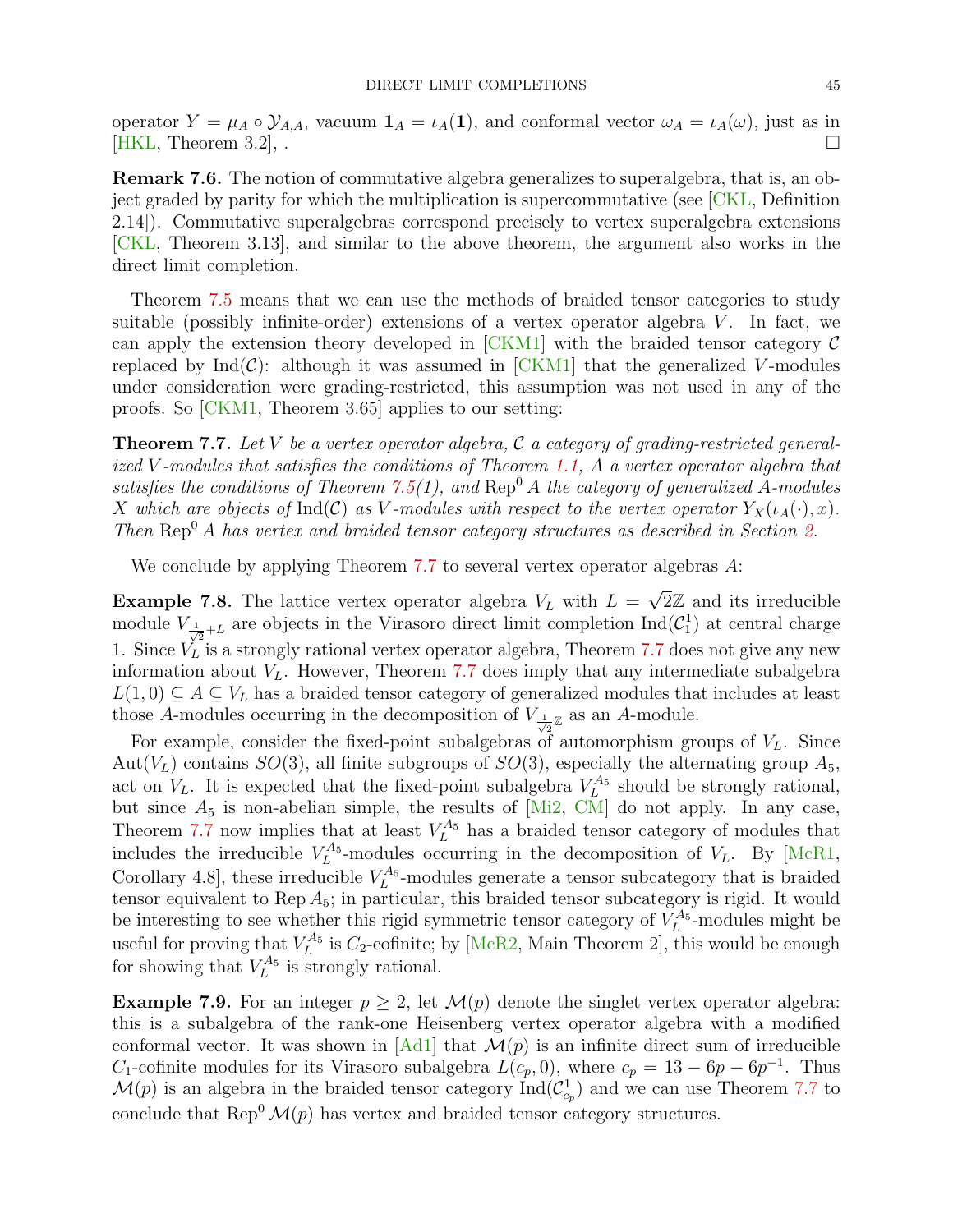operator $Y = \mu_A \circ \mathcal{Y}_{A,A}$, vacuum $\mathbf{1}_A = \iota_A(\mathbf{1})$, and conformal vector $\omega_A = \iota_A(\omega)$, just as in [HKL, Theorem 3.2], . □

**Remark 7.6.** The notion of commutative algebra generalizes to superalgebra, that is, an object graded by parity for which the multiplication is supercommutative (see [CKL, Definition 2.14]). Commutative superalgebras correspond precisely to vertex superalgebra extensions [CKL, Theorem 3.13], and similar to the above theorem, the argument also works in the direct limit completion.

Theorem 7.5 means that we can use the methods of braided tensor categories to study suitable (possibly infinite-order) extensions of a vertex operator algebra $V$. In fact, we can apply the extension theory developed in [CKM1] with the braided tensor category $\mathcal{C}$ replaced by $\mathrm{Ind}(\mathcal{C})$: although it was assumed in [CKM1] that the generalized $V$-modules under consideration were grading-restricted, this assumption was not used in any of the proofs. So [CKM1, Theorem 3.65] applies to our setting:

**Theorem 7.7.** *Let $V$ be a vertex operator algebra, $\mathcal{C}$ a category of grading-restricted generalized $V$-modules that satisfies the conditions of Theorem 1.1, $A$ a vertex operator algebra that satisfies the conditions of Theorem 7.5(1), and $\mathrm{Rep}^0 A$ the category of generalized $A$-modules $X$ which are objects of $\mathrm{Ind}(\mathcal{C})$ as $V$-modules with respect to the vertex operator $Y_X(\iota_A(\cdot), x)$. Then $\mathrm{Rep}^0 A$ has vertex and braided tensor category structures as described in Section 2.*

We conclude by applying Theorem 7.7 to several vertex operator algebras $A$:

**Example 7.8.** The lattice vertex operator algebra $V_L$ with $L = \sqrt{2}\mathbb{Z}$ and its irreducible module $V_{\frac{1}{\sqrt{2}}+L}$ are objects in the Virasoro direct limit completion $\mathrm{Ind}(\mathcal{C}^1_1)$ at central charge 1. Since $V_L$ is a strongly rational vertex operator algebra, Theorem 7.7 does not give any new information about $V_L$. However, Theorem 7.7 does imply that any intermediate subalgebra $L(1,0) \subseteq A \subseteq V_L$ has a braided tensor category of generalized modules that includes at least those $A$-modules occurring in the decomposition of $V_{\frac{1}{\sqrt{2}}\mathbb{Z}}$ as an $A$-module.

For example, consider the fixed-point subalgebras of automorphism groups of $V_L$. Since $\mathrm{Aut}(V_L)$ contains $SO(3)$, all finite subgroups of $SO(3)$, especially the alternating group $A_5$, act on $V_L$. It is expected that the fixed-point subalgebra $V_L^{A_5}$ should be strongly rational, but since $A_5$ is non-abelian simple, the results of [Mi2, CM] do not apply. In any case, Theorem 7.7 now implies that at least $V_L^{A_5}$ has a braided tensor category of modules that includes the irreducible $V_L^{A_5}$-modules occurring in the decomposition of $V_L$. By [McR1, Corollary 4.8], these irreducible $V_L^{A_5}$-modules generate a tensor subcategory that is braided tensor equivalent to $\mathrm{Rep}\, A_5$; in particular, this braided tensor subcategory is rigid. It would be interesting to see whether this rigid symmetric tensor category of $V_L^{A_5}$-modules might be useful for proving that $V_L^{A_5}$ is $C_2$-cofinite; by [McR2, Main Theorem 2], this would be enough for showing that $V_L^{A_5}$ is strongly rational.

**Example 7.9.** For an integer $p \geq 2$, let $\mathcal{M}(p)$ denote the singlet vertex operator algebra: this is a subalgebra of the rank-one Heisenberg vertex operator algebra with a modified conformal vector. It was shown in [Ad1] that $\mathcal{M}(p)$ is an infinite direct sum of irreducible $C_1$-cofinite modules for its Virasoro subalgebra $L(c_p, 0)$, where $c_p = 13 - 6p - 6p^{-1}$. Thus $\mathcal{M}(p)$ is an algebra in the braided tensor category $\mathrm{Ind}(\mathcal{C}^1_{c_p})$ and we can use Theorem 7.7 to conclude that $\mathrm{Rep}^0 \mathcal{M}(p)$ has vertex and braided tensor category structures.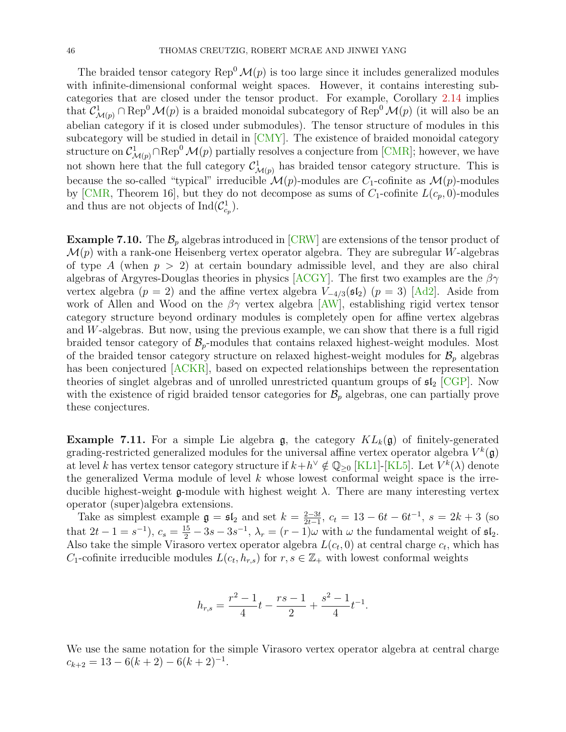The braided tensor category $\mathrm{Rep}^0\,\mathcal{M}(p)$ is too large since it includes generalized modules with infinite-dimensional conformal weight spaces. However, it contains interesting subcategories that are closed under the tensor product. For example, Corollary 2.14 implies that $\mathcal{C}^1_{\mathcal{M}(p)} \cap \mathrm{Rep}^0\,\mathcal{M}(p)$ is a braided monoidal subcategory of $\mathrm{Rep}^0\,\mathcal{M}(p)$ (it will also be an abelian category if it is closed under submodules). The tensor structure of modules in this subcategory will be studied in detail in [CMY]. The existence of braided monoidal category structure on $\mathcal{C}^1_{\mathcal{M}(p)} \cap \mathrm{Rep}^0\,\mathcal{M}(p)$ partially resolves a conjecture from [CMR]; however, we have not shown here that the full category $\mathcal{C}^1_{\mathcal{M}(p)}$ has braided tensor category structure. This is because the so-called "typical" irreducible $\mathcal{M}(p)$-modules are $C_1$-cofinite as $\mathcal{M}(p)$-modules by [CMR, Theorem 16], but they do not decompose as sums of $C_1$-cofinite $L(c_p, 0)$-modules and thus are not objects of $\mathrm{Ind}(\mathcal{C}^1_{c_p})$.

**Example 7.10.** The $\mathcal{B}_p$ algebras introduced in [CRW] are extensions of the tensor product of $\mathcal{M}(p)$ with a rank-one Heisenberg vertex operator algebra. They are subregular $W$-algebras of type $A$ (when $p > 2$) at certain boundary admissible level, and they are also chiral algebras of Argyres-Douglas theories in physics [ACGY]. The first two examples are the $\beta\gamma$ vertex algebra ($p = 2$) and the affine vertex algebra $V_{-4/3}(\mathfrak{sl}_2)$ ($p = 3$) [Ad2]. Aside from work of Allen and Wood on the $\beta\gamma$ vertex algebra [AW], establishing rigid vertex tensor category structure beyond ordinary modules is completely open for affine vertex algebras and $W$-algebras. But now, using the previous example, we can show that there is a full rigid braided tensor category of $\mathcal{B}_p$-modules that contains relaxed highest-weight modules. Most of the braided tensor category structure on relaxed highest-weight modules for $\mathcal{B}_p$ algebras has been conjectured [ACKR], based on expected relationships between the representation theories of singlet algebras and of unrolled unrestricted quantum groups of $\mathfrak{sl}_2$ [CGP]. Now with the existence of rigid braided tensor categories for $\mathcal{B}_p$ algebras, one can partially prove these conjectures.

**Example 7.11.** For a simple Lie algebra $\mathfrak{g}$, the category $KL_k(\mathfrak{g})$ of finitely-generated grading-restricted generalized modules for the universal affine vertex operator algebra $V^k(\mathfrak{g})$ at level $k$ has vertex tensor category structure if $k + h^\vee \notin \mathbb{Q}_{\geq 0}$ [KL1]-[KL5]. Let $V^k(\lambda)$ denote the generalized Verma module of level $k$ whose lowest conformal weight space is the irreducible highest-weight $\mathfrak{g}$-module with highest weight $\lambda$. There are many interesting vertex operator (super)algebra extensions.

Take as simplest example $\mathfrak{g} = \mathfrak{sl}_2$ and set $k = \frac{2-3t}{2t-1}$, $c_t = 13 - 6t - 6t^{-1}$, $s = 2k + 3$ (so that $2t - 1 = s^{-1}$), $c_s = \frac{15}{2} - 3s - 3s^{-1}$, $\lambda_r = (r-1)\omega$ with $\omega$ the fundamental weight of $\mathfrak{sl}_2$. Also take the simple Virasoro vertex operator algebra $L(c_t, 0)$ at central charge $c_t$, which has $C_1$-cofinite irreducible modules $L(c_t, h_{r,s})$ for $r, s \in \mathbb{Z}_+$ with lowest conformal weights

$$h_{r,s} = \frac{r^2 - 1}{4}t - \frac{rs - 1}{2} + \frac{s^2 - 1}{4}t^{-1}.$$

We use the same notation for the simple Virasoro vertex operator algebra at central charge $c_{k+2} = 13 - 6(k+2) - 6(k+2)^{-1}$.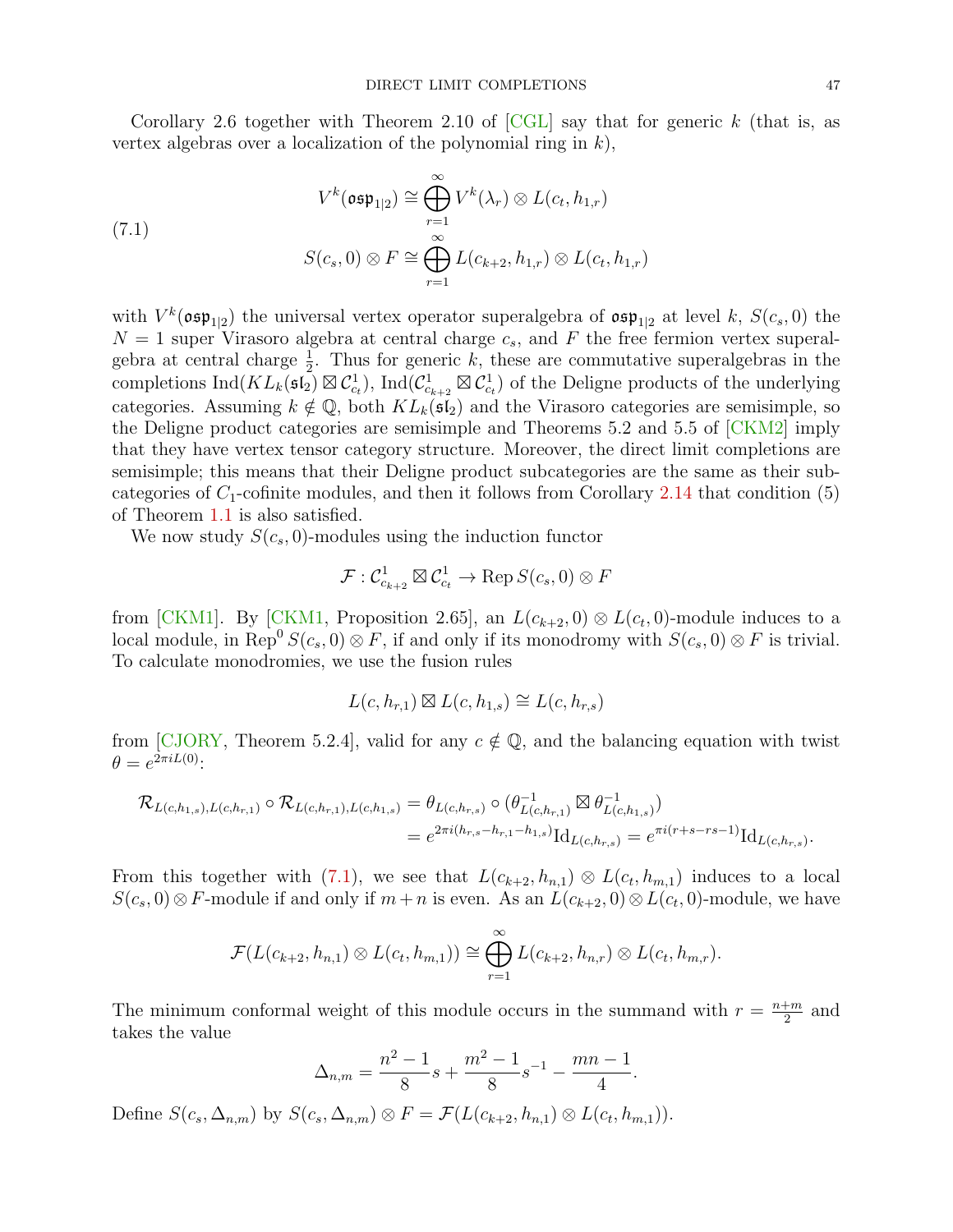Corollary 2.6 together with Theorem 2.10 of [CGL] say that for generic $k$ (that is, as vertex algebras over a localization of the polynomial ring in $k$),

$$
\begin{aligned}
V^k(\mathfrak{osp}_{1|2}) &\cong \bigoplus_{r=1}^{\infty} V^k(\lambda_r) \otimes L(c_t, h_{1,r}) \\
S(c_s, 0) \otimes F &\cong \bigoplus_{r=1}^{\infty} L(c_{k+2}, h_{1,r}) \otimes L(c_t, h_{1,r})
\end{aligned}
\tag{7.1}
$$

with $V^k(\mathfrak{osp}_{1|2})$ the universal vertex operator superalgebra of $\mathfrak{osp}_{1|2}$ at level $k$, $S(c_s, 0)$ the $N = 1$ super Virasoro algebra at central charge $c_s$, and $F$ the free fermion vertex superalgebra at central charge $\frac{1}{2}$. Thus for generic $k$, these are commutative superalgebras in the completions $\mathrm{Ind}(KL_k(\mathfrak{sl}_2) \boxtimes \mathcal{C}^1_{c_t})$, $\mathrm{Ind}(\mathcal{C}^1_{c_{k+2}} \boxtimes \mathcal{C}^1_{c_t})$ of the Deligne products of the underlying categories. Assuming $k \notin \mathbb{Q}$, both $KL_k(\mathfrak{sl}_2)$ and the Virasoro categories are semisimple, so the Deligne product categories are semisimple and Theorems 5.2 and 5.5 of [CKM2] imply that they have vertex tensor category structure. Moreover, the direct limit completions are semisimple; this means that their Deligne product subcategories are the same as their subcategories of $C_1$-cofinite modules, and then it follows from Corollary 2.14 that condition (5) of Theorem 1.1 is also satisfied.

We now study $S(c_s, 0)$-modules using the induction functor

$$
\mathcal{F} : \mathcal{C}^1_{c_{k+2}} \boxtimes \mathcal{C}^1_{c_t} \to \mathrm{Rep}\, S(c_s, 0) \otimes F
$$

from [CKM1]. By [CKM1, Proposition 2.65], an $L(c_{k+2}, 0) \otimes L(c_t, 0)$-module induces to a local module, in $\mathrm{Rep}^0\, S(c_s, 0) \otimes F$, if and only if its monodromy with $S(c_s, 0) \otimes F$ is trivial. To calculate monodromies, we use the fusion rules

$$
L(c, h_{r,1}) \boxtimes L(c, h_{1,s}) \cong L(c, h_{r,s})
$$

from [CJORY, Theorem 5.2.4], valid for any $c \notin \mathbb{Q}$, and the balancing equation with twist $\theta = e^{2\pi i L(0)}$:

$$
\begin{aligned}
\mathcal{R}_{L(c,h_{1,s}), L(c,h_{r,1})} \circ \mathcal{R}_{L(c,h_{r,1}), L(c,h_{1,s})} &= \theta_{L(c,h_{r,s})} \circ (\theta^{-1}_{L(c,h_{r,1})} \boxtimes \theta^{-1}_{L(c,h_{1,s})}) \\
&= e^{2\pi i(h_{r,s} - h_{r,1} - h_{1,s})} \mathrm{Id}_{L(c,h_{r,s})} = e^{\pi i(r+s-rs-1)} \mathrm{Id}_{L(c,h_{r,s})}.
\end{aligned}
$$

From this together with (7.1), we see that $L(c_{k+2}, h_{n,1}) \otimes L(c_t, h_{m,1})$ induces to a local $S(c_s, 0) \otimes F$-module if and only if $m + n$ is even. As an $L(c_{k+2}, 0) \otimes L(c_t, 0)$-module, we have

$$
\mathcal{F}(L(c_{k+2}, h_{n,1}) \otimes L(c_t, h_{m,1})) \cong \bigoplus_{r=1}^{\infty} L(c_{k+2}, h_{n,r}) \otimes L(c_t, h_{m,r}).
$$

The minimum conformal weight of this module occurs in the summand with $r = \frac{n+m}{2}$ and takes the value

$$
\Delta_{n,m} = \frac{n^2 - 1}{8} s + \frac{m^2 - 1}{8} s^{-1} - \frac{mn - 1}{4}.
$$

Define $S(c_s, \Delta_{n,m})$ by $S(c_s, \Delta_{n,m}) \otimes F = \mathcal{F}(L(c_{k+2}, h_{n,1}) \otimes L(c_t, h_{m,1}))$.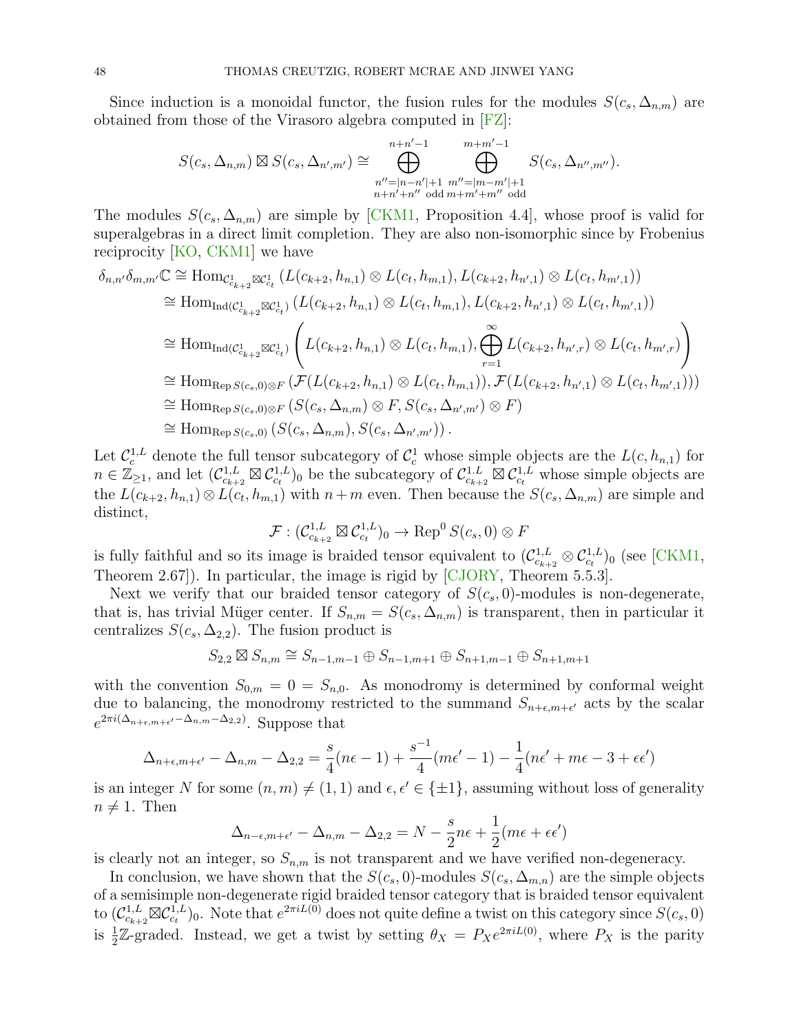Since induction is a monoidal functor, the fusion rules for the modules $S(c_s, \Delta_{n,m})$ are obtained from those of the Virasoro algebra computed in [FZ]:

$$S(c_s, \Delta_{n,m}) \boxtimes S(c_s, \Delta_{n',m'}) \cong \bigoplus_{\substack{n''=|n-n'|+1 \\ n+n'+n'' \text{ odd}}}^{n+n'-1} \bigoplus_{\substack{m''=|m-m'|+1 \\ m+m'+m'' \text{ odd}}}^{m+m'-1} S(c_s, \Delta_{n'',m''}).$$

The modules $S(c_s, \Delta_{n,m})$ are simple by [CKM1, Proposition 4.4], whose proof is valid for superalgebras in a direct limit completion. They are also non-isomorphic since by Frobenius reciprocity [KO, CKM1] we have

$$\begin{aligned}
\delta_{n,n'}\delta_{m,m'}\mathbb{C} &\cong \mathrm{Hom}_{\mathcal{C}^1_{c_{k+2}} \boxtimes \mathcal{C}^1_{c_t}} \left( L(c_{k+2}, h_{n,1}) \otimes L(c_t, h_{m,1}), L(c_{k+2}, h_{n',1}) \otimes L(c_t, h_{m',1}) \right) \\
&\cong \mathrm{Hom}_{\mathrm{Ind}(\mathcal{C}^1_{c_{k+2}} \boxtimes \mathcal{C}^1_{c_t})} \left( L(c_{k+2}, h_{n,1}) \otimes L(c_t, h_{m,1}), L(c_{k+2}, h_{n',1}) \otimes L(c_t, h_{m',1}) \right) \\
&\cong \mathrm{Hom}_{\mathrm{Ind}(\mathcal{C}^1_{c_{k+2}} \boxtimes \mathcal{C}^1_{c_t})} \left( L(c_{k+2}, h_{n,1}) \otimes L(c_t, h_{m,1}), \bigoplus_{r=1}^{\infty} L(c_{k+2}, h_{n',r}) \otimes L(c_t, h_{m',r}) \right) \\
&\cong \mathrm{Hom}_{\mathrm{Rep}\, S(c_s,0)\otimes F} \left( \mathcal{F}(L(c_{k+2}, h_{n,1}) \otimes L(c_t, h_{m,1})), \mathcal{F}(L(c_{k+2}, h_{n',1}) \otimes L(c_t, h_{m',1})) \right) \\
&\cong \mathrm{Hom}_{\mathrm{Rep}\, S(c_s,0)\otimes F} \left( S(c_s, \Delta_{n,m}) \otimes F, S(c_s, \Delta_{n',m'}) \otimes F \right) \\
&\cong \mathrm{Hom}_{\mathrm{Rep}\, S(c_s,0)} \left( S(c_s, \Delta_{n,m}), S(c_s, \Delta_{n',m'}) \right).
\end{aligned}$$

Let $\mathcal{C}^{1,L}_c$ denote the full tensor subcategory of $\mathcal{C}^1_c$ whose simple objects are the $L(c, h_{n,1})$ for $n \in \mathbb{Z}_{\geq 1}$, and let $(\mathcal{C}^{1,L}_{c_{k+2}} \boxtimes \mathcal{C}^{1,L}_{c_t})_0$ be the subcategory of $\mathcal{C}^{1,L}_{c_{k+2}} \boxtimes \mathcal{C}^{1,L}_{c_t}$ whose simple objects are the $L(c_{k+2}, h_{n,1}) \otimes L(c_t, h_{m,1})$ with $n+m$ even. Then because the $S(c_s, \Delta_{n,m})$ are simple and distinct,

$$\mathcal{F} : (\mathcal{C}^{1,L}_{c_{k+2}} \boxtimes \mathcal{C}^{1,L}_{c_t})_0 \to \mathrm{Rep}^0\, S(c_s, 0) \otimes F$$

is fully faithful and so its image is braided tensor equivalent to $(\mathcal{C}^{1,L}_{c_{k+2}} \otimes \mathcal{C}^{1,L}_{c_t})_0$ (see [CKM1, Theorem 2.67]). In particular, the image is rigid by [CJORY, Theorem 5.5.3].

Next we verify that our braided tensor category of $S(c_s, 0)$-modules is non-degenerate, that is, has trivial Müger center. If $S_{n,m} = S(c_s, \Delta_{n,m})$ is transparent, then in particular it centralizes $S(c_s, \Delta_{2,2})$. The fusion product is

$$S_{2,2} \boxtimes S_{n,m} \cong S_{n-1,m-1} \oplus S_{n-1,m+1} \oplus S_{n+1,m-1} \oplus S_{n+1,m+1}$$

with the convention $S_{0,m} = 0 = S_{n,0}$. As monodromy is determined by conformal weight due to balancing, the monodromy restricted to the summand $S_{n+\epsilon,m+\epsilon'}$ acts by the scalar $e^{2\pi i(\Delta_{n+\epsilon,m+\epsilon'} - \Delta_{n,m} - \Delta_{2,2})}$. Suppose that

$$\Delta_{n+\epsilon,m+\epsilon'} - \Delta_{n,m} - \Delta_{2,2} = \frac{s}{4}(n\epsilon - 1) + \frac{s^{-1}}{4}(m\epsilon' - 1) - \frac{1}{4}(n\epsilon' + m\epsilon - 3 + \epsilon\epsilon')$$

is an integer $N$ for some $(n, m) \neq (1, 1)$ and $\epsilon, \epsilon' \in \{\pm 1\}$, assuming without loss of generality $n \neq 1$. Then

$$\Delta_{n-\epsilon,m+\epsilon'} - \Delta_{n,m} - \Delta_{2,2} = N - \frac{s}{2}n\epsilon + \frac{1}{2}(m\epsilon + \epsilon\epsilon')$$

is clearly not an integer, so $S_{n,m}$ is not transparent and we have verified non-degeneracy.

In conclusion, we have shown that the $S(c_s, 0)$-modules $S(c_s, \Delta_{m,n})$ are the simple objects of a semisimple non-degenerate rigid braided tensor category that is braided tensor equivalent to $(\mathcal{C}^{1,L}_{c_{k+2}} \boxtimes \mathcal{C}^{1,L}_{c_t})_0$. Note that $e^{2\pi i L(0)}$ does not quite define a twist on this category since $S(c_s, 0)$ is $\frac{1}{2}\mathbb{Z}$-graded. Instead, we get a twist by setting $\theta_X = P_X e^{2\pi i L(0)}$, where $P_X$ is the parity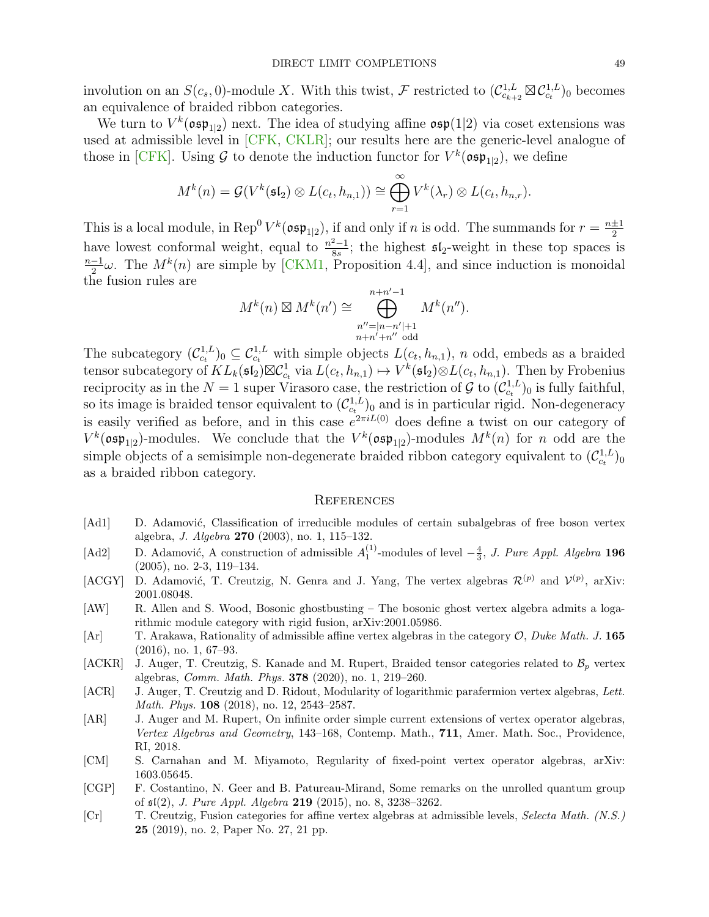involution on an $S(c_s, 0)$-module $X$. With this twist, $\mathcal{F}$ restricted to $(\mathcal{C}^{1,L}_{c_{k+2}} \boxtimes \mathcal{C}^{1,L}_{c_t})_0$ becomes an equivalence of braided ribbon categories.

We turn to $V^k(\mathfrak{osp}_{1|2})$ next. The idea of studying affine $\mathfrak{osp}(1|2)$ via coset extensions was used at admissible level in [CFK, CKLR]; our results here are the generic-level analogue of those in [CFK]. Using $\mathcal{G}$ to denote the induction functor for $V^k(\mathfrak{osp}_{1|2})$, we define

$$M^k(n) = \mathcal{G}(V^k(\mathfrak{sl}_2) \otimes L(c_t, h_{n,1})) \cong \bigoplus_{r=1}^{\infty} V^k(\lambda_r) \otimes L(c_t, h_{n,r}).$$

This is a local module, in $\mathrm{Rep}^0\, V^k(\mathfrak{osp}_{1|2})$, if and only if $n$ is odd. The summands for $r = \frac{n\pm 1}{2}$ have lowest conformal weight, equal to $\frac{n^2-1}{8s}$; the highest $\mathfrak{sl}_2$-weight in these top spaces is $\frac{n-1}{2}\omega$. The $M^k(n)$ are simple by [CKM1, Proposition 4.4], and since induction is monoidal the fusion rules are

$$M^k(n) \boxtimes M^k(n') \cong \bigoplus_{\substack{n''=|n-n'|+1 \\ n+n'+n'' \text{ odd}}}^{n+n'-1} M^k(n'').$$

The subcategory $(\mathcal{C}^{1,L}_{c_t})_0 \subseteq \mathcal{C}^{1,L}_{c_t}$ with simple objects $L(c_t, h_{n,1})$, $n$ odd, embeds as a braided tensor subcategory of $KL_k(\mathfrak{sl}_2)\boxtimes\mathcal{C}^1_{c_t}$ via $L(c_t, h_{n,1}) \mapsto V^k(\mathfrak{sl}_2)\otimes L(c_t, h_{n,1})$. Then by Frobenius reciprocity as in the $N = 1$ super Virasoro case, the restriction of $\mathcal{G}$ to $(\mathcal{C}^{1,L}_{c_t})_0$ is fully faithful, so its image is braided tensor equivalent to $(\mathcal{C}^{1,L}_{c_t})_0$ and is in particular rigid. Non-degeneracy is easily verified as before, and in this case $e^{2\pi i L(0)}$ does define a twist on our category of $V^k(\mathfrak{osp}_{1|2})$-modules. We conclude that the $V^k(\mathfrak{osp}_{1|2})$-modules $M^k(n)$ for $n$ odd are the simple objects of a semisimple non-degenerate braided ribbon category equivalent to $(\mathcal{C}^{1,L}_{c_t})_0$ as a braided ribbon category.

## References

- [Ad1] D. Adamović, Classification of irreducible modules of certain subalgebras of free boson vertex algebra, *J. Algebra* **270** (2003), no. 1, 115–132.
- [Ad2] D. Adamović, A construction of admissible $A_1^{(1)}$-modules of level $-\frac{4}{3}$, *J. Pure Appl. Algebra* **196** (2005), no. 2-3, 119–134.
- [ACGY] D. Adamović, T. Creutzig, N. Genra and J. Yang, The vertex algebras $\mathcal{R}^{(p)}$ and $\mathcal{V}^{(p)}$, arXiv: 2001.08048.
- [AW] R. Allen and S. Wood, Bosonic ghostbusting – The bosonic ghost vertex algebra admits a logarithmic module category with rigid fusion, arXiv:2001.05986.
- [Ar] T. Arakawa, Rationality of admissible affine vertex algebras in the category $\mathcal{O}$, *Duke Math. J.* **165** (2016), no. 1, 67–93.
- [ACKR] J. Auger, T. Creutzig, S. Kanade and M. Rupert, Braided tensor categories related to $\mathcal{B}_p$ vertex algebras, *Comm. Math. Phys.* **378** (2020), no. 1, 219–260.
- [ACR] J. Auger, T. Creutzig and D. Ridout, Modularity of logarithmic parafermion vertex algebras, *Lett. Math. Phys.* **108** (2018), no. 12, 2543–2587.
- [AR] J. Auger and M. Rupert, On infinite order simple current extensions of vertex operator algebras, *Vertex Algebras and Geometry*, 143–168, Contemp. Math., **711**, Amer. Math. Soc., Providence, RI, 2018.
- [CM] S. Carnahan and M. Miyamoto, Regularity of fixed-point vertex operator algebras, arXiv: 1603.05645.
- [CGP] F. Costantino, N. Geer and B. Patureau-Mirand, Some remarks on the unrolled quantum group of $\mathfrak{sl}(2)$, *J. Pure Appl. Algebra* **219** (2015), no. 8, 3238–3262.
- [Cr] T. Creutzig, Fusion categories for affine vertex algebras at admissible levels, *Selecta Math. (N.S.)* **25** (2019), no. 2, Paper No. 27, 21 pp.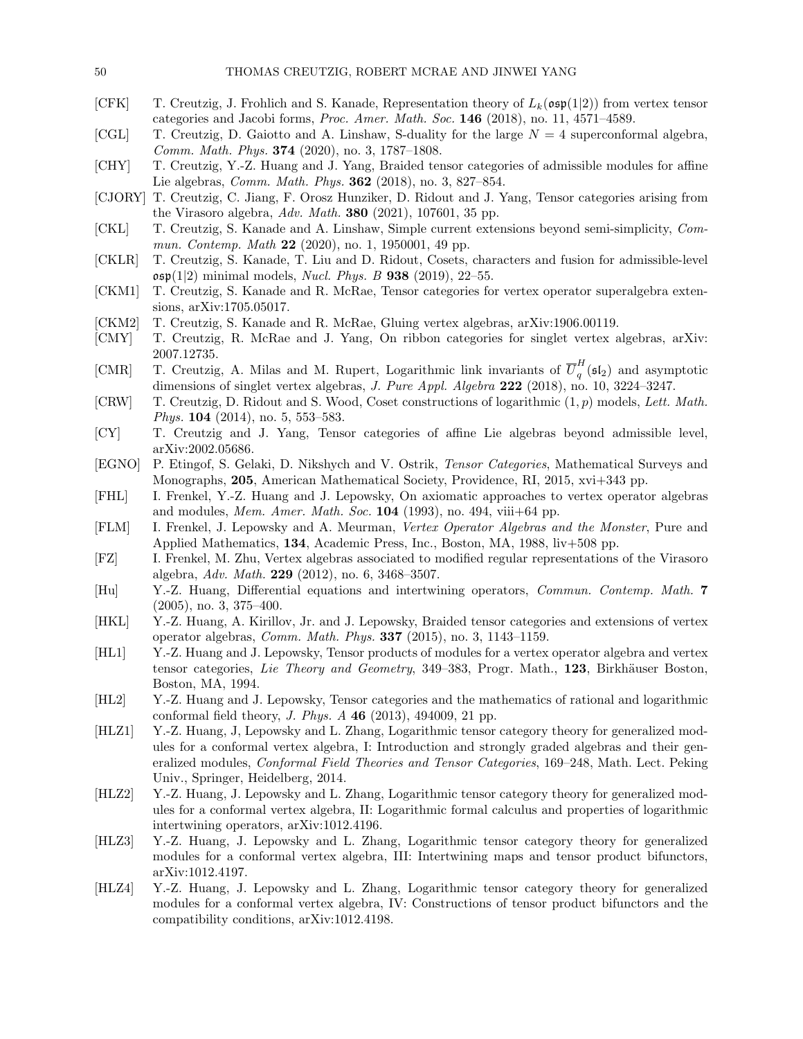[CFK] T. Creutzig, J. Frohlich and S. Kanade, Representation theory of $L_k(\mathfrak{osp}(1|2))$ from vertex tensor categories and Jacobi forms, *Proc. Amer. Math. Soc.* **146** (2018), no. 11, 4571–4589.

[CGL] T. Creutzig, D. Gaiotto and A. Linshaw, S-duality for the large $N = 4$ superconformal algebra, *Comm. Math. Phys.* **374** (2020), no. 3, 1787–1808.

[CHY] T. Creutzig, Y.-Z. Huang and J. Yang, Braided tensor categories of admissible modules for affine Lie algebras, *Comm. Math. Phys.* **362** (2018), no. 3, 827–854.

[CJORY] T. Creutzig, C. Jiang, F. Orosz Hunziker, D. Ridout and J. Yang, Tensor categories arising from the Virasoro algebra, *Adv. Math.* **380** (2021), 107601, 35 pp.

[CKL] T. Creutzig, S. Kanade and A. Linshaw, Simple current extensions beyond semi-simplicity, *Commun. Contemp. Math* **22** (2020), no. 1, 1950001, 49 pp.

[CKLR] T. Creutzig, S. Kanade, T. Liu and D. Ridout, Cosets, characters and fusion for admissible-level $\mathfrak{osp}(1|2)$ minimal models, *Nucl. Phys. B* **938** (2019), 22–55.

[CKM1] T. Creutzig, S. Kanade and R. McRae, Tensor categories for vertex operator superalgebra extensions, arXiv:1705.05017.

[CKM2] T. Creutzig, S. Kanade and R. McRae, Gluing vertex algebras, arXiv:1906.00119.

[CMY] T. Creutzig, R. McRae and J. Yang, On ribbon categories for singlet vertex algebras, arXiv: 2007.12735.

[CMR] T. Creutzig, A. Milas and M. Rupert, Logarithmic link invariants of $\overline{U}_q^H(\mathfrak{sl}_2)$ and asymptotic dimensions of singlet vertex algebras, *J. Pure Appl. Algebra* **222** (2018), no. 10, 3224–3247.

[CRW] T. Creutzig, D. Ridout and S. Wood, Coset constructions of logarithmic $(1, p)$ models, *Lett. Math. Phys.* **104** (2014), no. 5, 553–583.

[CY] T. Creutzig and J. Yang, Tensor categories of affine Lie algebras beyond admissible level, arXiv:2002.05686.

[EGNO] P. Etingof, S. Gelaki, D. Nikshych and V. Ostrik, *Tensor Categories*, Mathematical Surveys and Monographs, **205**, American Mathematical Society, Providence, RI, 2015, xvi+343 pp.

[FHL] I. Frenkel, Y.-Z. Huang and J. Lepowsky, On axiomatic approaches to vertex operator algebras and modules, *Mem. Amer. Math. Soc.* **104** (1993), no. 494, viii+64 pp.

[FLM] I. Frenkel, J. Lepowsky and A. Meurman, *Vertex Operator Algebras and the Monster*, Pure and Applied Mathematics, **134**, Academic Press, Inc., Boston, MA, 1988, liv+508 pp.

[FZ] I. Frenkel, M. Zhu, Vertex algebras associated to modified regular representations of the Virasoro algebra, *Adv. Math.* **229** (2012), no. 6, 3468–3507.

[Hu] Y.-Z. Huang, Differential equations and intertwining operators, *Commun. Contemp. Math.* **7** (2005), no. 3, 375–400.

[HKL] Y.-Z. Huang, A. Kirillov, Jr. and J. Lepowsky, Braided tensor categories and extensions of vertex operator algebras, *Comm. Math. Phys.* **337** (2015), no. 3, 1143–1159.

[HL1] Y.-Z. Huang and J. Lepowsky, Tensor products of modules for a vertex operator algebra and vertex tensor categories, *Lie Theory and Geometry*, 349–383, Progr. Math., **123**, Birkhäuser Boston, Boston, MA, 1994.

[HL2] Y.-Z. Huang and J. Lepowsky, Tensor categories and the mathematics of rational and logarithmic conformal field theory, *J. Phys. A* **46** (2013), 494009, 21 pp.

[HLZ1] Y.-Z. Huang, J, Lepowsky and L. Zhang, Logarithmic tensor category theory for generalized modules for a conformal vertex algebra, I: Introduction and strongly graded algebras and their generalized modules, *Conformal Field Theories and Tensor Categories*, 169–248, Math. Lect. Peking Univ., Springer, Heidelberg, 2014.

[HLZ2] Y.-Z. Huang, J. Lepowsky and L. Zhang, Logarithmic tensor category theory for generalized modules for a conformal vertex algebra, II: Logarithmic formal calculus and properties of logarithmic intertwining operators, arXiv:1012.4196.

[HLZ3] Y.-Z. Huang, J. Lepowsky and L. Zhang, Logarithmic tensor category theory for generalized modules for a conformal vertex algebra, III: Intertwining maps and tensor product bifunctors, arXiv:1012.4197.

[HLZ4] Y.-Z. Huang, J. Lepowsky and L. Zhang, Logarithmic tensor category theory for generalized modules for a conformal vertex algebra, IV: Constructions of tensor product bifunctors and the compatibility conditions, arXiv:1012.4198.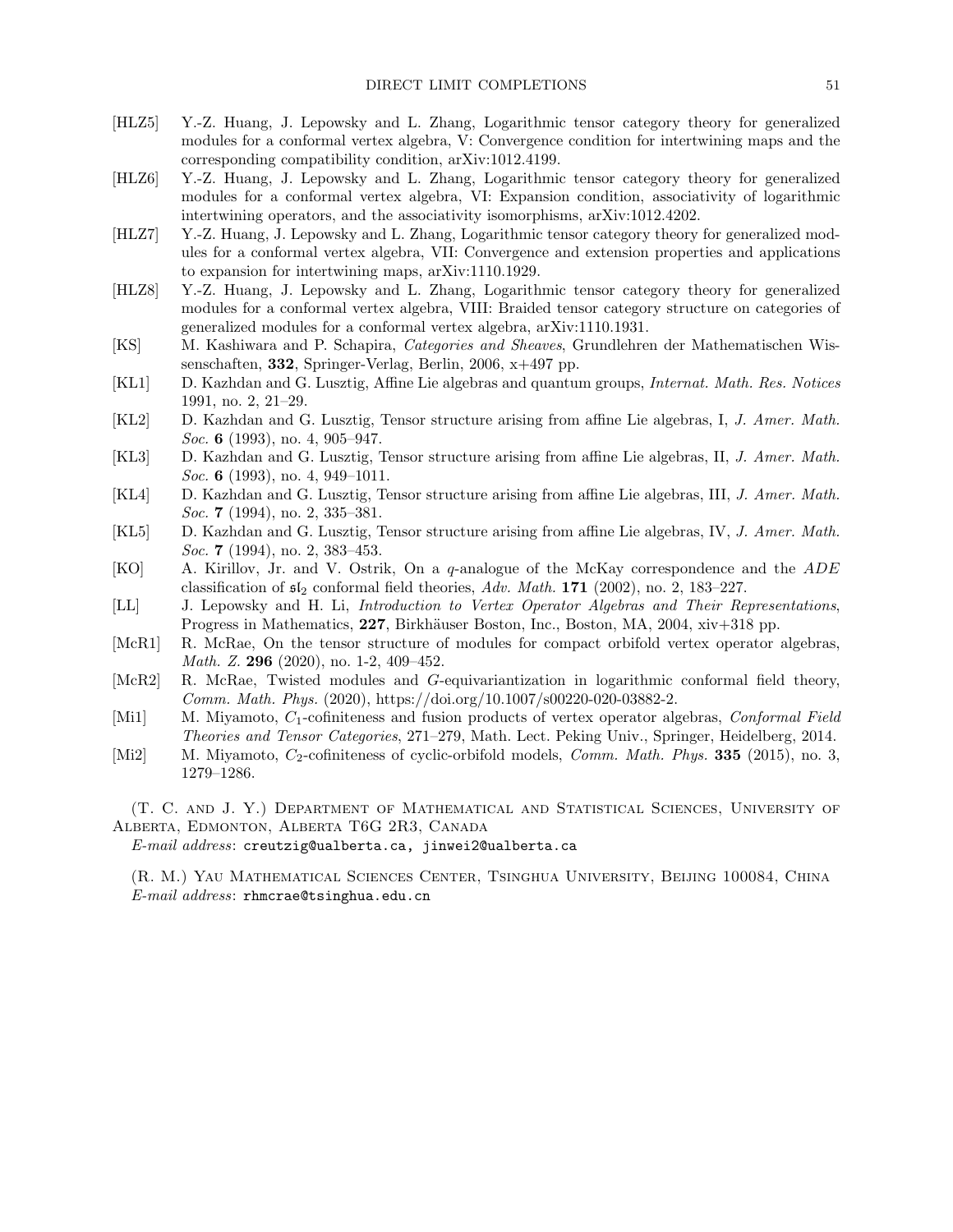[HLZ5] Y.-Z. Huang, J. Lepowsky and L. Zhang, Logarithmic tensor category theory for generalized modules for a conformal vertex algebra, V: Convergence condition for intertwining maps and the corresponding compatibility condition, arXiv:1012.4199.

[HLZ6] Y.-Z. Huang, J. Lepowsky and L. Zhang, Logarithmic tensor category theory for generalized modules for a conformal vertex algebra, VI: Expansion condition, associativity of logarithmic intertwining operators, and the associativity isomorphisms, arXiv:1012.4202.

[HLZ7] Y.-Z. Huang, J. Lepowsky and L. Zhang, Logarithmic tensor category theory for generalized modules for a conformal vertex algebra, VII: Convergence and extension properties and applications to expansion for intertwining maps, arXiv:1110.1929.

[HLZ8] Y.-Z. Huang, J. Lepowsky and L. Zhang, Logarithmic tensor category theory for generalized modules for a conformal vertex algebra, VIII: Braided tensor category structure on categories of generalized modules for a conformal vertex algebra, arXiv:1110.1931.

[KS] M. Kashiwara and P. Schapira, *Categories and Sheaves*, Grundlehren der Mathematischen Wissenschaften, **332**, Springer-Verlag, Berlin, 2006, x+497 pp.

[KL1] D. Kazhdan and G. Lusztig, Affine Lie algebras and quantum groups, *Internat. Math. Res. Notices* 1991, no. 2, 21–29.

[KL2] D. Kazhdan and G. Lusztig, Tensor structure arising from affine Lie algebras, I, *J. Amer. Math. Soc.* **6** (1993), no. 4, 905–947.

[KL3] D. Kazhdan and G. Lusztig, Tensor structure arising from affine Lie algebras, II, *J. Amer. Math. Soc.* **6** (1993), no. 4, 949–1011.

[KL4] D. Kazhdan and G. Lusztig, Tensor structure arising from affine Lie algebras, III, *J. Amer. Math. Soc.* **7** (1994), no. 2, 335–381.

[KL5] D. Kazhdan and G. Lusztig, Tensor structure arising from affine Lie algebras, IV, *J. Amer. Math. Soc.* **7** (1994), no. 2, 383–453.

[KO] A. Kirillov, Jr. and V. Ostrik, On a $q$-analogue of the McKay correspondence and the $ADE$ classification of $\mathfrak{sl}_2$ conformal field theories, *Adv. Math.* **171** (2002), no. 2, 183–227.

[LL] J. Lepowsky and H. Li, *Introduction to Vertex Operator Algebras and Their Representations*, Progress in Mathematics, **227**, Birkhäuser Boston, Inc., Boston, MA, 2004, xiv+318 pp.

[McR1] R. McRae, On the tensor structure of modules for compact orbifold vertex operator algebras, *Math. Z.* **296** (2020), no. 1-2, 409–452.

[McR2] R. McRae, Twisted modules and $G$-equivariantization in logarithmic conformal field theory, *Comm. Math. Phys.* (2020), https://doi.org/10.1007/s00220-020-03882-2.

[Mi1] M. Miyamoto, $C_1$-cofiniteness and fusion products of vertex operator algebras, *Conformal Field Theories and Tensor Categories*, 271–279, Math. Lect. Peking Univ., Springer, Heidelberg, 2014.

[Mi2] M. Miyamoto, $C_2$-cofiniteness of cyclic-orbifold models, *Comm. Math. Phys.* **335** (2015), no. 3, 1279–1286.

(T. C. and J. Y.) Department of Mathematical and Statistical Sciences, University of Alberta, Edmonton, Alberta T6G 2R3, Canada

*E-mail address*: creutzig@ualberta.ca, jinwei2@ualberta.ca

(R. M.) Yau Mathematical Sciences Center, Tsinghua University, Beijing 100084, China

*E-mail address*: rhmcrae@tsinghua.edu.cn